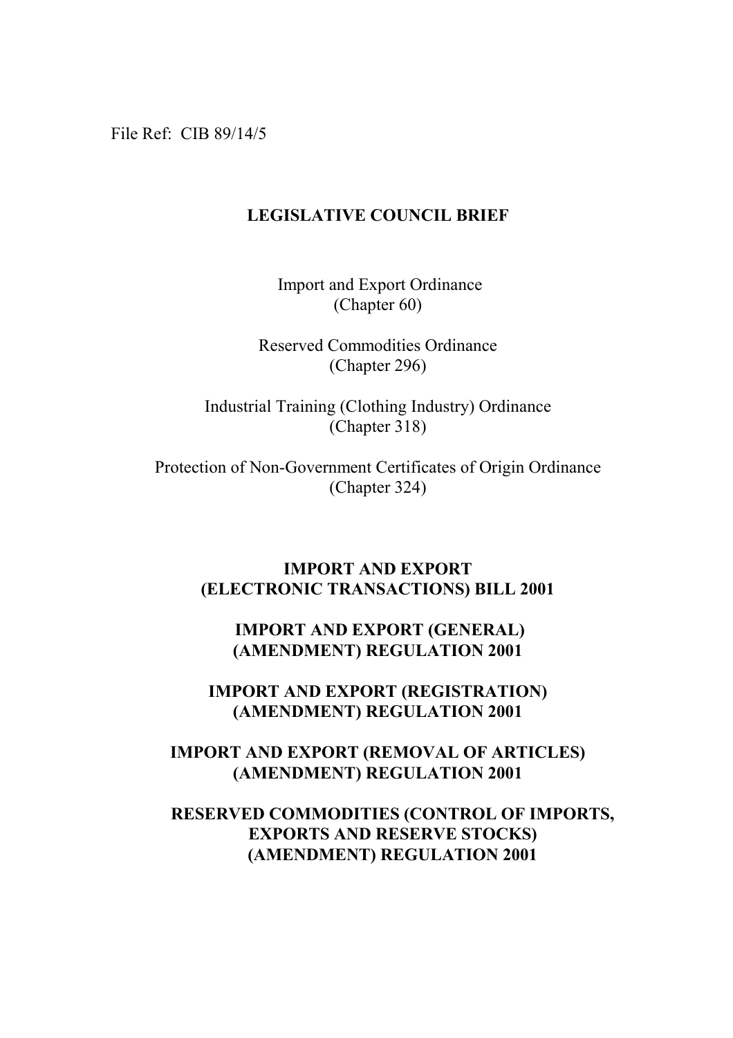File Ref: CIB 89/14/5

# LEGISLATIVE COUNCIL BRIEF

Import and Export Ordinance
(Chapter 60)

Reserved Commodities Ordinance
(Chapter 296)

Industrial Training (Clothing Industry) Ordinance
(Chapter 318)

Protection of Non-Government Certificates of Origin Ordinance
(Chapter 324)

## IMPORT AND EXPORT (ELECTRONIC TRANSACTIONS) BILL 2001

## IMPORT AND EXPORT (GENERAL) (AMENDMENT) REGULATION 2001

## IMPORT AND EXPORT (REGISTRATION) (AMENDMENT) REGULATION 2001

## IMPORT AND EXPORT (REMOVAL OF ARTICLES) (AMENDMENT) REGULATION 2001

## RESERVED COMMODITIES (CONTROL OF IMPORTS, EXPORTS AND RESERVE STOCKS) (AMENDMENT) REGULATION 2001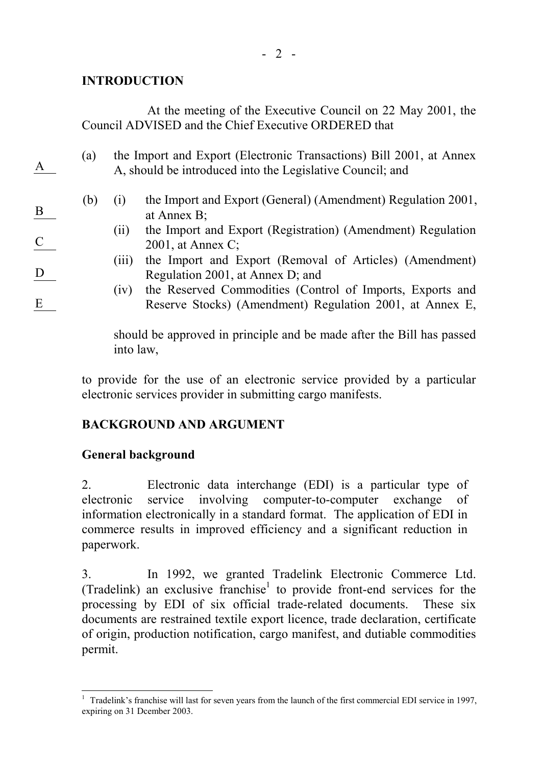## INTRODUCTION

At the meeting of the Executive Council on 22 May 2001, the Council ADVISED and the Chief Executive ORDERED that

A

(a) the Import and Export (Electronic Transactions) Bill 2001, at Annex A, should be introduced into the Legislative Council; and

B
C
D
E

(b) (i) the Import and Export (General) (Amendment) Regulation 2001, at Annex B;
   (ii) the Import and Export (Registration) (Amendment) Regulation 2001, at Annex C;
   (iii) the Import and Export (Removal of Articles) (Amendment) Regulation 2001, at Annex D; and
   (iv) the Reserved Commodities (Control of Imports, Exports and Reserve Stocks) (Amendment) Regulation 2001, at Annex E,

should be approved in principle and be made after the Bill has passed into law,

to provide for the use of an electronic service provided by a particular electronic services provider in submitting cargo manifests.

## BACKGROUND AND ARGUMENT

### General background

2. Electronic data interchange (EDI) is a particular type of electronic service involving computer-to-computer exchange of information electronically in a standard format. The application of EDI in commerce results in improved efficiency and a significant reduction in paperwork.

3. In 1992, we granted Tradelink Electronic Commerce Ltd. (Tradelink) an exclusive franchise[1] to provide front-end services for the processing by EDI of six official trade-related documents. These six documents are restrained textile export licence, trade declaration, certificate of origin, production notification, cargo manifest, and dutiable commodities permit.

---

[1] Tradelink's franchise will last for seven years from the launch of the first commercial EDI service in 1997, expiring on 31 Dcember 2003.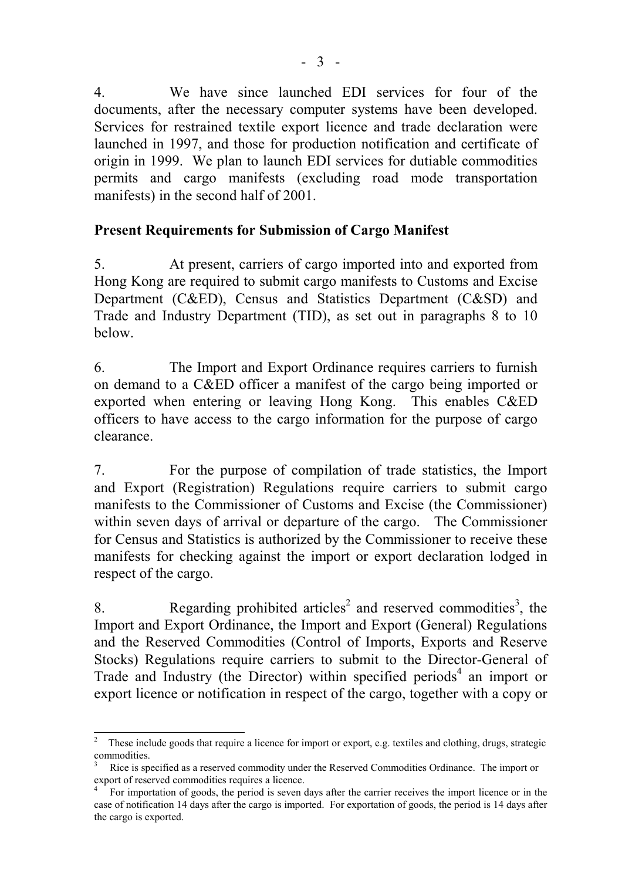4. We have since launched EDI services for four of the documents, after the necessary computer systems have been developed. Services for restrained textile export licence and trade declaration were launched in 1997, and those for production notification and certificate of origin in 1999. We plan to launch EDI services for dutiable commodities permits and cargo manifests (excluding road mode transportation manifests) in the second half of 2001.

**Present Requirements for Submission of Cargo Manifest**

5. At present, carriers of cargo imported into and exported from Hong Kong are required to submit cargo manifests to Customs and Excise Department (C&ED), Census and Statistics Department (C&SD) and Trade and Industry Department (TID), as set out in paragraphs 8 to 10 below.

6. The Import and Export Ordinance requires carriers to furnish on demand to a C&ED officer a manifest of the cargo being imported or exported when entering or leaving Hong Kong. This enables C&ED officers to have access to the cargo information for the purpose of cargo clearance.

7. For the purpose of compilation of trade statistics, the Import and Export (Registration) Regulations require carriers to submit cargo manifests to the Commissioner of Customs and Excise (the Commissioner) within seven days of arrival or departure of the cargo. The Commissioner for Census and Statistics is authorized by the Commissioner to receive these manifests for checking against the import or export declaration lodged in respect of the cargo.

8. Regarding prohibited articles[2] and reserved commodities[3], the Import and Export Ordinance, the Import and Export (General) Regulations and the Reserved Commodities (Control of Imports, Exports and Reserve Stocks) Regulations require carriers to submit to the Director-General of Trade and Industry (the Director) within specified periods[4] an import or export licence or notification in respect of the cargo, together with a copy or

---

[2] These include goods that require a licence for import or export, e.g. textiles and clothing, drugs, strategic commodities.

[3] Rice is specified as a reserved commodity under the Reserved Commodities Ordinance. The import or export of reserved commodities requires a licence.

[4] For importation of goods, the period is seven days after the carrier receives the import licence or in the case of notification 14 days after the cargo is imported. For exportation of goods, the period is 14 days after the cargo is exported.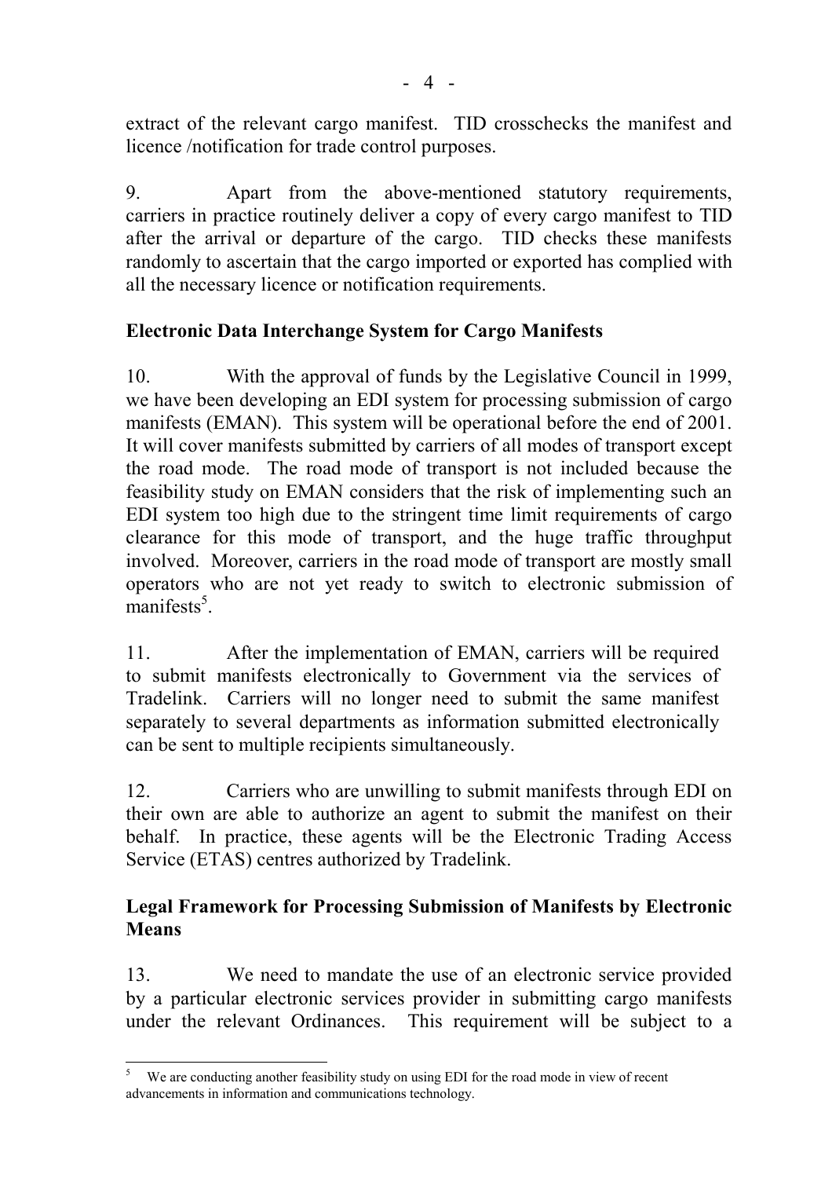extract of the relevant cargo manifest. TID crosschecks the manifest and licence /notification for trade control purposes.

9. Apart from the above-mentioned statutory requirements, carriers in practice routinely deliver a copy of every cargo manifest to TID after the arrival or departure of the cargo. TID checks these manifests randomly to ascertain that the cargo imported or exported has complied with all the necessary licence or notification requirements.

**Electronic Data Interchange System for Cargo Manifests**

10. With the approval of funds by the Legislative Council in 1999, we have been developing an EDI system for processing submission of cargo manifests (EMAN). This system will be operational before the end of 2001. It will cover manifests submitted by carriers of all modes of transport except the road mode. The road mode of transport is not included because the feasibility study on EMAN considers that the risk of implementing such an EDI system too high due to the stringent time limit requirements of cargo clearance for this mode of transport, and the huge traffic throughput involved. Moreover, carriers in the road mode of transport are mostly small operators who are not yet ready to switch to electronic submission of manifests[5].

11. After the implementation of EMAN, carriers will be required to submit manifests electronically to Government via the services of Tradelink. Carriers will no longer need to submit the same manifest separately to several departments as information submitted electronically can be sent to multiple recipients simultaneously.

12. Carriers who are unwilling to submit manifests through EDI on their own are able to authorize an agent to submit the manifest on their behalf. In practice, these agents will be the Electronic Trading Access Service (ETAS) centres authorized by Tradelink.

**Legal Framework for Processing Submission of Manifests by Electronic Means**

13. We need to mandate the use of an electronic service provided by a particular electronic services provider in submitting cargo manifests under the relevant Ordinances. This requirement will be subject to a

---

[5] We are conducting another feasibility study on using EDI for the road mode in view of recent advancements in information and communications technology.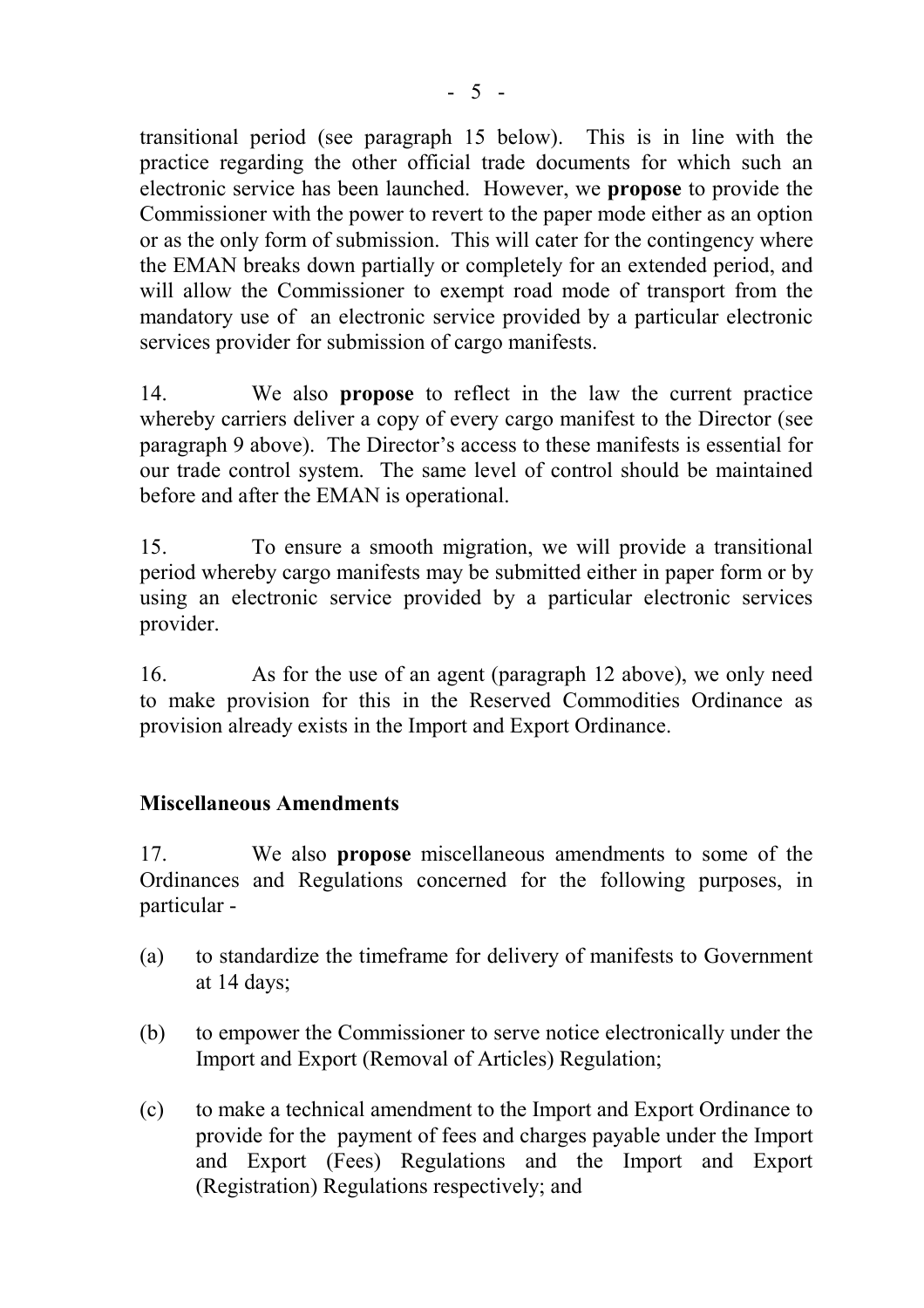transitional period (see paragraph 15 below). This is in line with the practice regarding the other official trade documents for which such an electronic service has been launched. However, we **propose** to provide the Commissioner with the power to revert to the paper mode either as an option or as the only form of submission. This will cater for the contingency where the EMAN breaks down partially or completely for an extended period, and will allow the Commissioner to exempt road mode of transport from the mandatory use of an electronic service provided by a particular electronic services provider for submission of cargo manifests.

14. We also **propose** to reflect in the law the current practice whereby carriers deliver a copy of every cargo manifest to the Director (see paragraph 9 above). The Director's access to these manifests is essential for our trade control system. The same level of control should be maintained before and after the EMAN is operational.

15. To ensure a smooth migration, we will provide a transitional period whereby cargo manifests may be submitted either in paper form or by using an electronic service provided by a particular electronic services provider.

16. As for the use of an agent (paragraph 12 above), we only need to make provision for this in the Reserved Commodities Ordinance as provision already exists in the Import and Export Ordinance.

## Miscellaneous Amendments

17. We also **propose** miscellaneous amendments to some of the Ordinances and Regulations concerned for the following purposes, in particular -

(a) to standardize the timeframe for delivery of manifests to Government at 14 days;

(b) to empower the Commissioner to serve notice electronically under the Import and Export (Removal of Articles) Regulation;

(c) to make a technical amendment to the Import and Export Ordinance to provide for the payment of fees and charges payable under the Import and Export (Fees) Regulations and the Import and Export (Registration) Regulations respectively; and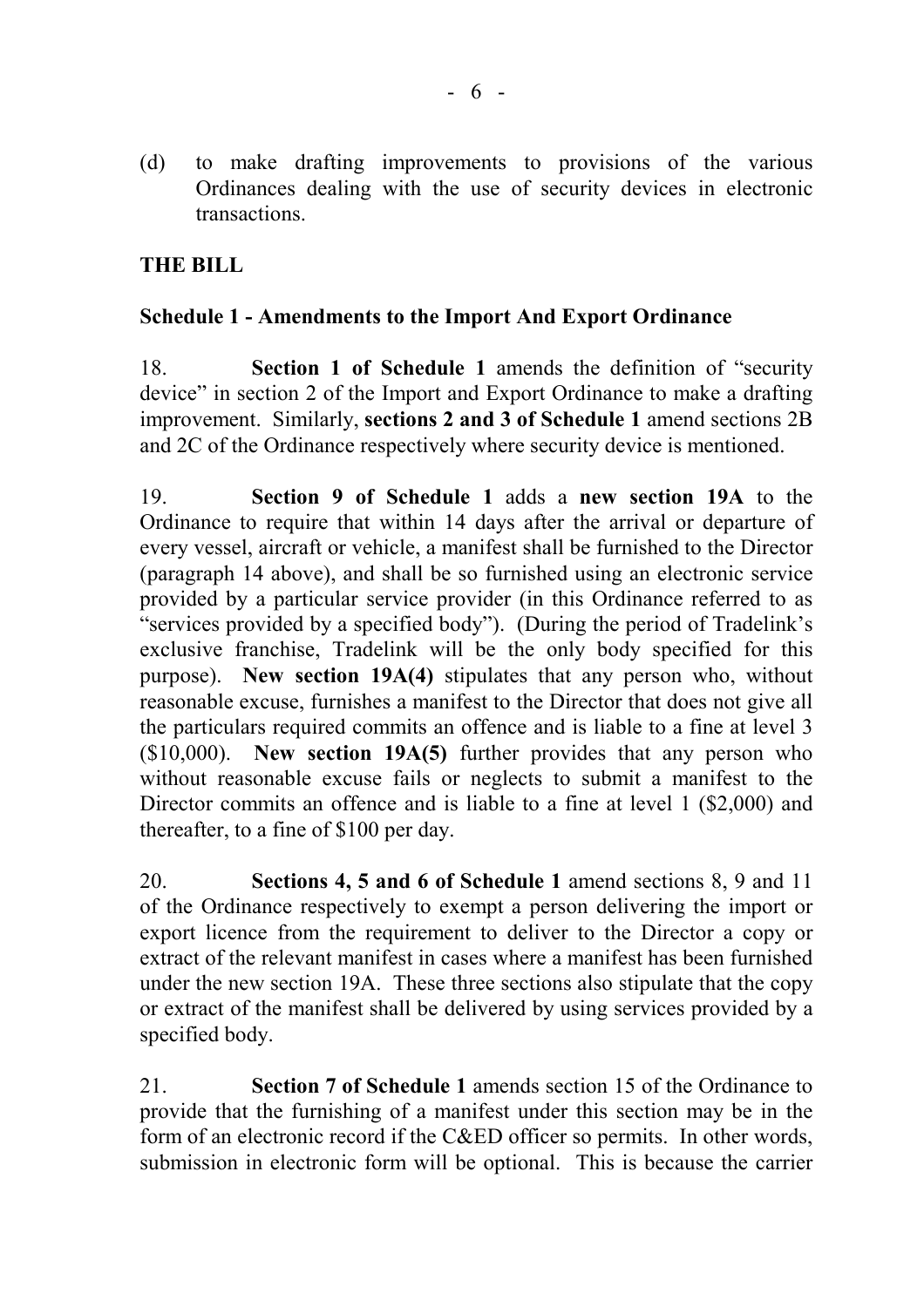(d) to make drafting improvements to provisions of the various Ordinances dealing with the use of security devices in electronic transactions.

**THE BILL**

**Schedule 1 - Amendments to the Import And Export Ordinance**

18. **Section 1 of Schedule 1** amends the definition of "security device" in section 2 of the Import and Export Ordinance to make a drafting improvement. Similarly, **sections 2 and 3 of Schedule 1** amend sections 2B and 2C of the Ordinance respectively where security device is mentioned.

19. **Section 9 of Schedule 1** adds a **new section 19A** to the Ordinance to require that within 14 days after the arrival or departure of every vessel, aircraft or vehicle, a manifest shall be furnished to the Director (paragraph 14 above), and shall be so furnished using an electronic service provided by a particular service provider (in this Ordinance referred to as "services provided by a specified body"). (During the period of Tradelink's exclusive franchise, Tradelink will be the only body specified for this purpose). **New section 19A(4)** stipulates that any person who, without reasonable excuse, furnishes a manifest to the Director that does not give all the particulars required commits an offence and is liable to a fine at level 3 ($10,000). **New section 19A(5)** further provides that any person who without reasonable excuse fails or neglects to submit a manifest to the Director commits an offence and is liable to a fine at level 1 ($2,000) and thereafter, to a fine of $100 per day.

20. **Sections 4, 5 and 6 of Schedule 1** amend sections 8, 9 and 11 of the Ordinance respectively to exempt a person delivering the import or export licence from the requirement to deliver to the Director a copy or extract of the relevant manifest in cases where a manifest has been furnished under the new section 19A. These three sections also stipulate that the copy or extract of the manifest shall be delivered by using services provided by a specified body.

21. **Section 7 of Schedule 1** amends section 15 of the Ordinance to provide that the furnishing of a manifest under this section may be in the form of an electronic record if the C&ED officer so permits. In other words, submission in electronic form will be optional. This is because the carrier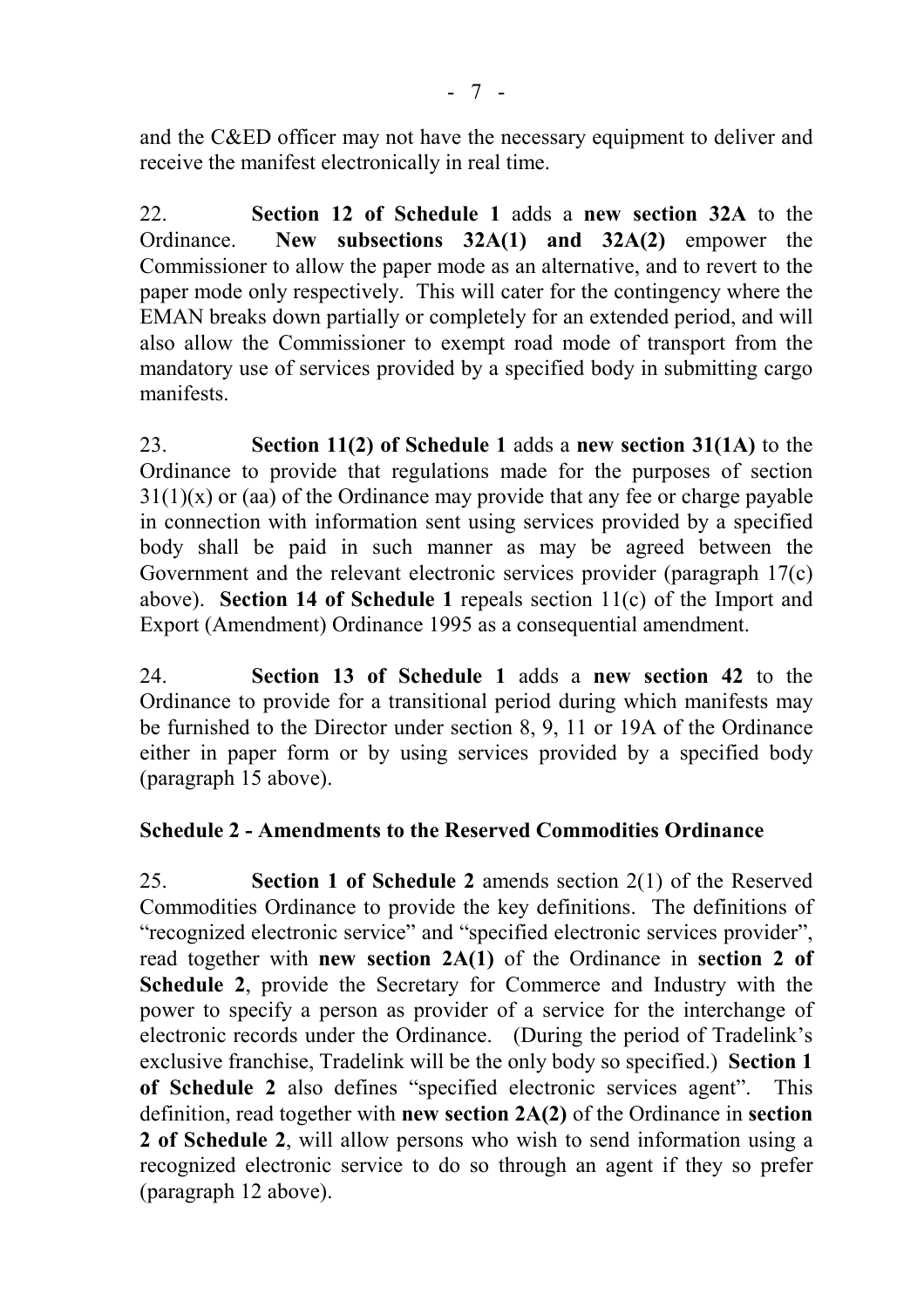and the C&ED officer may not have the necessary equipment to deliver and receive the manifest electronically in real time.

22. **Section 12 of Schedule 1** adds a **new section 32A** to the Ordinance. **New subsections 32A(1) and 32A(2)** empower the Commissioner to allow the paper mode as an alternative, and to revert to the paper mode only respectively. This will cater for the contingency where the EMAN breaks down partially or completely for an extended period, and will also allow the Commissioner to exempt road mode of transport from the mandatory use of services provided by a specified body in submitting cargo manifests.

23. **Section 11(2) of Schedule 1** adds a **new section 31(1A)** to the Ordinance to provide that regulations made for the purposes of section 31(1)(x) or (aa) of the Ordinance may provide that any fee or charge payable in connection with information sent using services provided by a specified body shall be paid in such manner as may be agreed between the Government and the relevant electronic services provider (paragraph 17(c) above). **Section 14 of Schedule 1** repeals section 11(c) of the Import and Export (Amendment) Ordinance 1995 as a consequential amendment.

24. **Section 13 of Schedule 1** adds a **new section 42** to the Ordinance to provide for a transitional period during which manifests may be furnished to the Director under section 8, 9, 11 or 19A of the Ordinance either in paper form or by using services provided by a specified body (paragraph 15 above).

**Schedule 2 - Amendments to the Reserved Commodities Ordinance**

25. **Section 1 of Schedule 2** amends section 2(1) of the Reserved Commodities Ordinance to provide the key definitions. The definitions of "recognized electronic service" and "specified electronic services provider", read together with **new section 2A(1)** of the Ordinance in **section 2 of Schedule 2**, provide the Secretary for Commerce and Industry with the power to specify a person as provider of a service for the interchange of electronic records under the Ordinance. (During the period of Tradelink's exclusive franchise, Tradelink will be the only body so specified.) **Section 1 of Schedule 2** also defines "specified electronic services agent". This definition, read together with **new section 2A(2)** of the Ordinance in **section 2 of Schedule 2**, will allow persons who wish to send information using a recognized electronic service to do so through an agent if they so prefer (paragraph 12 above).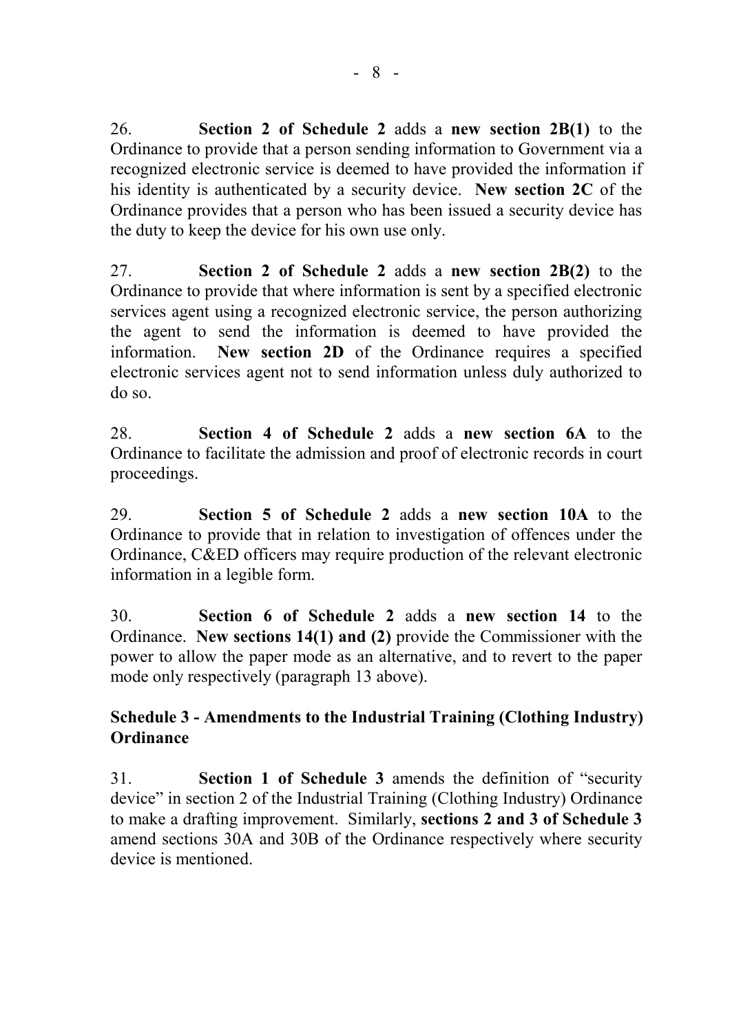26. **Section 2 of Schedule 2** adds a **new section 2B(1)** to the Ordinance to provide that a person sending information to Government via a recognized electronic service is deemed to have provided the information if his identity is authenticated by a security device. **New section 2C** of the Ordinance provides that a person who has been issued a security device has the duty to keep the device for his own use only.

27. **Section 2 of Schedule 2** adds a **new section 2B(2)** to the Ordinance to provide that where information is sent by a specified electronic services agent using a recognized electronic service, the person authorizing the agent to send the information is deemed to have provided the information. **New section 2D** of the Ordinance requires a specified electronic services agent not to send information unless duly authorized to do so.

28. **Section 4 of Schedule 2** adds a **new section 6A** to the Ordinance to facilitate the admission and proof of electronic records in court proceedings.

29. **Section 5 of Schedule 2** adds a **new section 10A** to the Ordinance to provide that in relation to investigation of offences under the Ordinance, C&ED officers may require production of the relevant electronic information in a legible form.

30. **Section 6 of Schedule 2** adds a **new section 14** to the Ordinance. **New sections 14(1) and (2)** provide the Commissioner with the power to allow the paper mode as an alternative, and to revert to the paper mode only respectively (paragraph 13 above).

**Schedule 3 - Amendments to the Industrial Training (Clothing Industry) Ordinance**

31. **Section 1 of Schedule 3** amends the definition of "security device" in section 2 of the Industrial Training (Clothing Industry) Ordinance to make a drafting improvement. Similarly, **sections 2 and 3 of Schedule 3** amend sections 30A and 30B of the Ordinance respectively where security device is mentioned.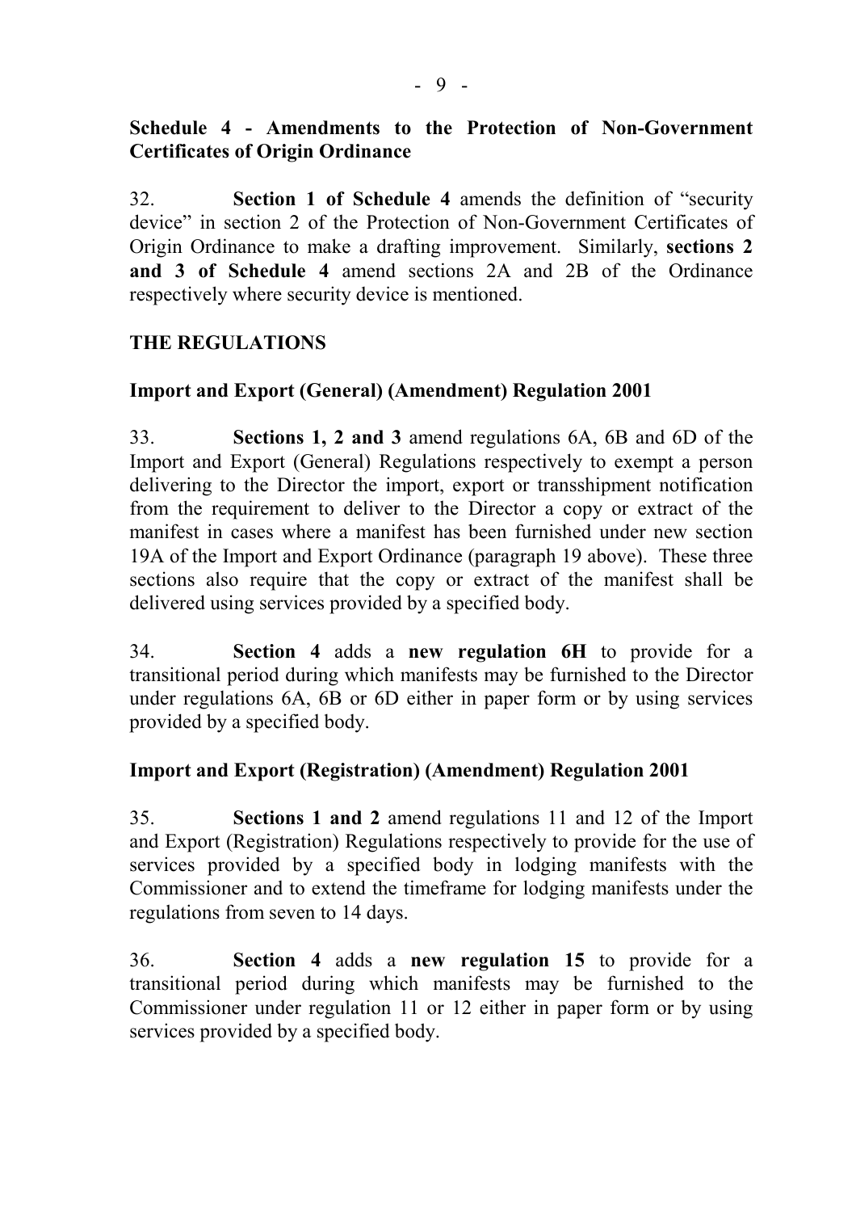**Schedule 4 - Amendments to the Protection of Non-Government Certificates of Origin Ordinance**

32. **Section 1 of Schedule 4** amends the definition of "security device" in section 2 of the Protection of Non-Government Certificates of Origin Ordinance to make a drafting improvement. Similarly, **sections 2 and 3 of Schedule 4** amend sections 2A and 2B of the Ordinance respectively where security device is mentioned.

**THE REGULATIONS**

**Import and Export (General) (Amendment) Regulation 2001**

33. **Sections 1, 2 and 3** amend regulations 6A, 6B and 6D of the Import and Export (General) Regulations respectively to exempt a person delivering to the Director the import, export or transshipment notification from the requirement to deliver to the Director a copy or extract of the manifest in cases where a manifest has been furnished under new section 19A of the Import and Export Ordinance (paragraph 19 above). These three sections also require that the copy or extract of the manifest shall be delivered using services provided by a specified body.

34. **Section 4** adds a **new regulation 6H** to provide for a transitional period during which manifests may be furnished to the Director under regulations 6A, 6B or 6D either in paper form or by using services provided by a specified body.

**Import and Export (Registration) (Amendment) Regulation 2001**

35. **Sections 1 and 2** amend regulations 11 and 12 of the Import and Export (Registration) Regulations respectively to provide for the use of services provided by a specified body in lodging manifests with the Commissioner and to extend the timeframe for lodging manifests under the regulations from seven to 14 days.

36. **Section 4** adds a **new regulation 15** to provide for a transitional period during which manifests may be furnished to the Commissioner under regulation 11 or 12 either in paper form or by using services provided by a specified body.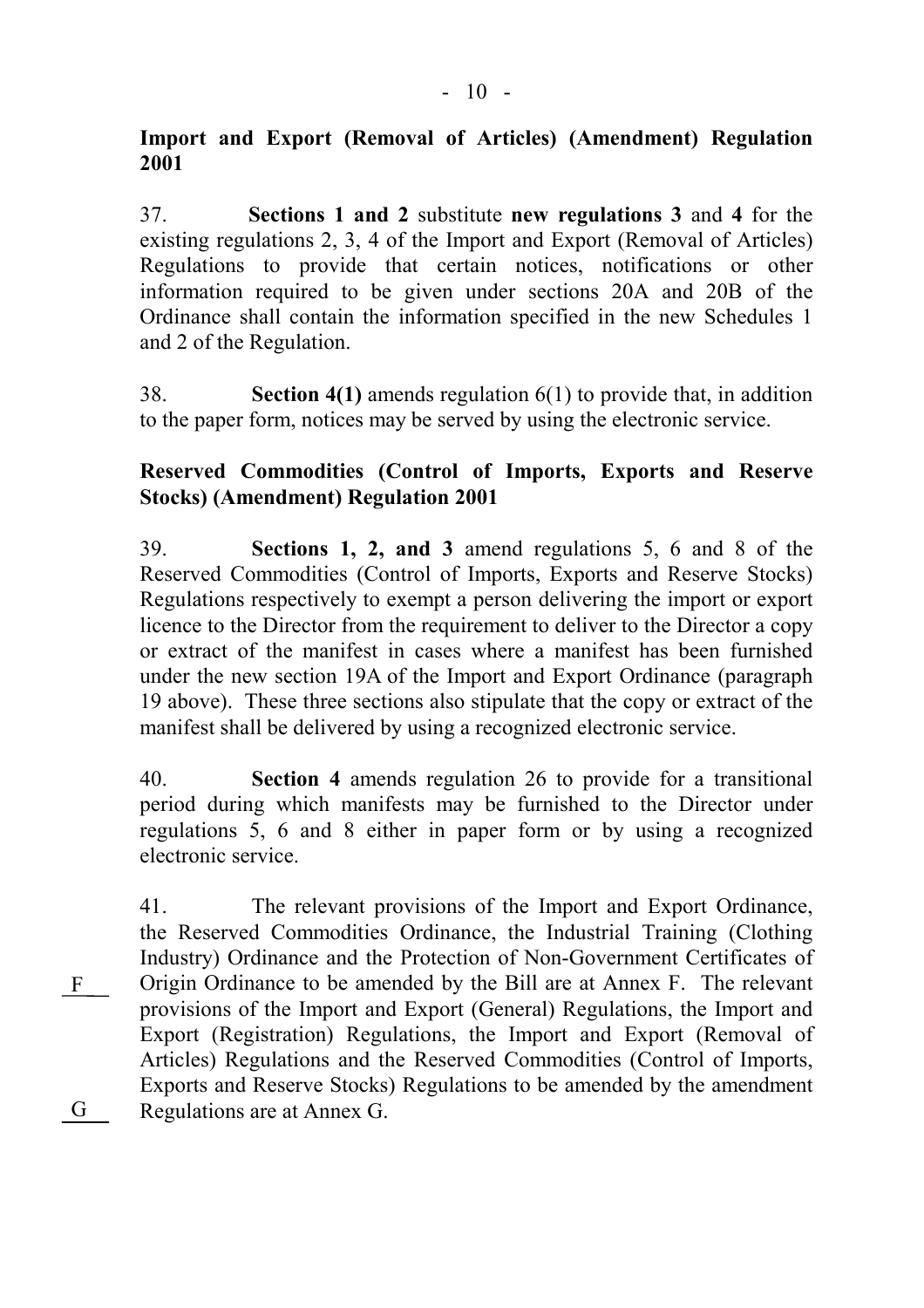**Import and Export (Removal of Articles) (Amendment) Regulation 2001**

37. **Sections 1 and 2** substitute **new regulations 3** and **4** for the existing regulations 2, 3, 4 of the Import and Export (Removal of Articles) Regulations to provide that certain notices, notifications or other information required to be given under sections 20A and 20B of the Ordinance shall contain the information specified in the new Schedules 1 and 2 of the Regulation.

38. **Section 4(1)** amends regulation 6(1) to provide that, in addition to the paper form, notices may be served by using the electronic service.

**Reserved Commodities (Control of Imports, Exports and Reserve Stocks) (Amendment) Regulation 2001**

39. **Sections 1, 2, and 3** amend regulations 5, 6 and 8 of the Reserved Commodities (Control of Imports, Exports and Reserve Stocks) Regulations respectively to exempt a person delivering the import or export licence to the Director from the requirement to deliver to the Director a copy or extract of the manifest in cases where a manifest has been furnished under the new section 19A of the Import and Export Ordinance (paragraph 19 above). These three sections also stipulate that the copy or extract of the manifest shall be delivered by using a recognized electronic service.

40. **Section 4** amends regulation 26 to provide for a transitional period during which manifests may be furnished to the Director under regulations 5, 6 and 8 either in paper form or by using a recognized electronic service.

41. The relevant provisions of the Import and Export Ordinance, the Reserved Commodities Ordinance, the Industrial Training (Clothing Industry) Ordinance and the Protection of Non-Government Certificates of Origin Ordinance to be amended by the Bill are at Annex F. The relevant provisions of the Import and Export (General) Regulations, the Import and Export (Registration) Regulations, the Import and Export (Removal of Articles) Regulations and the Reserved Commodities (Control of Imports, Exports and Reserve Stocks) Regulations to be amended by the amendment Regulations are at Annex G.

F

G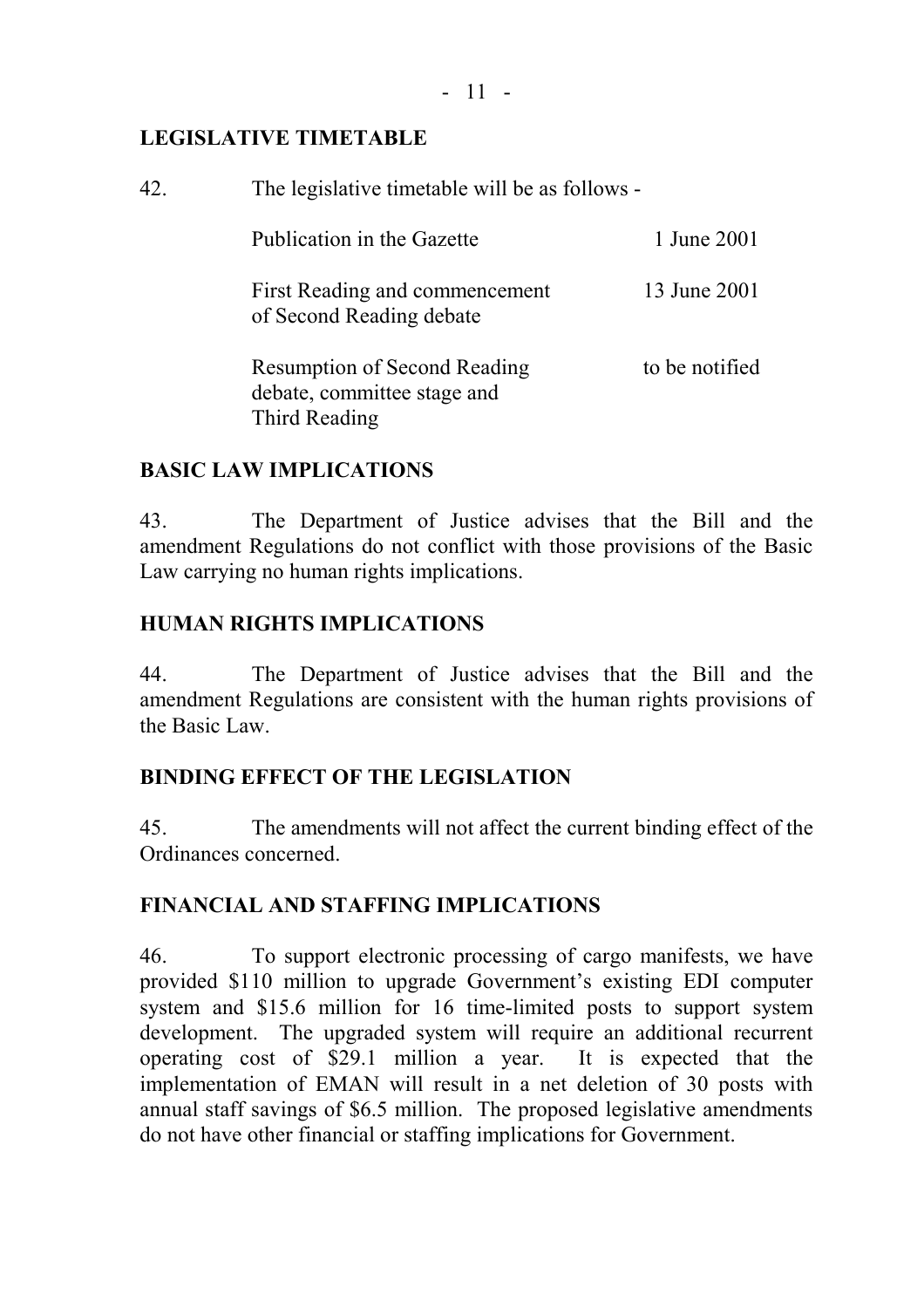## LEGISLATIVE TIMETABLE

42. The legislative timetable will be as follows -

| | |
|---|---|
| Publication in the Gazette | 1 June 2001 |
| First Reading and commencement of Second Reading debate | 13 June 2001 |
| Resumption of Second Reading debate, committee stage and Third Reading | to be notified |

## BASIC LAW IMPLICATIONS

43. The Department of Justice advises that the Bill and the amendment Regulations do not conflict with those provisions of the Basic Law carrying no human rights implications.

## HUMAN RIGHTS IMPLICATIONS

44. The Department of Justice advises that the Bill and the amendment Regulations are consistent with the human rights provisions of the Basic Law.

## BINDING EFFECT OF THE LEGISLATION

45. The amendments will not affect the current binding effect of the Ordinances concerned.

## FINANCIAL AND STAFFING IMPLICATIONS

46. To support electronic processing of cargo manifests, we have provided $110 million to upgrade Government's existing EDI computer system and $15.6 million for 16 time-limited posts to support system development. The upgraded system will require an additional recurrent operating cost of $29.1 million a year. It is expected that the implementation of EMAN will result in a net deletion of 30 posts with annual staff savings of $6.5 million. The proposed legislative amendments do not have other financial or staffing implications for Government.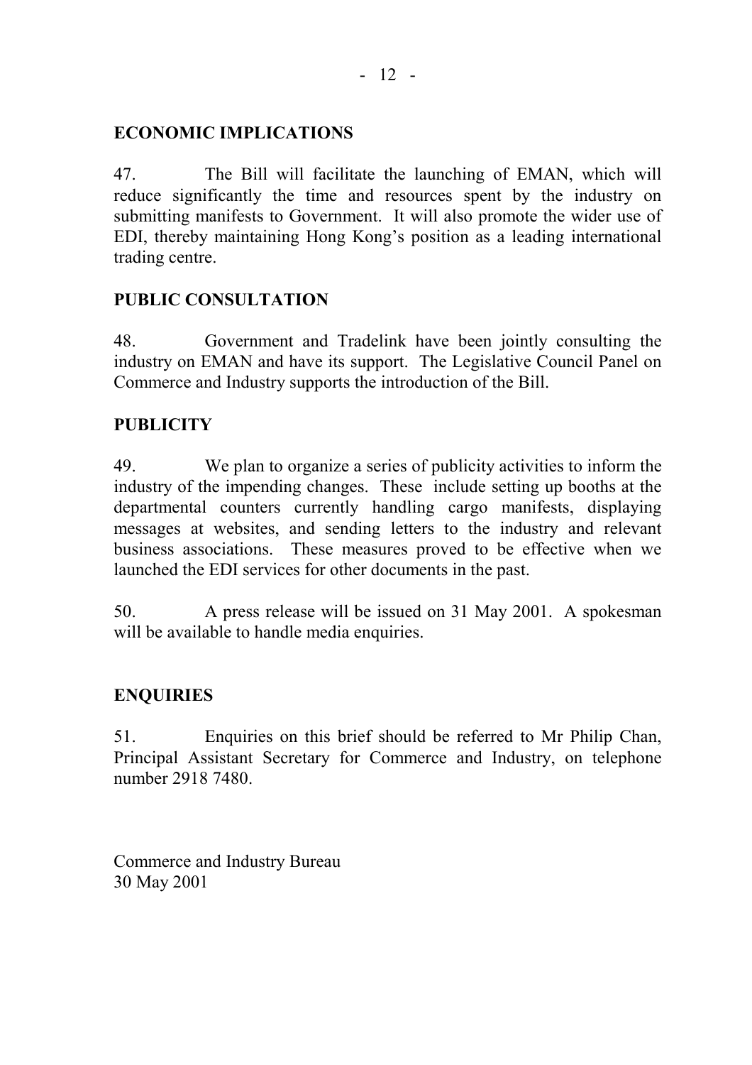## ECONOMIC IMPLICATIONS

47. The Bill will facilitate the launching of EMAN, which will reduce significantly the time and resources spent by the industry on submitting manifests to Government. It will also promote the wider use of EDI, thereby maintaining Hong Kong's position as a leading international trading centre.

## PUBLIC CONSULTATION

48. Government and Tradelink have been jointly consulting the industry on EMAN and have its support. The Legislative Council Panel on Commerce and Industry supports the introduction of the Bill.

## PUBLICITY

49. We plan to organize a series of publicity activities to inform the industry of the impending changes. These include setting up booths at the departmental counters currently handling cargo manifests, displaying messages at websites, and sending letters to the industry and relevant business associations. These measures proved to be effective when we launched the EDI services for other documents in the past.

50. A press release will be issued on 31 May 2001. A spokesman will be available to handle media enquiries.

## ENQUIRIES

51. Enquiries on this brief should be referred to Mr Philip Chan, Principal Assistant Secretary for Commerce and Industry, on telephone number 2918 7480.

Commerce and Industry Bureau
30 May 2001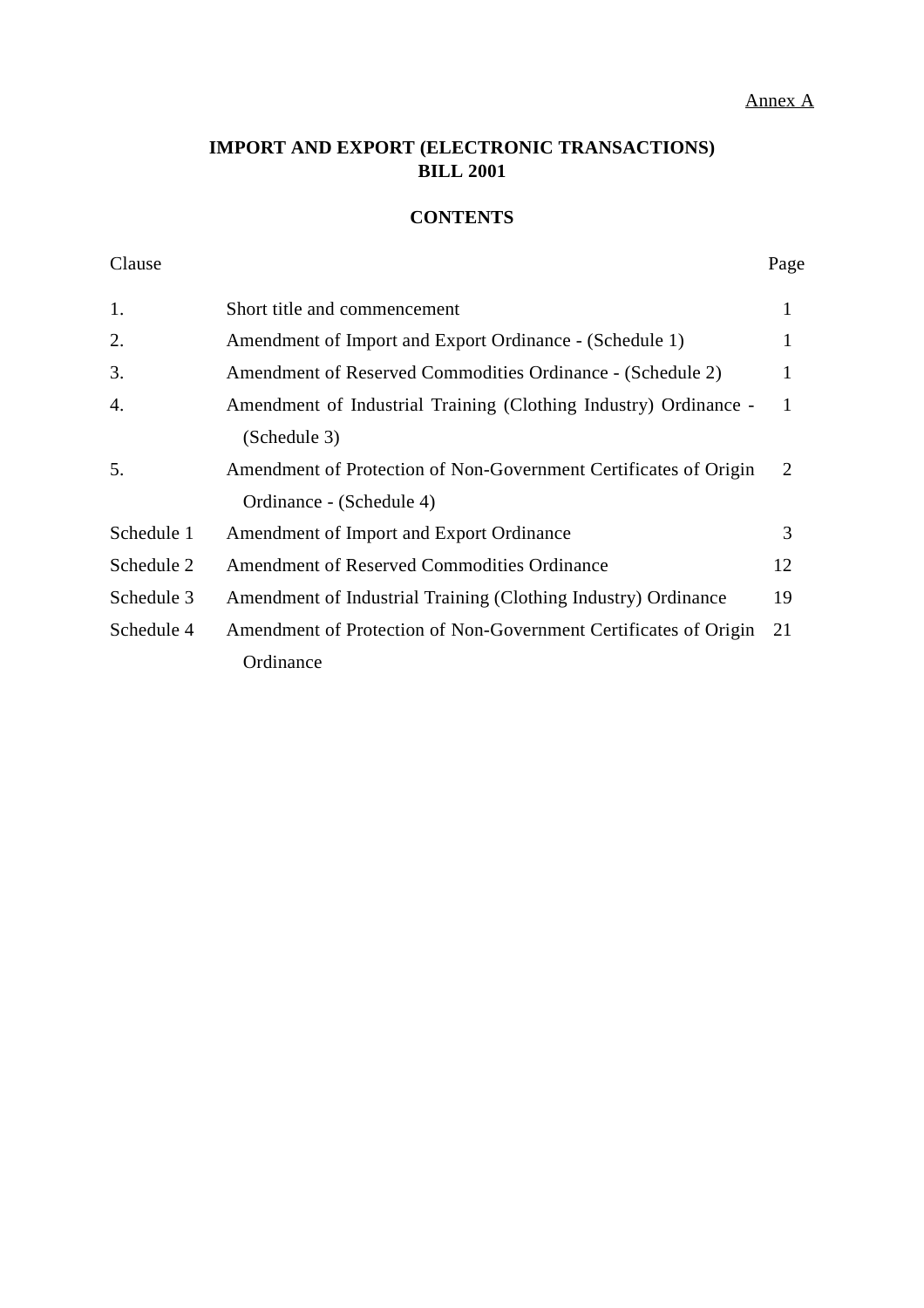Annex A

# IMPORT AND EXPORT (ELECTRONIC TRANSACTIONS) BILL 2001

## CONTENTS

| Clause | | Page |
|---|---|---|
| 1. | Short title and commencement | 1 |
| 2. | Amendment of Import and Export Ordinance - (Schedule 1) | 1 |
| 3. | Amendment of Reserved Commodities Ordinance - (Schedule 2) | 1 |
| 4. | Amendment of Industrial Training (Clothing Industry) Ordinance - (Schedule 3) | 1 |
| 5. | Amendment of Protection of Non-Government Certificates of Origin Ordinance - (Schedule 4) | 2 |
| Schedule 1 | Amendment of Import and Export Ordinance | 3 |
| Schedule 2 | Amendment of Reserved Commodities Ordinance | 12 |
| Schedule 3 | Amendment of Industrial Training (Clothing Industry) Ordinance | 19 |
| Schedule 4 | Amendment of Protection of Non-Government Certificates of Origin Ordinance | 21 |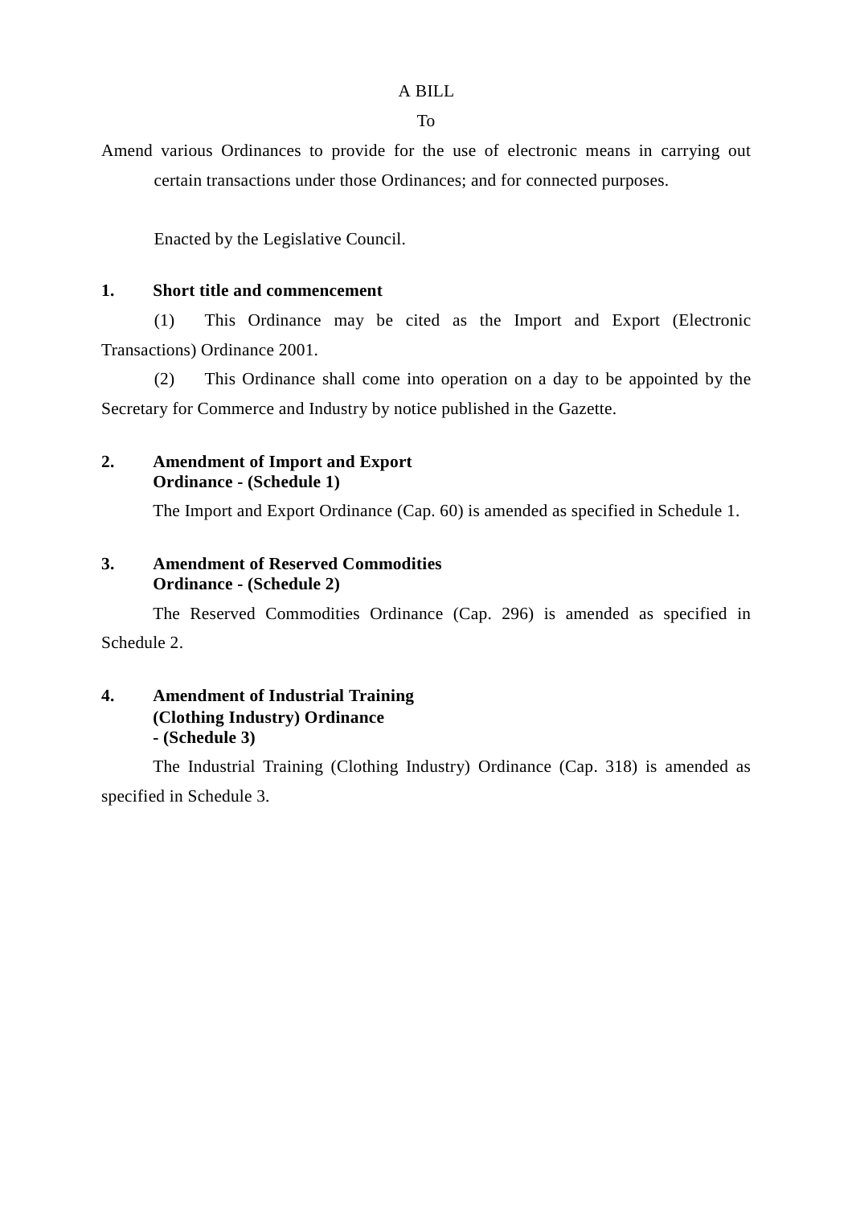A BILL

To

Amend various Ordinances to provide for the use of electronic means in carrying out certain transactions under those Ordinances; and for connected purposes.

Enacted by the Legislative Council.

**1. Short title and commencement**

(1) This Ordinance may be cited as the Import and Export (Electronic Transactions) Ordinance 2001.

(2) This Ordinance shall come into operation on a day to be appointed by the Secretary for Commerce and Industry by notice published in the Gazette.

**2. Amendment of Import and Export Ordinance - (Schedule 1)**

The Import and Export Ordinance (Cap. 60) is amended as specified in Schedule 1.

**3. Amendment of Reserved Commodities Ordinance - (Schedule 2)**

The Reserved Commodities Ordinance (Cap. 296) is amended as specified in Schedule 2.

**4. Amendment of Industrial Training (Clothing Industry) Ordinance - (Schedule 3)**

The Industrial Training (Clothing Industry) Ordinance (Cap. 318) is amended as specified in Schedule 3.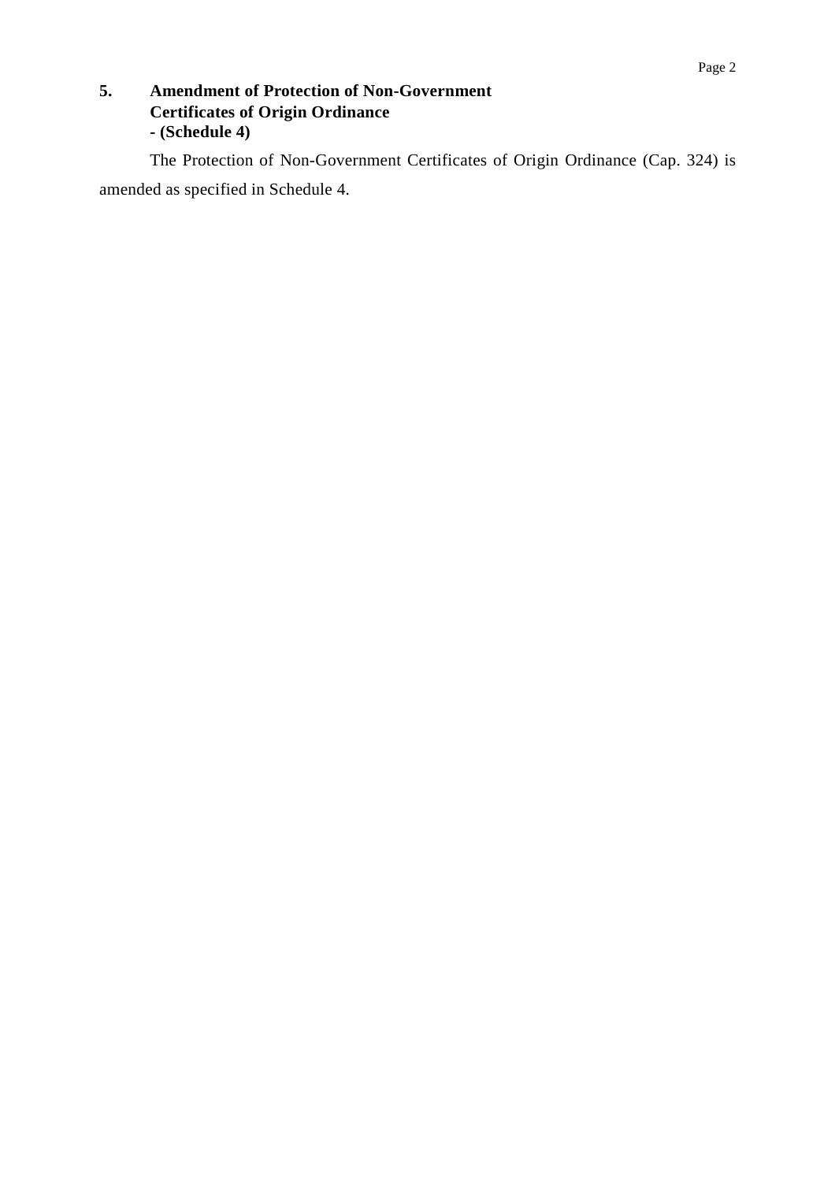**5. Amendment of Protection of Non-Government Certificates of Origin Ordinance - (Schedule 4)**

The Protection of Non-Government Certificates of Origin Ordinance (Cap. 324) is amended as specified in Schedule 4.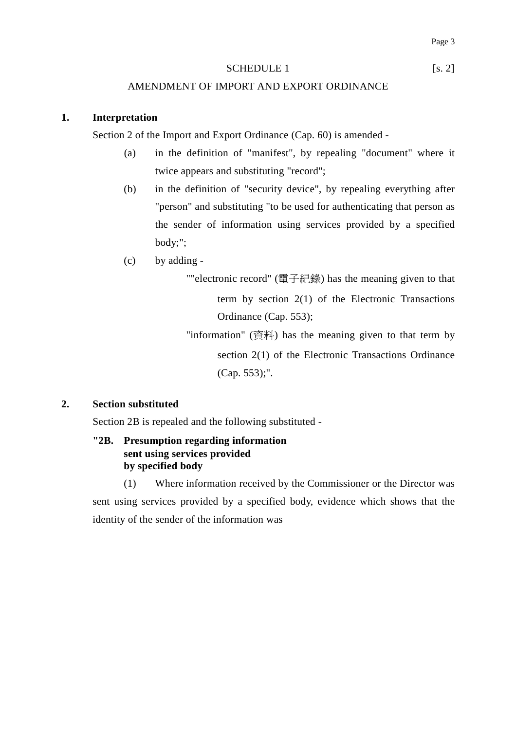SCHEDULE 1 [s. 2]

AMENDMENT OF IMPORT AND EXPORT ORDINANCE

**1. Interpretation**

Section 2 of the Import and Export Ordinance (Cap. 60) is amended -

(a) in the definition of "manifest", by repealing "document" where it twice appears and substituting "record";

(b) in the definition of "security device", by repealing everything after "person" and substituting "to be used for authenticating that person as the sender of information using services provided by a specified body;";

(c) by adding -

""electronic record" (電子紀錄) has the meaning given to that term by section 2(1) of the Electronic Transactions Ordinance (Cap. 553);

"information" (資料) has the meaning given to that term by section 2(1) of the Electronic Transactions Ordinance (Cap. 553);".

**2. Section substituted**

Section 2B is repealed and the following substituted -

**"2B. Presumption regarding information sent using services provided by specified body**

(1) Where information received by the Commissioner or the Director was sent using services provided by a specified body, evidence which shows that the identity of the sender of the information was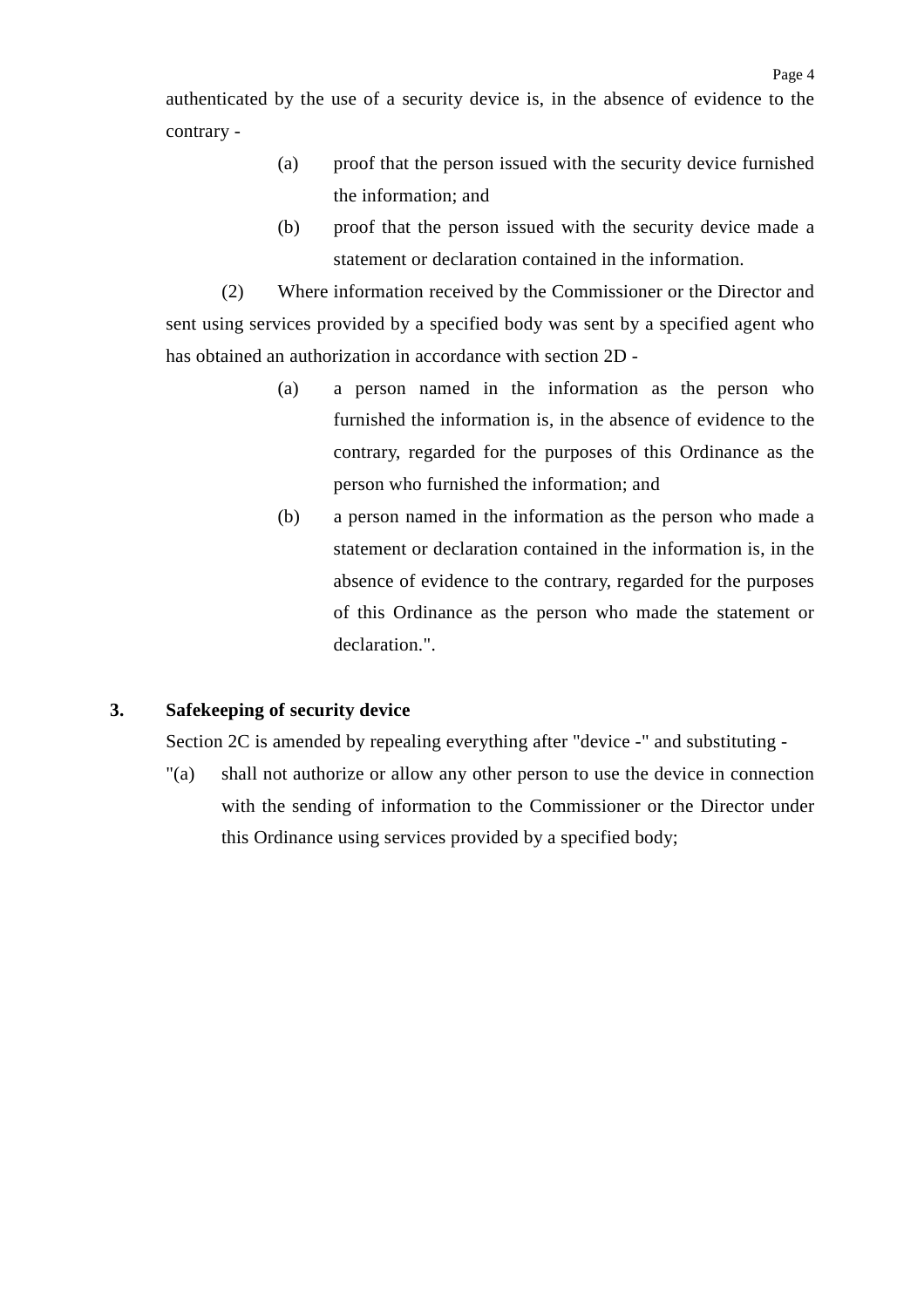authenticated by the use of a security device is, in the absence of evidence to the contrary -

(a) proof that the person issued with the security device furnished the information; and

(b) proof that the person issued with the security device made a statement or declaration contained in the information.

(2) Where information received by the Commissioner or the Director and sent using services provided by a specified body was sent by a specified agent who has obtained an authorization in accordance with section 2D -

(a) a person named in the information as the person who furnished the information is, in the absence of evidence to the contrary, regarded for the purposes of this Ordinance as the person who furnished the information; and

(b) a person named in the information as the person who made a statement or declaration contained in the information is, in the absence of evidence to the contrary, regarded for the purposes of this Ordinance as the person who made the statement or declaration.".

**3. Safekeeping of security device**

Section 2C is amended by repealing everything after "device -" and substituting -

"(a) shall not authorize or allow any other person to use the device in connection with the sending of information to the Commissioner or the Director under this Ordinance using services provided by a specified body;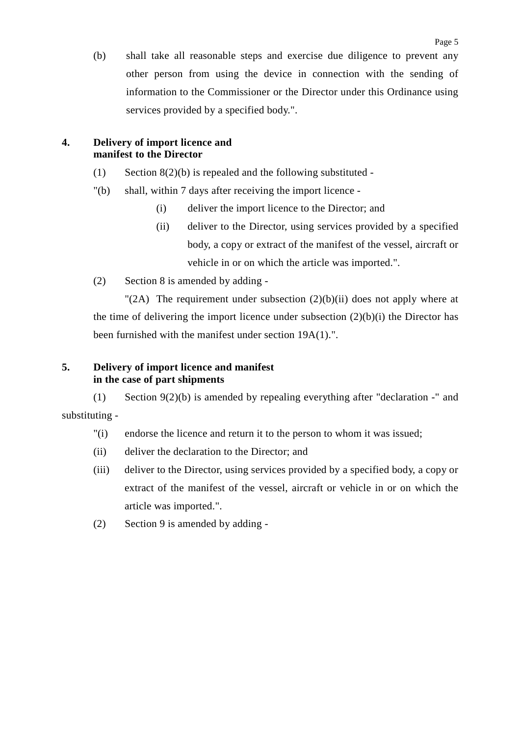(b) shall take all reasonable steps and exercise due diligence to prevent any other person from using the device in connection with the sending of information to the Commissioner or the Director under this Ordinance using services provided by a specified body.".

**4. Delivery of import licence and manifest to the Director**

(1) Section 8(2)(b) is repealed and the following substituted -

"(b) shall, within 7 days after receiving the import licence -

(i) deliver the import licence to the Director; and

(ii) deliver to the Director, using services provided by a specified body, a copy or extract of the manifest of the vessel, aircraft or vehicle in or on which the article was imported.".

(2) Section 8 is amended by adding -

"(2A) The requirement under subsection (2)(b)(ii) does not apply where at the time of delivering the import licence under subsection (2)(b)(i) the Director has been furnished with the manifest under section 19A(1).".

**5. Delivery of import licence and manifest in the case of part shipments**

(1) Section 9(2)(b) is amended by repealing everything after "declaration -" and substituting -

"(i) endorse the licence and return it to the person to whom it was issued;

(ii) deliver the declaration to the Director; and

(iii) deliver to the Director, using services provided by a specified body, a copy or extract of the manifest of the vessel, aircraft or vehicle in or on which the article was imported.".

(2) Section 9 is amended by adding -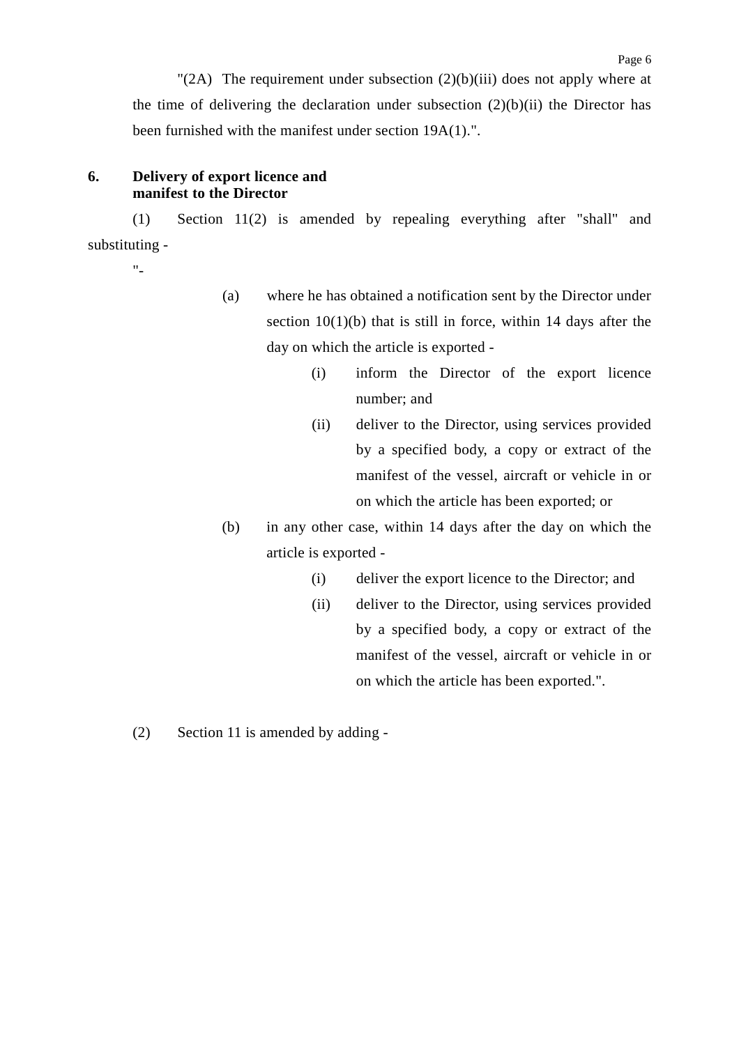"(2A) The requirement under subsection (2)(b)(iii) does not apply where at the time of delivering the declaration under subsection (2)(b)(ii) the Director has been furnished with the manifest under section 19A(1).".

**6. Delivery of export licence and manifest to the Director**

(1) Section 11(2) is amended by repealing everything after "shall" and substituting -

"-

(a) where he has obtained a notification sent by the Director under section 10(1)(b) that is still in force, within 14 days after the day on which the article is exported -

(i) inform the Director of the export licence number; and

(ii) deliver to the Director, using services provided by a specified body, a copy or extract of the manifest of the vessel, aircraft or vehicle in or on which the article has been exported; or

(b) in any other case, within 14 days after the day on which the article is exported -

(i) deliver the export licence to the Director; and

(ii) deliver to the Director, using services provided by a specified body, a copy or extract of the manifest of the vessel, aircraft or vehicle in or on which the article has been exported.".

(2) Section 11 is amended by adding -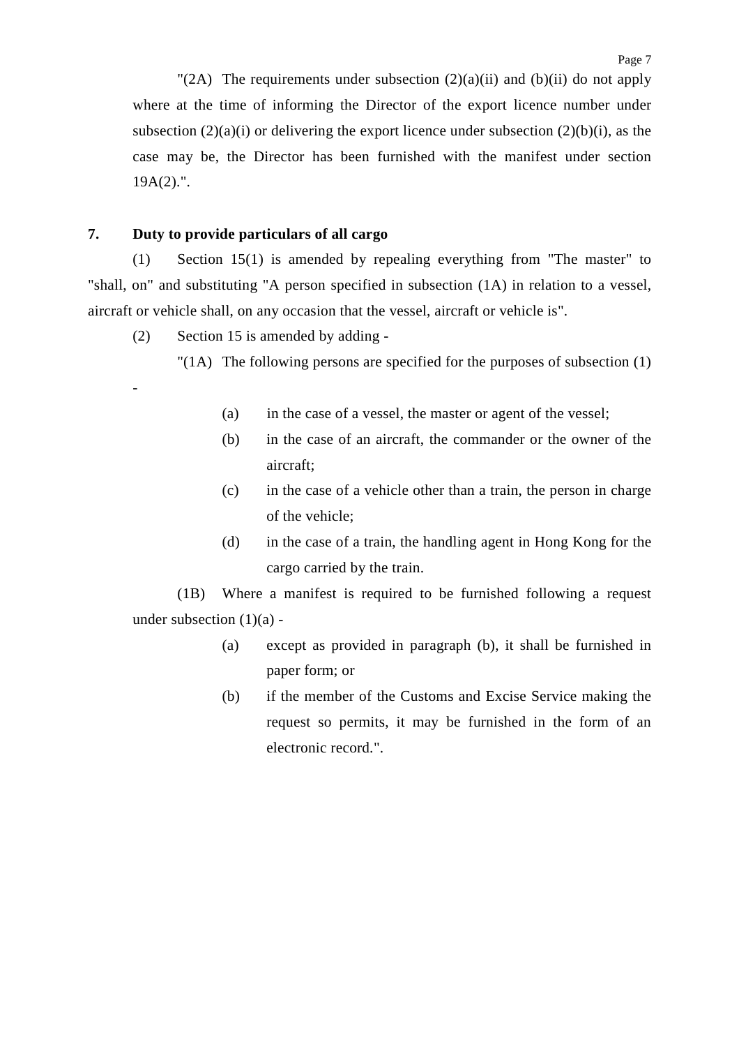"(2A) The requirements under subsection (2)(a)(ii) and (b)(ii) do not apply where at the time of informing the Director of the export licence number under subsection (2)(a)(i) or delivering the export licence under subsection (2)(b)(i), as the case may be, the Director has been furnished with the manifest under section 19A(2).".

**7. Duty to provide particulars of all cargo**

(1) Section 15(1) is amended by repealing everything from "The master" to "shall, on" and substituting "A person specified in subsection (1A) in relation to a vessel, aircraft or vehicle shall, on any occasion that the vessel, aircraft or vehicle is".

(2) Section 15 is amended by adding -

"(1A) The following persons are specified for the purposes of subsection (1) -

(a) in the case of a vessel, the master or agent of the vessel;

(b) in the case of an aircraft, the commander or the owner of the aircraft;

(c) in the case of a vehicle other than a train, the person in charge of the vehicle;

(d) in the case of a train, the handling agent in Hong Kong for the cargo carried by the train.

(1B) Where a manifest is required to be furnished following a request under subsection (1)(a) -

(a) except as provided in paragraph (b), it shall be furnished in paper form; or

(b) if the member of the Customs and Excise Service making the request so permits, it may be furnished in the form of an electronic record.".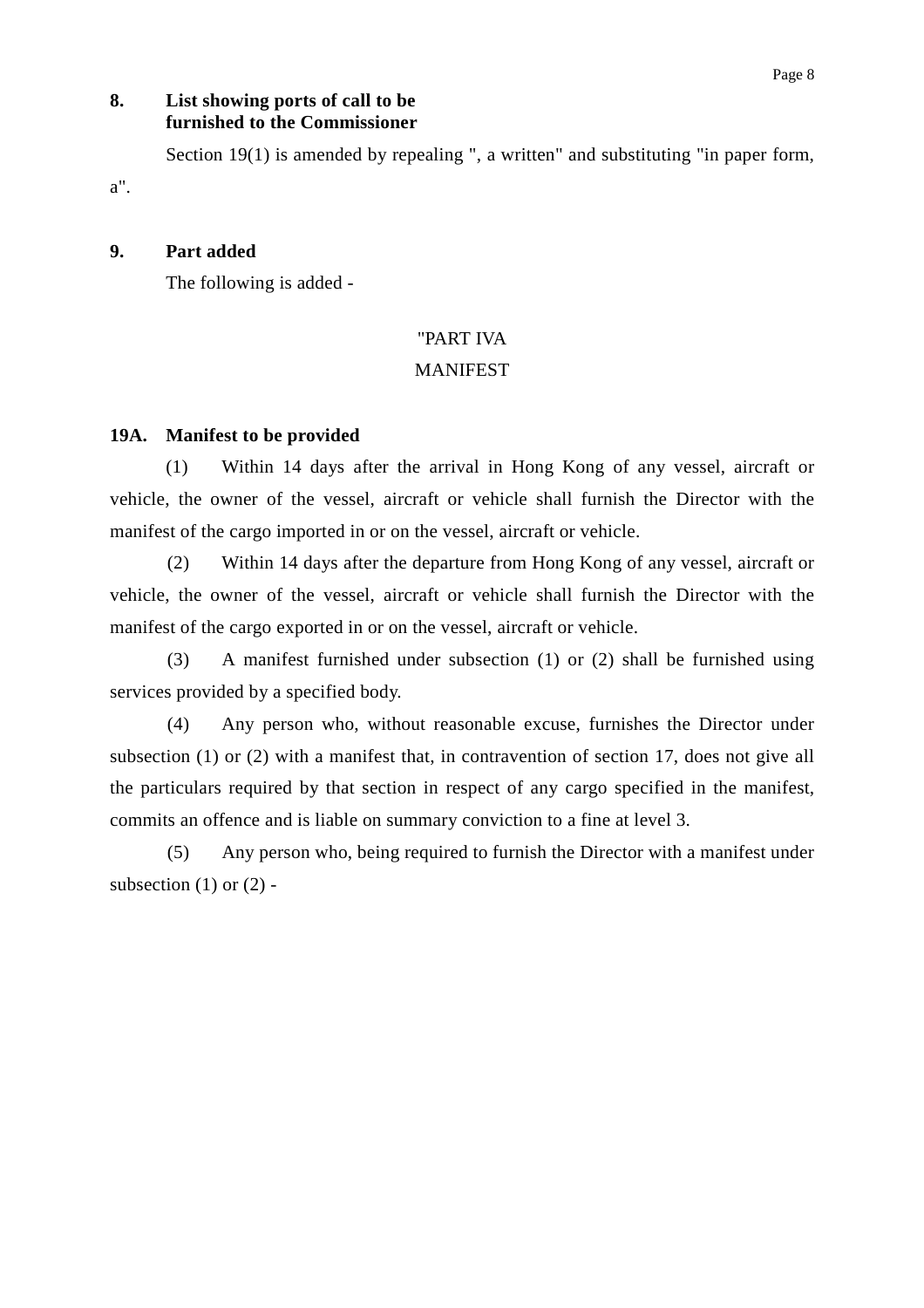**8. List showing ports of call to be furnished to the Commissioner**

Section 19(1) is amended by repealing ", a written" and substituting "in paper form, a".

**9. Part added**

The following is added -

"PART IVA

MANIFEST

**19A. Manifest to be provided**

(1) Within 14 days after the arrival in Hong Kong of any vessel, aircraft or vehicle, the owner of the vessel, aircraft or vehicle shall furnish the Director with the manifest of the cargo imported in or on the vessel, aircraft or vehicle.

(2) Within 14 days after the departure from Hong Kong of any vessel, aircraft or vehicle, the owner of the vessel, aircraft or vehicle shall furnish the Director with the manifest of the cargo exported in or on the vessel, aircraft or vehicle.

(3) A manifest furnished under subsection (1) or (2) shall be furnished using services provided by a specified body.

(4) Any person who, without reasonable excuse, furnishes the Director under subsection (1) or (2) with a manifest that, in contravention of section 17, does not give all the particulars required by that section in respect of any cargo specified in the manifest, commits an offence and is liable on summary conviction to a fine at level 3.

(5) Any person who, being required to furnish the Director with a manifest under subsection (1) or (2) -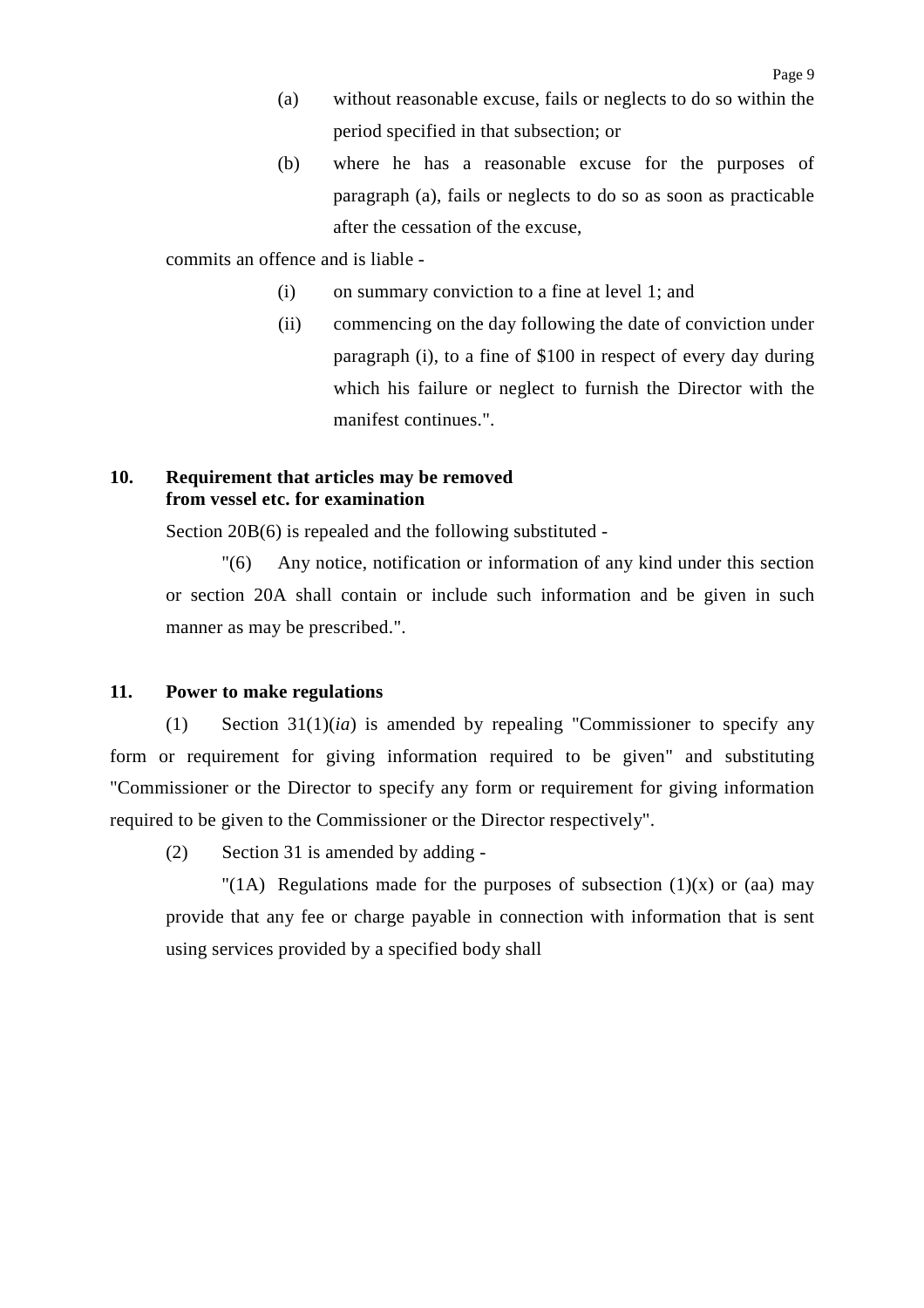(a) without reasonable excuse, fails or neglects to do so within the period specified in that subsection; or

(b) where he has a reasonable excuse for the purposes of paragraph (a), fails or neglects to do so as soon as practicable after the cessation of the excuse,

commits an offence and is liable -

(i) on summary conviction to a fine at level 1; and

(ii) commencing on the day following the date of conviction under paragraph (i), to a fine of $100 in respect of every day during which his failure or neglect to furnish the Director with the manifest continues.".

**10. Requirement that articles may be removed from vessel etc. for examination**

Section 20B(6) is repealed and the following substituted -

"(6) Any notice, notification or information of any kind under this section or section 20A shall contain or include such information and be given in such manner as may be prescribed.".

**11. Power to make regulations**

(1) Section 31(1)(*ia*) is amended by repealing "Commissioner to specify any form or requirement for giving information required to be given" and substituting "Commissioner or the Director to specify any form or requirement for giving information required to be given to the Commissioner or the Director respectively".

(2) Section 31 is amended by adding -

"(1A) Regulations made for the purposes of subsection (1)(x) or (aa) may provide that any fee or charge payable in connection with information that is sent using services provided by a specified body shall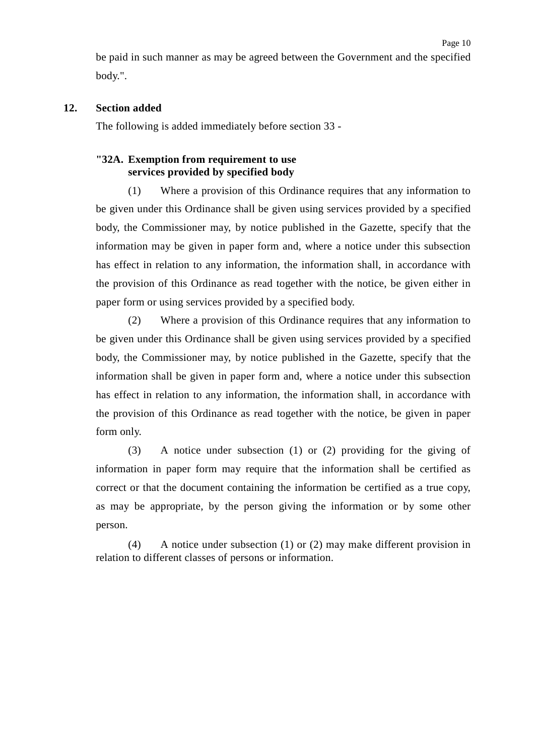be paid in such manner as may be agreed between the Government and the specified body.".

**12. Section added**

The following is added immediately before section 33 -

**"32A. Exemption from requirement to use services provided by specified body**

(1) Where a provision of this Ordinance requires that any information to be given under this Ordinance shall be given using services provided by a specified body, the Commissioner may, by notice published in the Gazette, specify that the information may be given in paper form and, where a notice under this subsection has effect in relation to any information, the information shall, in accordance with the provision of this Ordinance as read together with the notice, be given either in paper form or using services provided by a specified body.

(2) Where a provision of this Ordinance requires that any information to be given under this Ordinance shall be given using services provided by a specified body, the Commissioner may, by notice published in the Gazette, specify that the information shall be given in paper form and, where a notice under this subsection has effect in relation to any information, the information shall, in accordance with the provision of this Ordinance as read together with the notice, be given in paper form only.

(3) A notice under subsection (1) or (2) providing for the giving of information in paper form may require that the information shall be certified as correct or that the document containing the information be certified as a true copy, as may be appropriate, by the person giving the information or by some other person.

(4) A notice under subsection (1) or (2) may make different provision in relation to different classes of persons or information.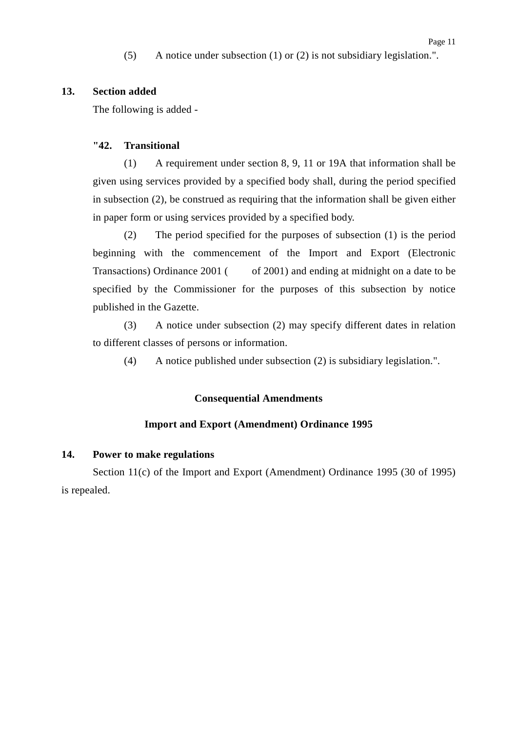(5) A notice under subsection (1) or (2) is not subsidiary legislation.".

**13. Section added**

The following is added -

**"42. Transitional**

(1) A requirement under section 8, 9, 11 or 19A that information shall be given using services provided by a specified body shall, during the period specified in subsection (2), be construed as requiring that the information shall be given either in paper form or using services provided by a specified body.

(2) The period specified for the purposes of subsection (1) is the period beginning with the commencement of the Import and Export (Electronic Transactions) Ordinance 2001 (    of 2001) and ending at midnight on a date to be specified by the Commissioner for the purposes of this subsection by notice published in the Gazette.

(3) A notice under subsection (2) may specify different dates in relation to different classes of persons or information.

(4) A notice published under subsection (2) is subsidiary legislation.".

**Consequential Amendments**

**Import and Export (Amendment) Ordinance 1995**

**14. Power to make regulations**

Section 11(c) of the Import and Export (Amendment) Ordinance 1995 (30 of 1995) is repealed.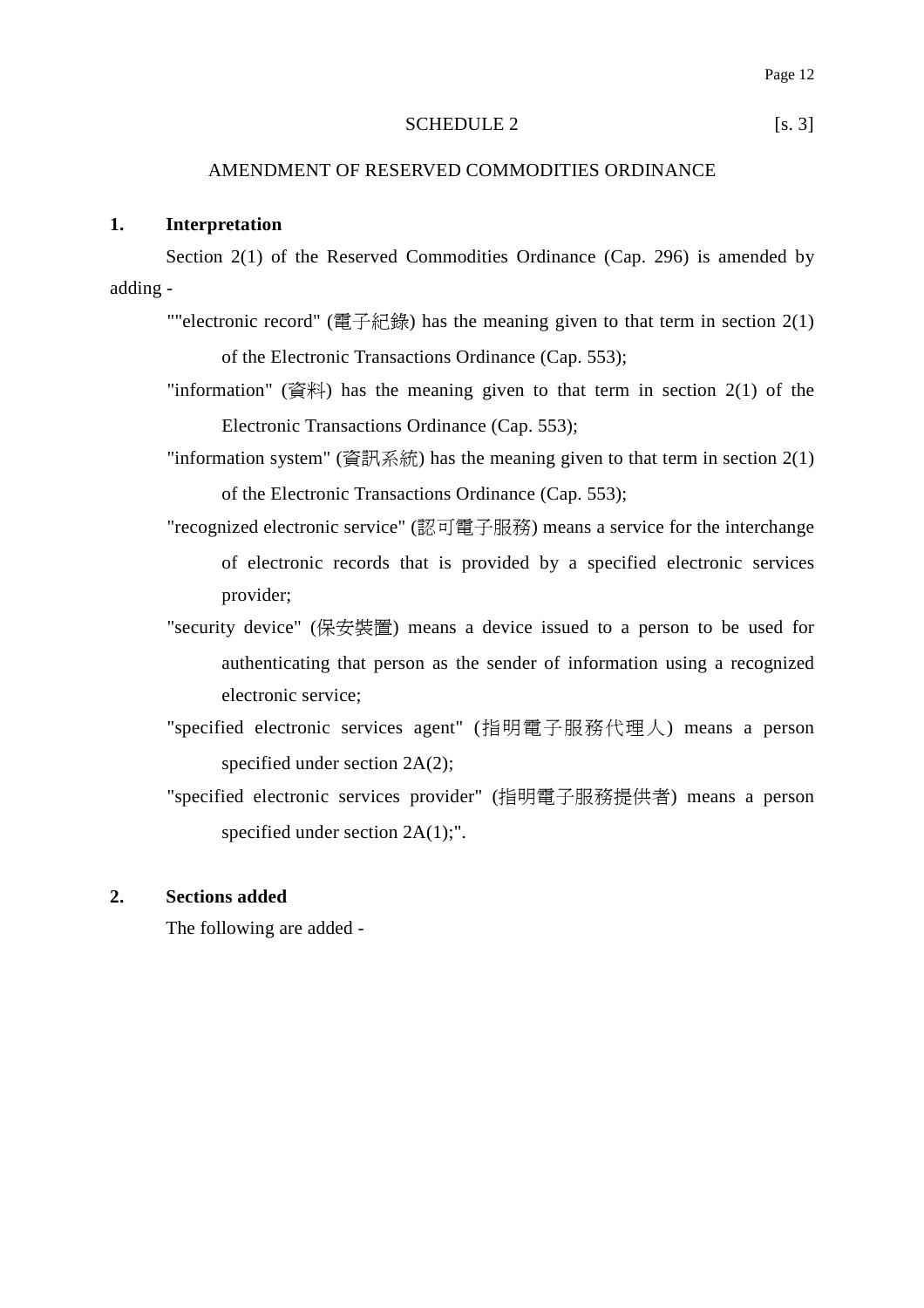SCHEDULE 2 [s. 3]

AMENDMENT OF RESERVED COMMODITIES ORDINANCE

**1. Interpretation**

Section 2(1) of the Reserved Commodities Ordinance (Cap. 296) is amended by adding -

""electronic record" (電子紀錄) has the meaning given to that term in section 2(1) of the Electronic Transactions Ordinance (Cap. 553);

"information" (資料) has the meaning given to that term in section 2(1) of the Electronic Transactions Ordinance (Cap. 553);

"information system" (資訊系統) has the meaning given to that term in section 2(1) of the Electronic Transactions Ordinance (Cap. 553);

"recognized electronic service" (認可電子服務) means a service for the interchange of electronic records that is provided by a specified electronic services provider;

"security device" (保安裝置) means a device issued to a person to be used for authenticating that person as the sender of information using a recognized electronic service;

"specified electronic services agent" (指明電子服務代理人) means a person specified under section 2A(2);

"specified electronic services provider" (指明電子服務提供者) means a person specified under section 2A(1);".

**2. Sections added**

The following are added -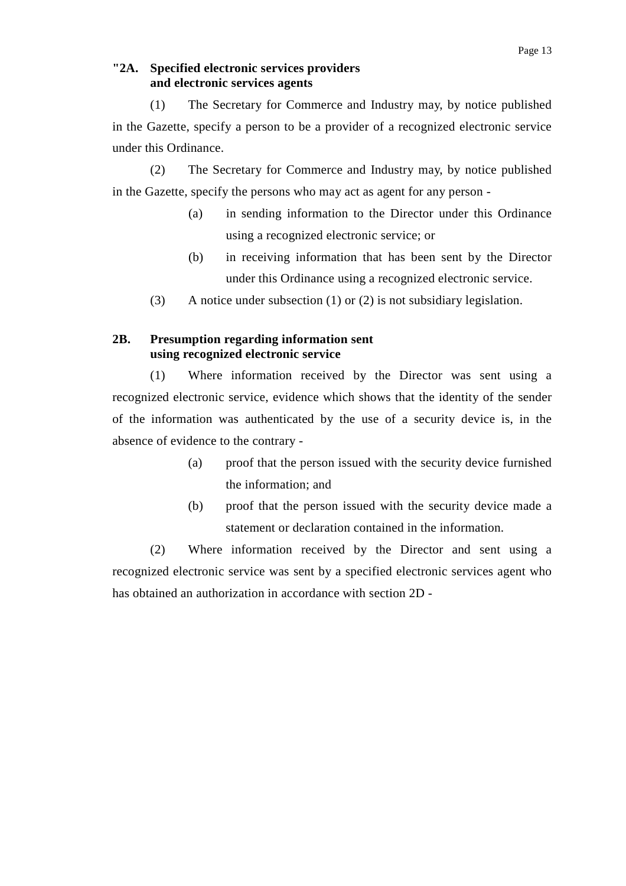**"2A. Specified electronic services providers and electronic services agents**

(1) The Secretary for Commerce and Industry may, by notice published in the Gazette, specify a person to be a provider of a recognized electronic service under this Ordinance.

(2) The Secretary for Commerce and Industry may, by notice published in the Gazette, specify the persons who may act as agent for any person -

- (a) in sending information to the Director under this Ordinance using a recognized electronic service; or
- (b) in receiving information that has been sent by the Director under this Ordinance using a recognized electronic service.

(3) A notice under subsection (1) or (2) is not subsidiary legislation.

**2B. Presumption regarding information sent using recognized electronic service**

(1) Where information received by the Director was sent using a recognized electronic service, evidence which shows that the identity of the sender of the information was authenticated by the use of a security device is, in the absence of evidence to the contrary -

- (a) proof that the person issued with the security device furnished the information; and
- (b) proof that the person issued with the security device made a statement or declaration contained in the information.

(2) Where information received by the Director and sent using a recognized electronic service was sent by a specified electronic services agent who has obtained an authorization in accordance with section 2D -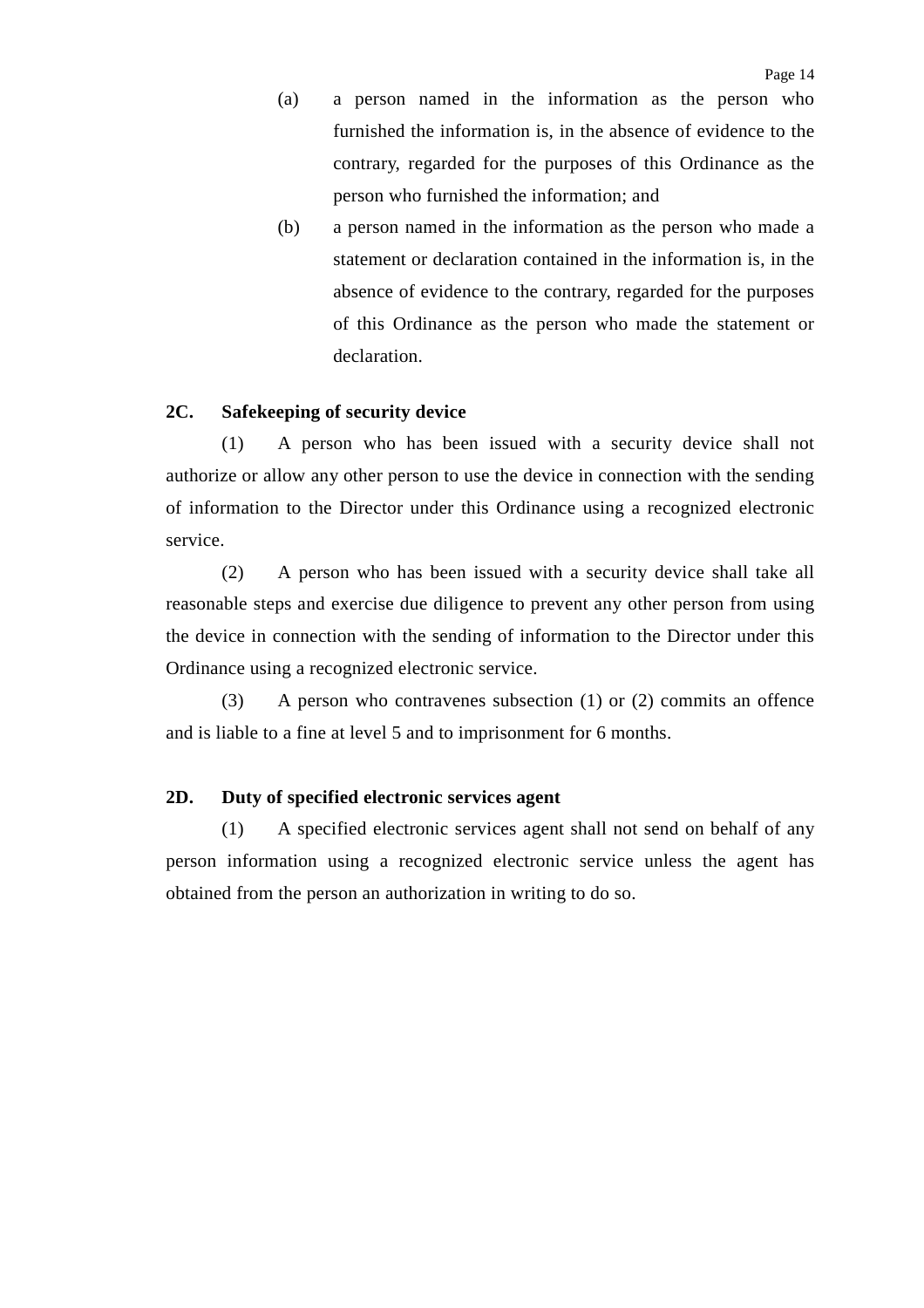(a) a person named in the information as the person who furnished the information is, in the absence of evidence to the contrary, regarded for the purposes of this Ordinance as the person who furnished the information; and

(b) a person named in the information as the person who made a statement or declaration contained in the information is, in the absence of evidence to the contrary, regarded for the purposes of this Ordinance as the person who made the statement or declaration.

**2C. Safekeeping of security device**

(1) A person who has been issued with a security device shall not authorize or allow any other person to use the device in connection with the sending of information to the Director under this Ordinance using a recognized electronic service.

(2) A person who has been issued with a security device shall take all reasonable steps and exercise due diligence to prevent any other person from using the device in connection with the sending of information to the Director under this Ordinance using a recognized electronic service.

(3) A person who contravenes subsection (1) or (2) commits an offence and is liable to a fine at level 5 and to imprisonment for 6 months.

**2D. Duty of specified electronic services agent**

(1) A specified electronic services agent shall not send on behalf of any person information using a recognized electronic service unless the agent has obtained from the person an authorization in writing to do so.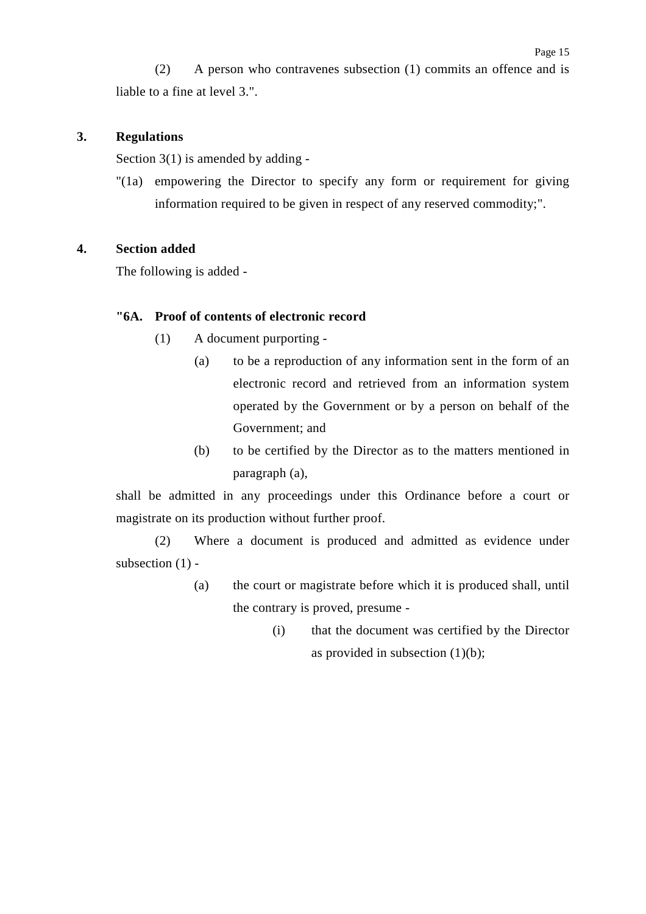(2) A person who contravenes subsection (1) commits an offence and is liable to a fine at level 3.".

**3. Regulations**

Section 3(1) is amended by adding -

"(1a) empowering the Director to specify any form or requirement for giving information required to be given in respect of any reserved commodity;".

**4. Section added**

The following is added -

**"6A. Proof of contents of electronic record**

(1) A document purporting -

(a) to be a reproduction of any information sent in the form of an electronic record and retrieved from an information system operated by the Government or by a person on behalf of the Government; and

(b) to be certified by the Director as to the matters mentioned in paragraph (a),

shall be admitted in any proceedings under this Ordinance before a court or magistrate on its production without further proof.

(2) Where a document is produced and admitted as evidence under subsection (1) -

(a) the court or magistrate before which it is produced shall, until the contrary is proved, presume -

(i) that the document was certified by the Director as provided in subsection (1)(b);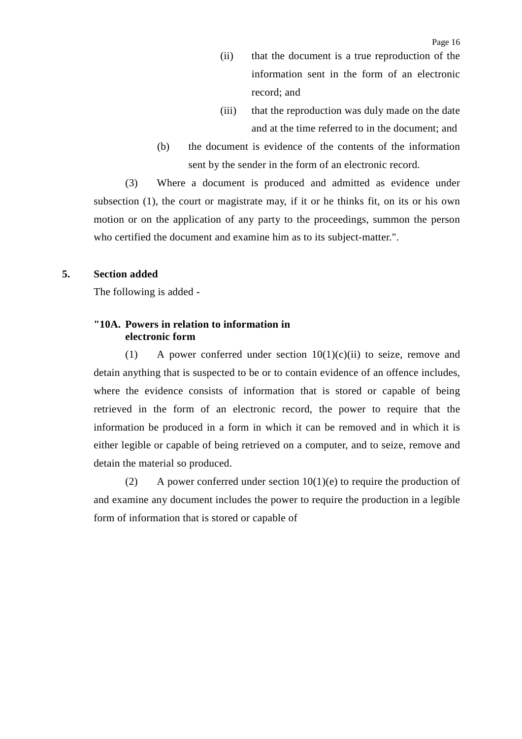(ii) that the document is a true reproduction of the information sent in the form of an electronic record; and

(iii) that the reproduction was duly made on the date and at the time referred to in the document; and

(b) the document is evidence of the contents of the information sent by the sender in the form of an electronic record.

(3) Where a document is produced and admitted as evidence under subsection (1), the court or magistrate may, if it or he thinks fit, on its or his own motion or on the application of any party to the proceedings, summon the person who certified the document and examine him as to its subject-matter.".

**5. Section added**

The following is added -

**"10A. Powers in relation to information in electronic form**

(1) A power conferred under section 10(1)(c)(ii) to seize, remove and detain anything that is suspected to be or to contain evidence of an offence includes, where the evidence consists of information that is stored or capable of being retrieved in the form of an electronic record, the power to require that the information be produced in a form in which it can be removed and in which it is either legible or capable of being retrieved on a computer, and to seize, remove and detain the material so produced.

(2) A power conferred under section 10(1)(e) to require the production of and examine any document includes the power to require the production in a legible form of information that is stored or capable of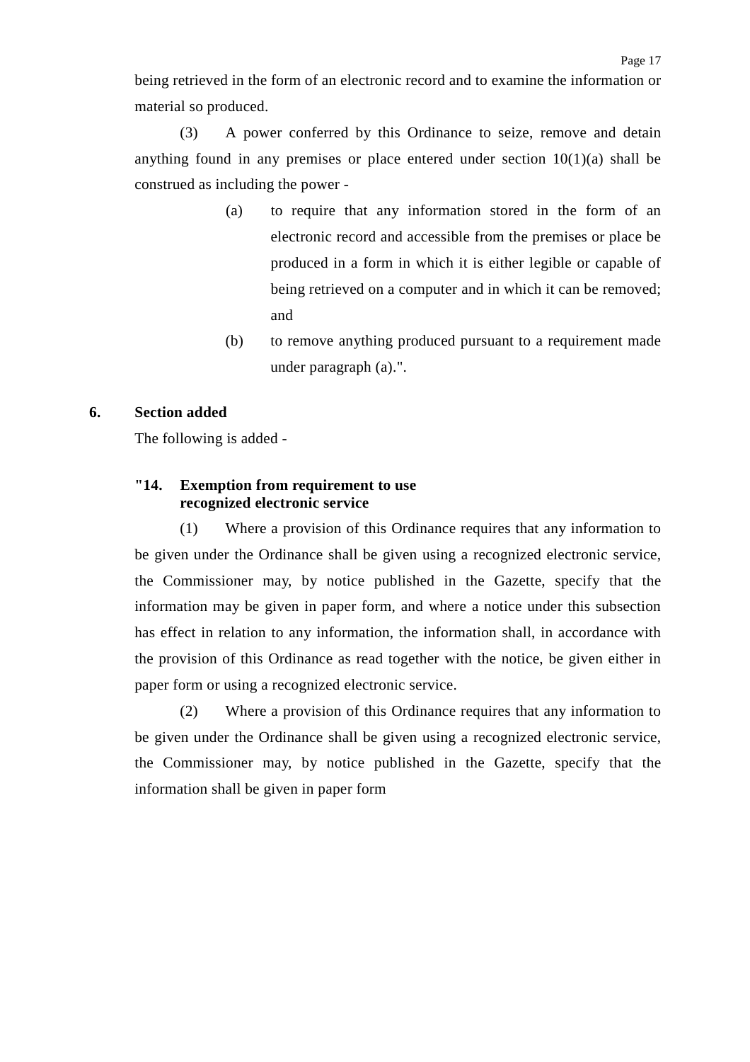being retrieved in the form of an electronic record and to examine the information or material so produced.

(3) A power conferred by this Ordinance to seize, remove and detain anything found in any premises or place entered under section 10(1)(a) shall be construed as including the power -

(a) to require that any information stored in the form of an electronic record and accessible from the premises or place be produced in a form in which it is either legible or capable of being retrieved on a computer and in which it can be removed; and

(b) to remove anything produced pursuant to a requirement made under paragraph (a).".

**6. Section added**

The following is added -

**"14. Exemption from requirement to use recognized electronic service**

(1) Where a provision of this Ordinance requires that any information to be given under the Ordinance shall be given using a recognized electronic service, the Commissioner may, by notice published in the Gazette, specify that the information may be given in paper form, and where a notice under this subsection has effect in relation to any information, the information shall, in accordance with the provision of this Ordinance as read together with the notice, be given either in paper form or using a recognized electronic service.

(2) Where a provision of this Ordinance requires that any information to be given under the Ordinance shall be given using a recognized electronic service, the Commissioner may, by notice published in the Gazette, specify that the information shall be given in paper form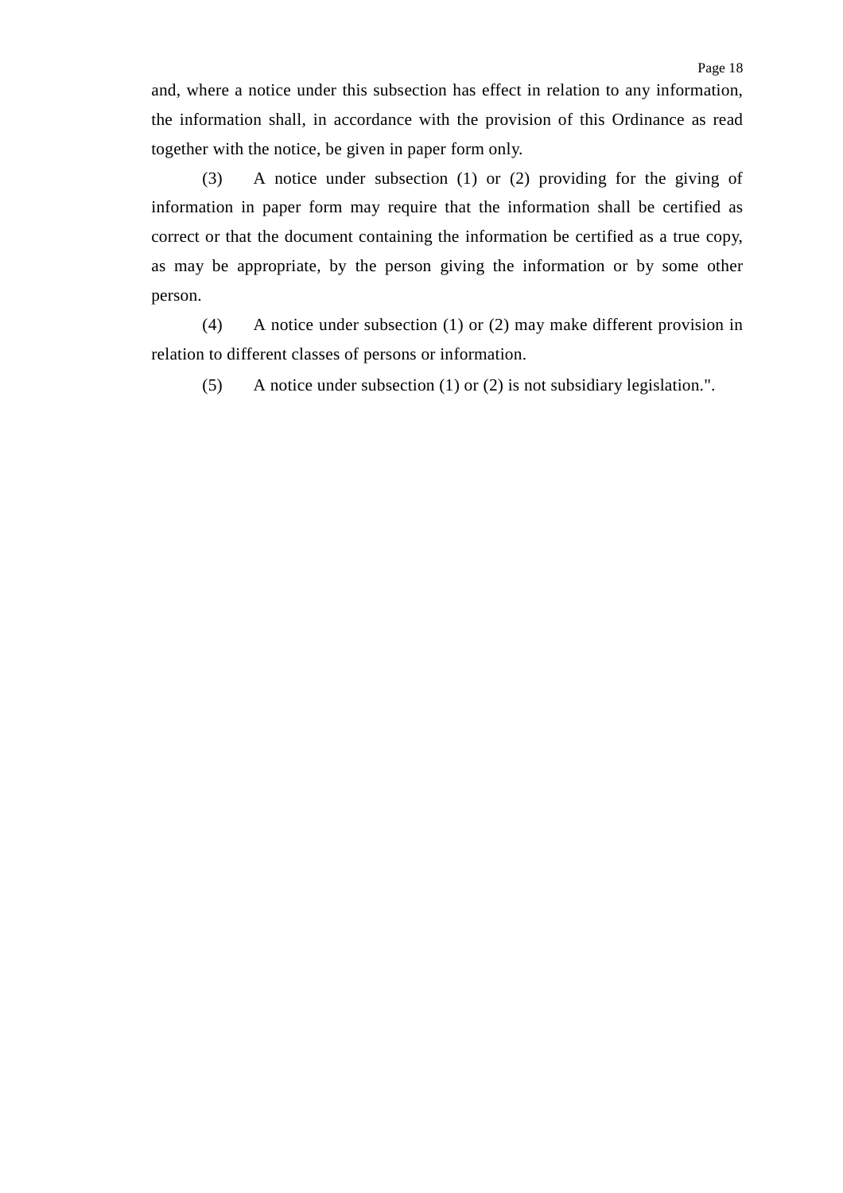and, where a notice under this subsection has effect in relation to any information, the information shall, in accordance with the provision of this Ordinance as read together with the notice, be given in paper form only.

(3) A notice under subsection (1) or (2) providing for the giving of information in paper form may require that the information shall be certified as correct or that the document containing the information be certified as a true copy, as may be appropriate, by the person giving the information or by some other person.

(4) A notice under subsection (1) or (2) may make different provision in relation to different classes of persons or information.

(5) A notice under subsection (1) or (2) is not subsidiary legislation.".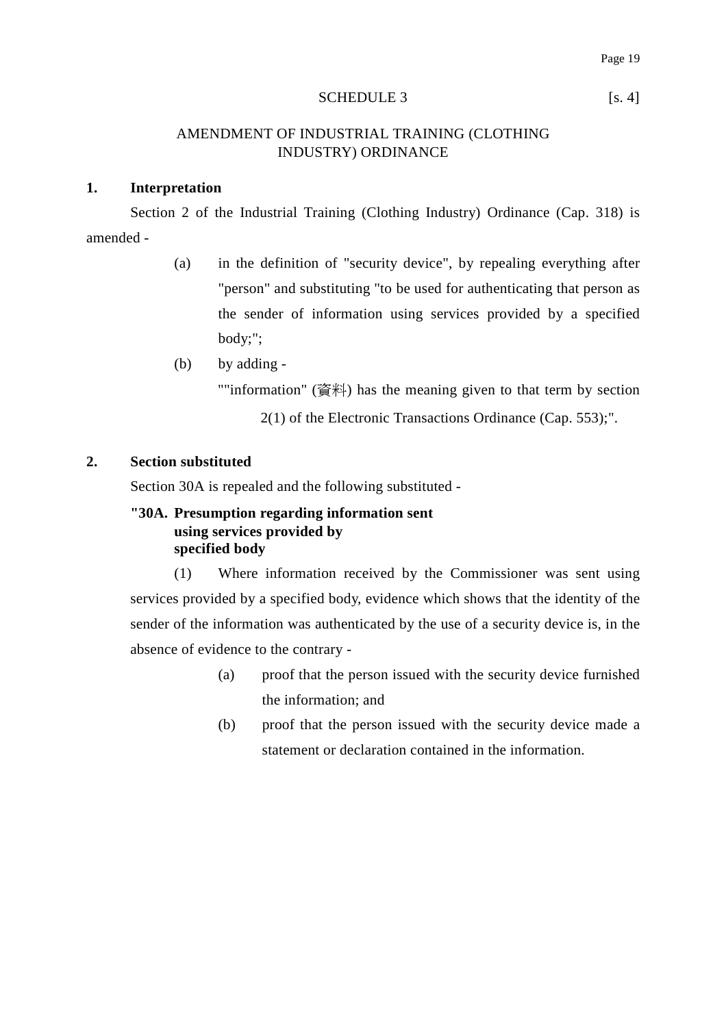SCHEDULE 3 [s. 4]

AMENDMENT OF INDUSTRIAL TRAINING (CLOTHING INDUSTRY) ORDINANCE

**1. Interpretation**

Section 2 of the Industrial Training (Clothing Industry) Ordinance (Cap. 318) is amended -

(a) in the definition of "security device", by repealing everything after "person" and substituting "to be used for authenticating that person as the sender of information using services provided by a specified body;";

(b) by adding -

""information" (資料) has the meaning given to that term by section 2(1) of the Electronic Transactions Ordinance (Cap. 553);".

**2. Section substituted**

Section 30A is repealed and the following substituted -

**"30A. Presumption regarding information sent using services provided by specified body**

(1) Where information received by the Commissioner was sent using services provided by a specified body, evidence which shows that the identity of the sender of the information was authenticated by the use of a security device is, in the absence of evidence to the contrary -

(a) proof that the person issued with the security device furnished the information; and

(b) proof that the person issued with the security device made a statement or declaration contained in the information.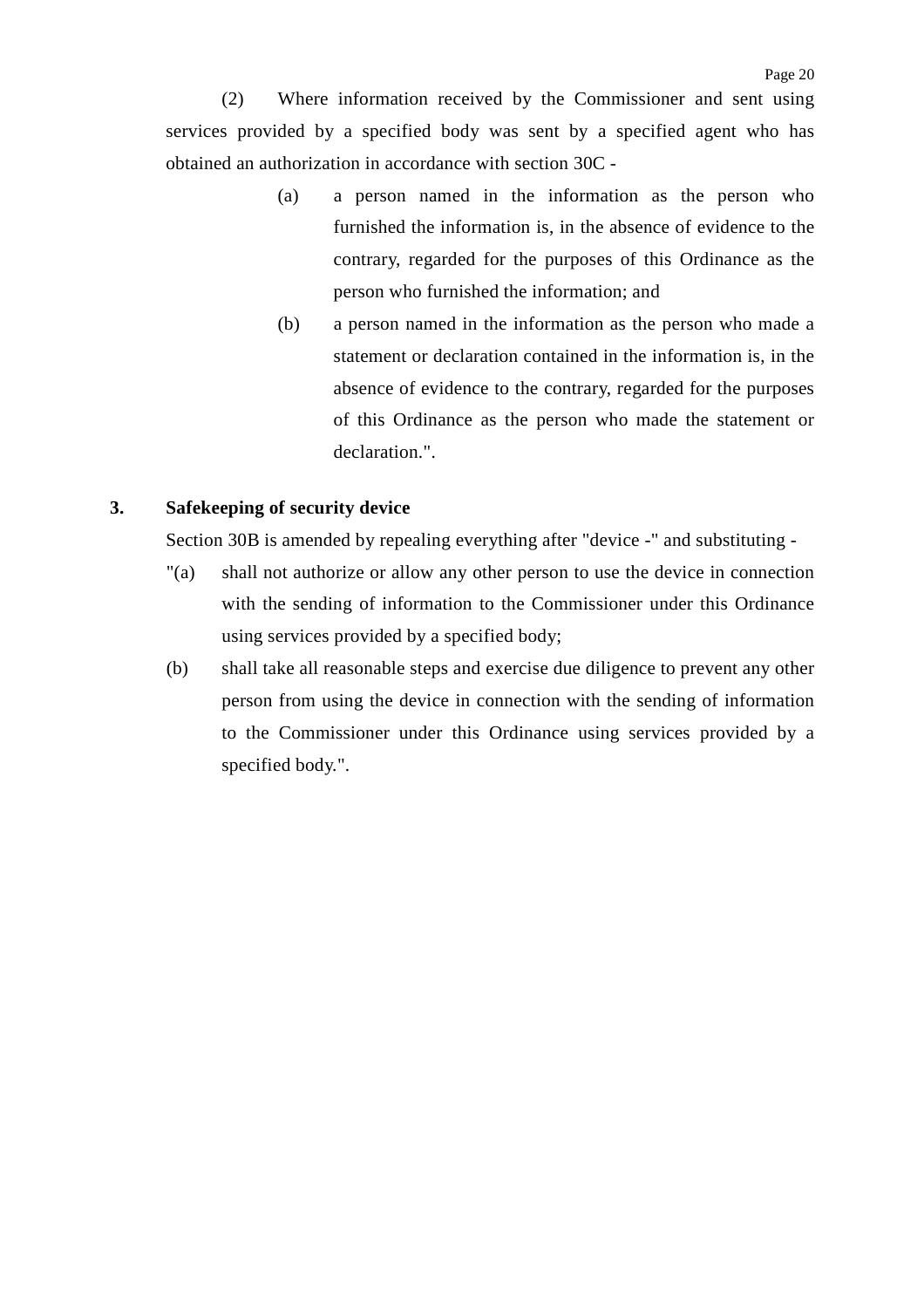(2) Where information received by the Commissioner and sent using services provided by a specified body was sent by a specified agent who has obtained an authorization in accordance with section 30C -

(a) a person named in the information as the person who furnished the information is, in the absence of evidence to the contrary, regarded for the purposes of this Ordinance as the person who furnished the information; and

(b) a person named in the information as the person who made a statement or declaration contained in the information is, in the absence of evidence to the contrary, regarded for the purposes of this Ordinance as the person who made the statement or declaration.".

**3. Safekeeping of security device**

Section 30B is amended by repealing everything after "device -" and substituting -

"(a) shall not authorize or allow any other person to use the device in connection with the sending of information to the Commissioner under this Ordinance using services provided by a specified body;

(b) shall take all reasonable steps and exercise due diligence to prevent any other person from using the device in connection with the sending of information to the Commissioner under this Ordinance using services provided by a specified body.".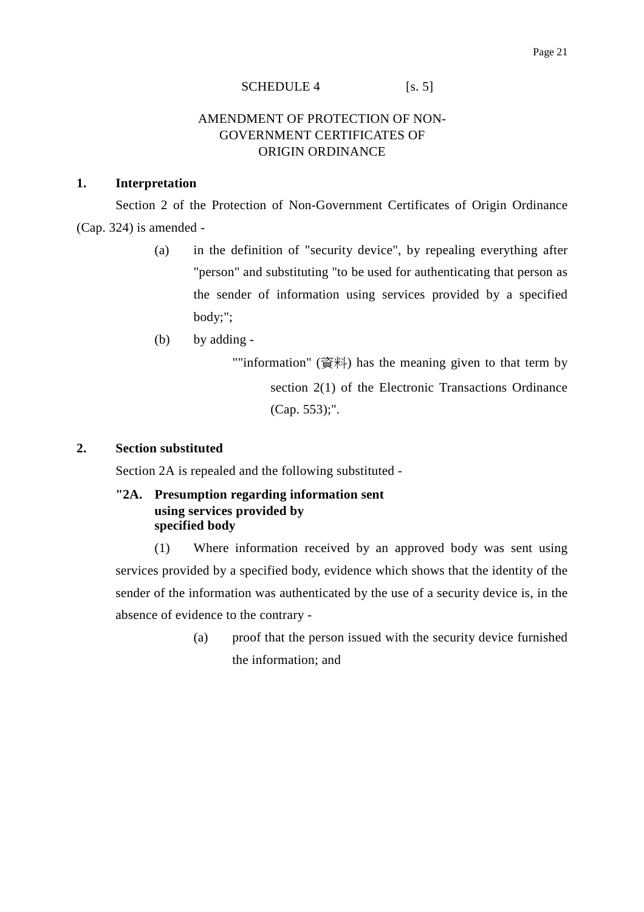SCHEDULE 4 [s. 5]

AMENDMENT OF PROTECTION OF NON-GOVERNMENT CERTIFICATES OF ORIGIN ORDINANCE

**1. Interpretation**

Section 2 of the Protection of Non-Government Certificates of Origin Ordinance (Cap. 324) is amended -

(a) in the definition of "security device", by repealing everything after "person" and substituting "to be used for authenticating that person as the sender of information using services provided by a specified body;";

(b) by adding -

""information" (資料) has the meaning given to that term by section 2(1) of the Electronic Transactions Ordinance (Cap. 553);".

**2. Section substituted**

Section 2A is repealed and the following substituted -

**"2A. Presumption regarding information sent using services provided by specified body**

(1) Where information received by an approved body was sent using services provided by a specified body, evidence which shows that the identity of the sender of the information was authenticated by the use of a security device is, in the absence of evidence to the contrary -

(a) proof that the person issued with the security device furnished the information; and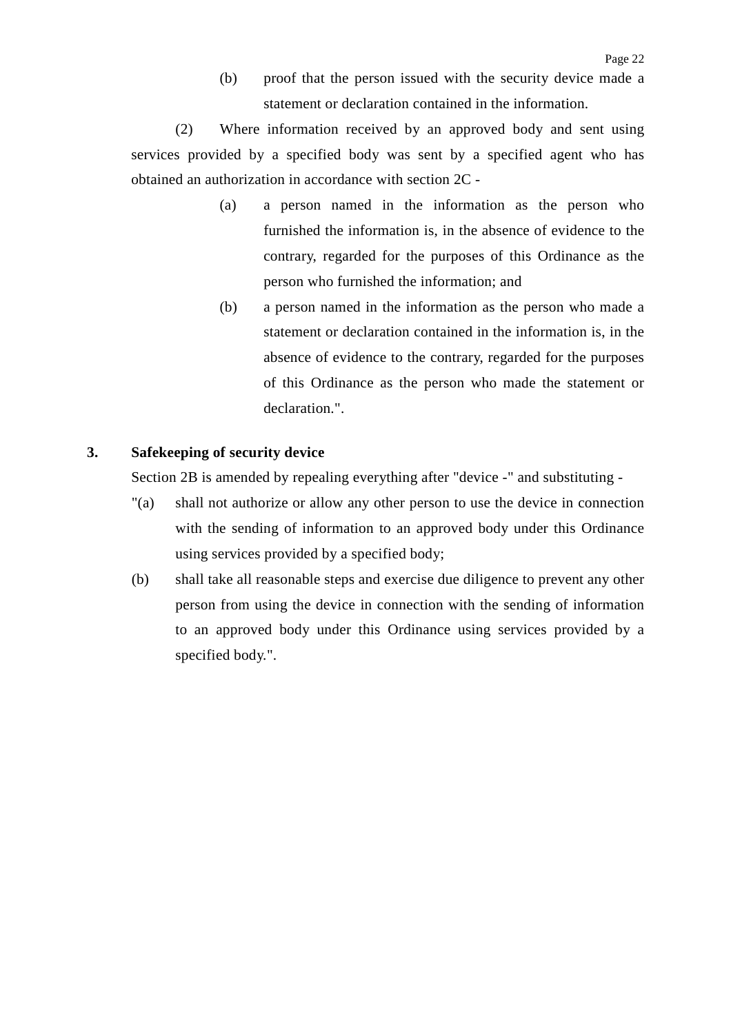(b) proof that the person issued with the security device made a statement or declaration contained in the information.

(2) Where information received by an approved body and sent using services provided by a specified body was sent by a specified agent who has obtained an authorization in accordance with section 2C -

(a) a person named in the information as the person who furnished the information is, in the absence of evidence to the contrary, regarded for the purposes of this Ordinance as the person who furnished the information; and

(b) a person named in the information as the person who made a statement or declaration contained in the information is, in the absence of evidence to the contrary, regarded for the purposes of this Ordinance as the person who made the statement or declaration.".

**3. Safekeeping of security device**

Section 2B is amended by repealing everything after "device -" and substituting -

"(a) shall not authorize or allow any other person to use the device in connection with the sending of information to an approved body under this Ordinance using services provided by a specified body;

(b) shall take all reasonable steps and exercise due diligence to prevent any other person from using the device in connection with the sending of information to an approved body under this Ordinance using services provided by a specified body.".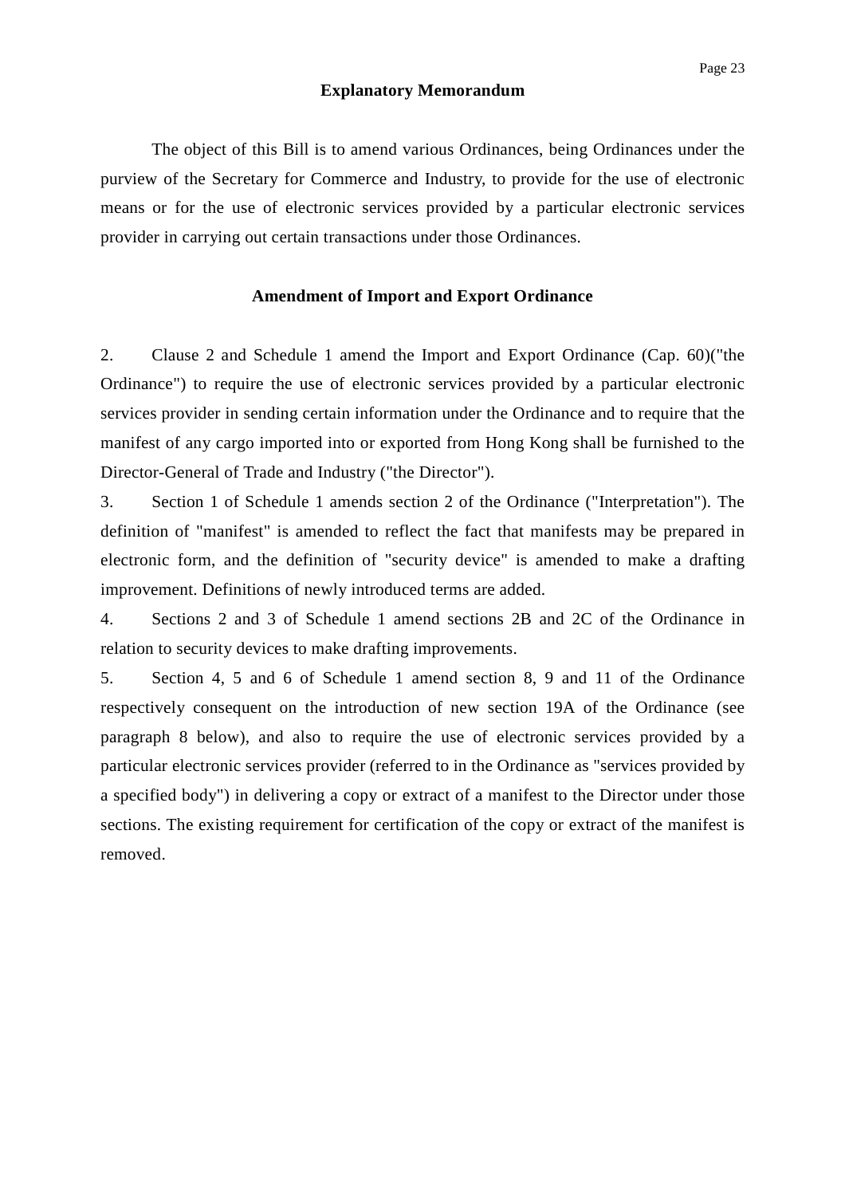## Explanatory Memorandum

The object of this Bill is to amend various Ordinances, being Ordinances under the purview of the Secretary for Commerce and Industry, to provide for the use of electronic means or for the use of electronic services provided by a particular electronic services provider in carrying out certain transactions under those Ordinances.

### Amendment of Import and Export Ordinance

2. Clause 2 and Schedule 1 amend the Import and Export Ordinance (Cap. 60)("the Ordinance") to require the use of electronic services provided by a particular electronic services provider in sending certain information under the Ordinance and to require that the manifest of any cargo imported into or exported from Hong Kong shall be furnished to the Director-General of Trade and Industry ("the Director").

3. Section 1 of Schedule 1 amends section 2 of the Ordinance ("Interpretation"). The definition of "manifest" is amended to reflect the fact that manifests may be prepared in electronic form, and the definition of "security device" is amended to make a drafting improvement. Definitions of newly introduced terms are added.

4. Sections 2 and 3 of Schedule 1 amend sections 2B and 2C of the Ordinance in relation to security devices to make drafting improvements.

5. Section 4, 5 and 6 of Schedule 1 amend section 8, 9 and 11 of the Ordinance respectively consequent on the introduction of new section 19A of the Ordinance (see paragraph 8 below), and also to require the use of electronic services provided by a particular electronic services provider (referred to in the Ordinance as "services provided by a specified body") in delivering a copy or extract of a manifest to the Director under those sections. The existing requirement for certification of the copy or extract of the manifest is removed.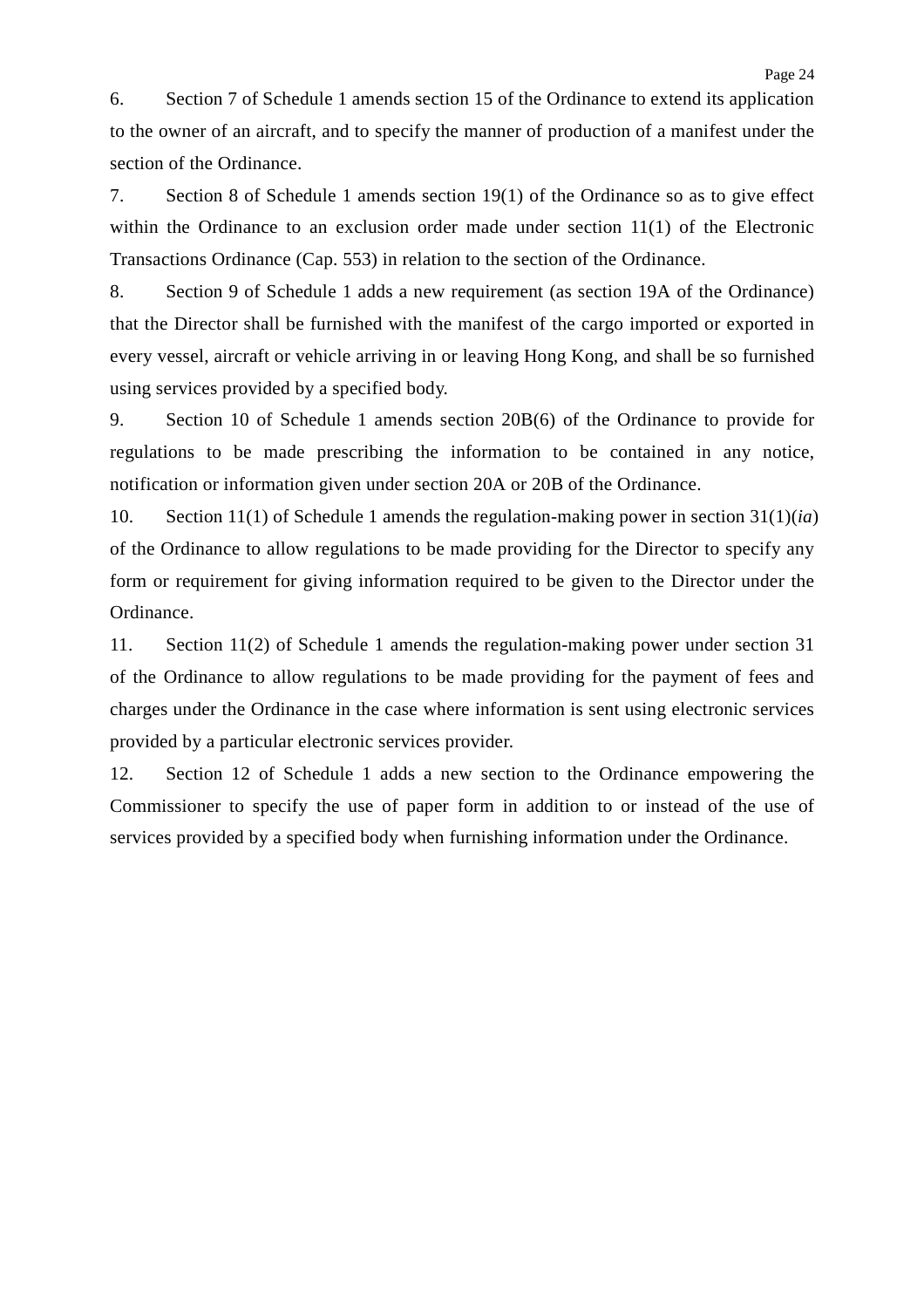6. Section 7 of Schedule 1 amends section 15 of the Ordinance to extend its application to the owner of an aircraft, and to specify the manner of production of a manifest under the section of the Ordinance.

7. Section 8 of Schedule 1 amends section 19(1) of the Ordinance so as to give effect within the Ordinance to an exclusion order made under section 11(1) of the Electronic Transactions Ordinance (Cap. 553) in relation to the section of the Ordinance.

8. Section 9 of Schedule 1 adds a new requirement (as section 19A of the Ordinance) that the Director shall be furnished with the manifest of the cargo imported or exported in every vessel, aircraft or vehicle arriving in or leaving Hong Kong, and shall be so furnished using services provided by a specified body.

9. Section 10 of Schedule 1 amends section 20B(6) of the Ordinance to provide for regulations to be made prescribing the information to be contained in any notice, notification or information given under section 20A or 20B of the Ordinance.

10. Section 11(1) of Schedule 1 amends the regulation-making power in section 31(1)(*ia*) of the Ordinance to allow regulations to be made providing for the Director to specify any form or requirement for giving information required to be given to the Director under the Ordinance.

11. Section 11(2) of Schedule 1 amends the regulation-making power under section 31 of the Ordinance to allow regulations to be made providing for the payment of fees and charges under the Ordinance in the case where information is sent using electronic services provided by a particular electronic services provider.

12. Section 12 of Schedule 1 adds a new section to the Ordinance empowering the Commissioner to specify the use of paper form in addition to or instead of the use of services provided by a specified body when furnishing information under the Ordinance.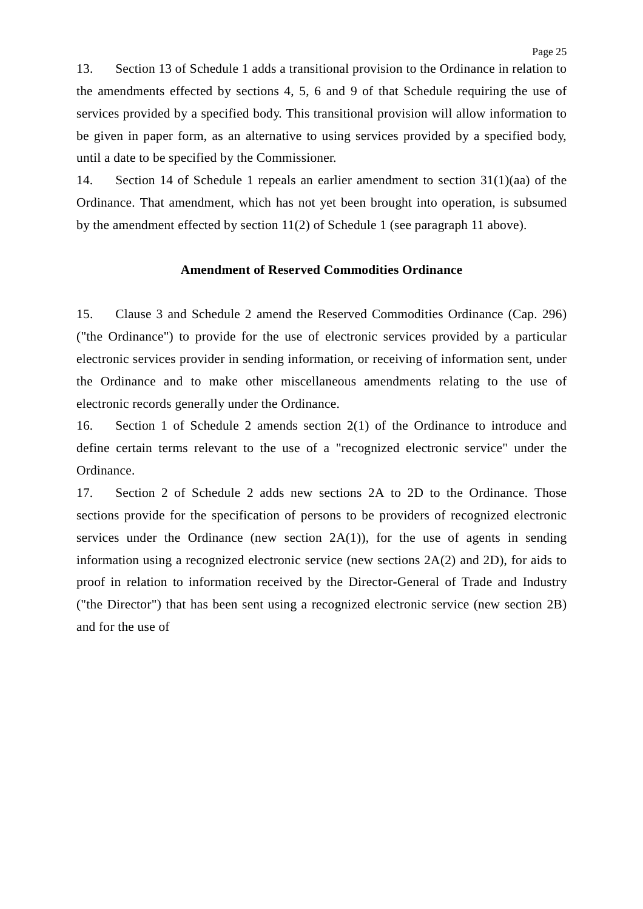13. Section 13 of Schedule 1 adds a transitional provision to the Ordinance in relation to the amendments effected by sections 4, 5, 6 and 9 of that Schedule requiring the use of services provided by a specified body. This transitional provision will allow information to be given in paper form, as an alternative to using services provided by a specified body, until a date to be specified by the Commissioner.

14. Section 14 of Schedule 1 repeals an earlier amendment to section 31(1)(aa) of the Ordinance. That amendment, which has not yet been brought into operation, is subsumed by the amendment effected by section 11(2) of Schedule 1 (see paragraph 11 above).

## Amendment of Reserved Commodities Ordinance

15. Clause 3 and Schedule 2 amend the Reserved Commodities Ordinance (Cap. 296) ("the Ordinance") to provide for the use of electronic services provided by a particular electronic services provider in sending information, or receiving of information sent, under the Ordinance and to make other miscellaneous amendments relating to the use of electronic records generally under the Ordinance.

16. Section 1 of Schedule 2 amends section 2(1) of the Ordinance to introduce and define certain terms relevant to the use of a "recognized electronic service" under the Ordinance.

17. Section 2 of Schedule 2 adds new sections 2A to 2D to the Ordinance. Those sections provide for the specification of persons to be providers of recognized electronic services under the Ordinance (new section 2A(1)), for the use of agents in sending information using a recognized electronic service (new sections 2A(2) and 2D), for aids to proof in relation to information received by the Director-General of Trade and Industry ("the Director") that has been sent using a recognized electronic service (new section 2B) and for the use of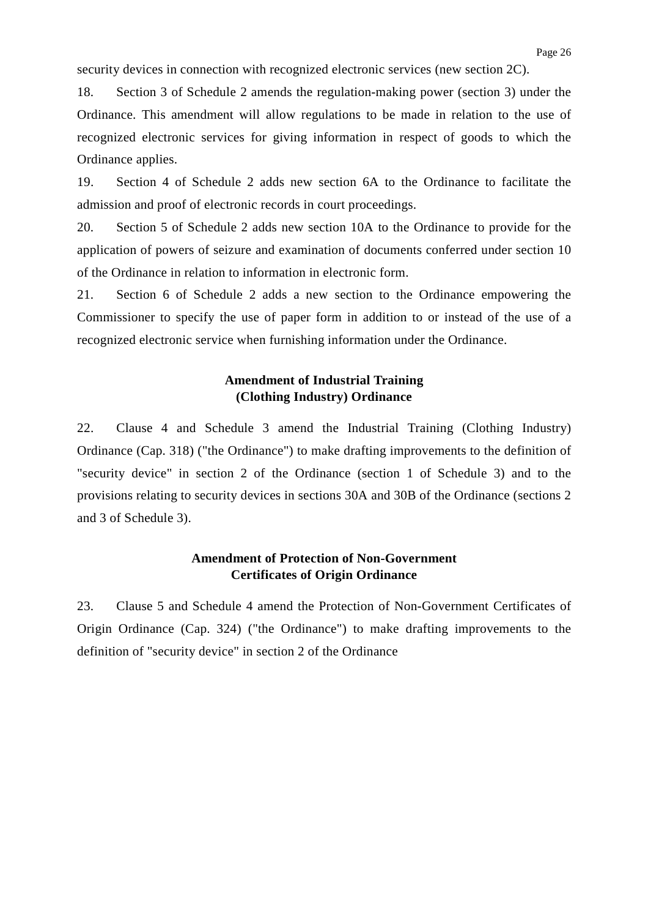security devices in connection with recognized electronic services (new section 2C).

18. Section 3 of Schedule 2 amends the regulation-making power (section 3) under the Ordinance. This amendment will allow regulations to be made in relation to the use of recognized electronic services for giving information in respect of goods to which the Ordinance applies.

19. Section 4 of Schedule 2 adds new section 6A to the Ordinance to facilitate the admission and proof of electronic records in court proceedings.

20. Section 5 of Schedule 2 adds new section 10A to the Ordinance to provide for the application of powers of seizure and examination of documents conferred under section 10 of the Ordinance in relation to information in electronic form.

21. Section 6 of Schedule 2 adds a new section to the Ordinance empowering the Commissioner to specify the use of paper form in addition to or instead of the use of a recognized electronic service when furnishing information under the Ordinance.

**Amendment of Industrial Training (Clothing Industry) Ordinance**

22. Clause 4 and Schedule 3 amend the Industrial Training (Clothing Industry) Ordinance (Cap. 318) ("the Ordinance") to make drafting improvements to the definition of "security device" in section 2 of the Ordinance (section 1 of Schedule 3) and to the provisions relating to security devices in sections 30A and 30B of the Ordinance (sections 2 and 3 of Schedule 3).

**Amendment of Protection of Non-Government Certificates of Origin Ordinance**

23. Clause 5 and Schedule 4 amend the Protection of Non-Government Certificates of Origin Ordinance (Cap. 324) ("the Ordinance") to make drafting improvements to the definition of "security device" in section 2 of the Ordinance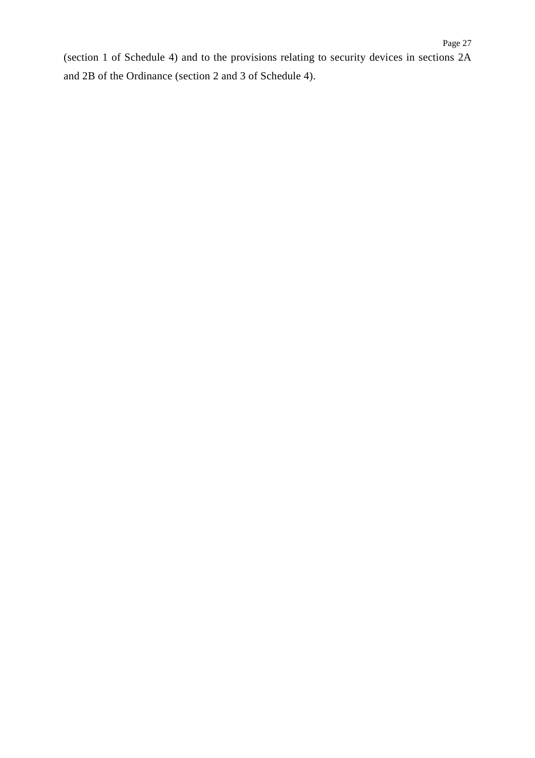(section 1 of Schedule 4) and to the provisions relating to security devices in sections 2A and 2B of the Ordinance (section 2 and 3 of Schedule 4).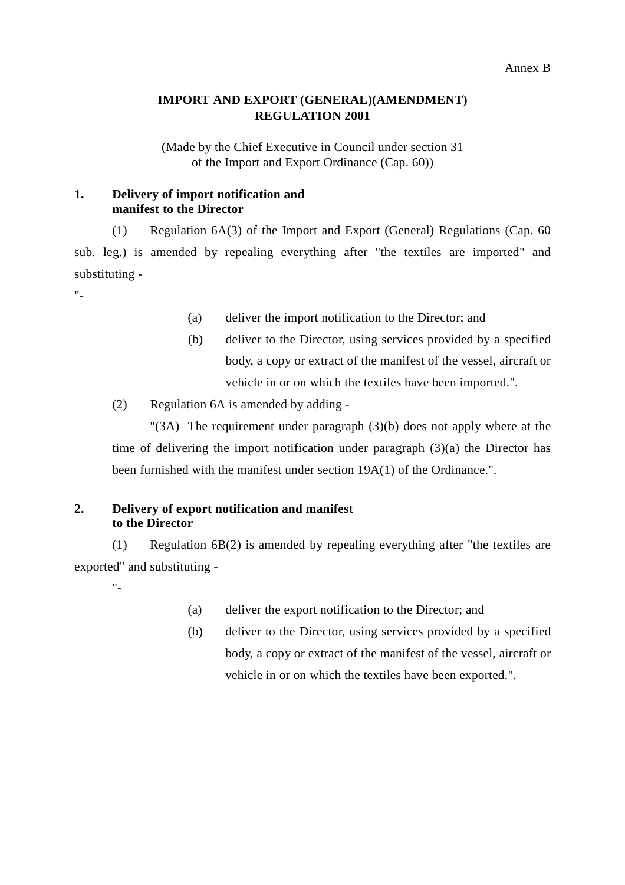Annex B

## IMPORT AND EXPORT (GENERAL)(AMENDMENT) REGULATION 2001

(Made by the Chief Executive in Council under section 31 of the Import and Export Ordinance (Cap. 60))

### 1. Delivery of import notification and manifest to the Director

(1) Regulation 6A(3) of the Import and Export (General) Regulations (Cap. 60 sub. leg.) is amended by repealing everything after "the textiles are imported" and substituting -

"-

(a) deliver the import notification to the Director; and

(b) deliver to the Director, using services provided by a specified body, a copy or extract of the manifest of the vessel, aircraft or vehicle in or on which the textiles have been imported.".

(2) Regulation 6A is amended by adding -

"(3A) The requirement under paragraph (3)(b) does not apply where at the time of delivering the import notification under paragraph (3)(a) the Director has been furnished with the manifest under section 19A(1) of the Ordinance.".

### 2. Delivery of export notification and manifest to the Director

(1) Regulation 6B(2) is amended by repealing everything after "the textiles are exported" and substituting -

"-

(a) deliver the export notification to the Director; and

(b) deliver to the Director, using services provided by a specified body, a copy or extract of the manifest of the vessel, aircraft or vehicle in or on which the textiles have been exported.".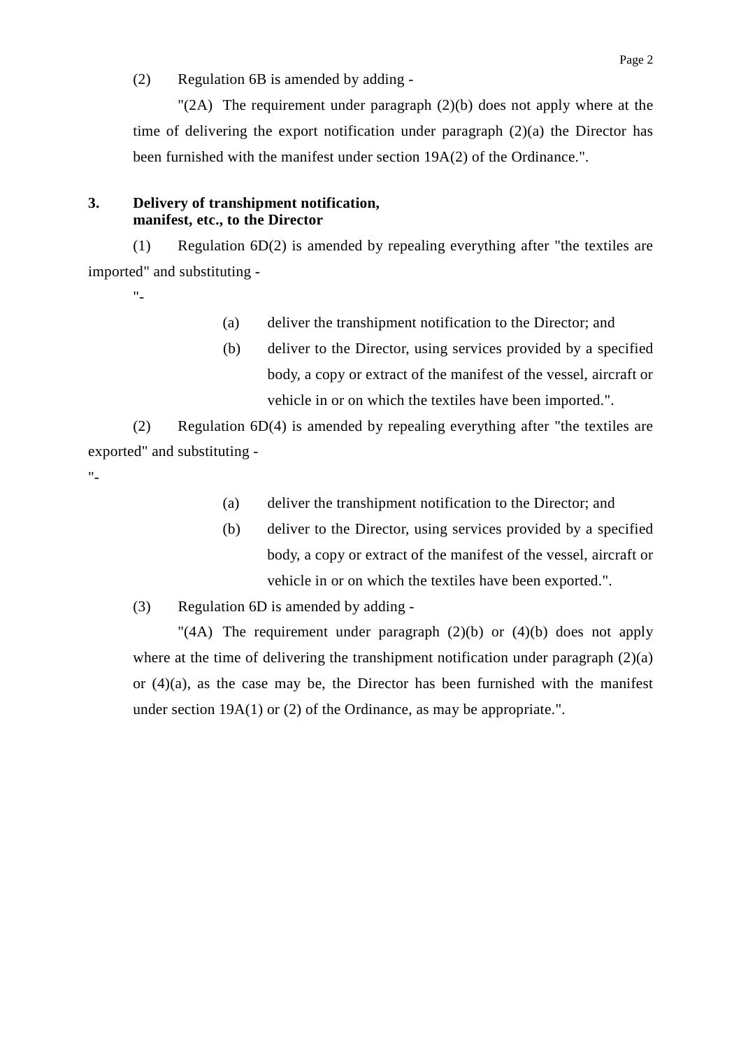(2) Regulation 6B is amended by adding -

"(2A) The requirement under paragraph (2)(b) does not apply where at the time of delivering the export notification under paragraph (2)(a) the Director has been furnished with the manifest under section 19A(2) of the Ordinance.".

### 3. Delivery of transhipment notification, manifest, etc., to the Director

(1) Regulation 6D(2) is amended by repealing everything after "the textiles are imported" and substituting -

"-

(a) deliver the transhipment notification to the Director; and

(b) deliver to the Director, using services provided by a specified body, a copy or extract of the manifest of the vessel, aircraft or vehicle in or on which the textiles have been imported.".

(2) Regulation 6D(4) is amended by repealing everything after "the textiles are exported" and substituting -

"-

(a) deliver the transhipment notification to the Director; and

(b) deliver to the Director, using services provided by a specified body, a copy or extract of the manifest of the vessel, aircraft or vehicle in or on which the textiles have been exported.".

(3) Regulation 6D is amended by adding -

"(4A) The requirement under paragraph (2)(b) or (4)(b) does not apply where at the time of delivering the transhipment notification under paragraph (2)(a) or (4)(a), as the case may be, the Director has been furnished with the manifest under section 19A(1) or (2) of the Ordinance, as may be appropriate.".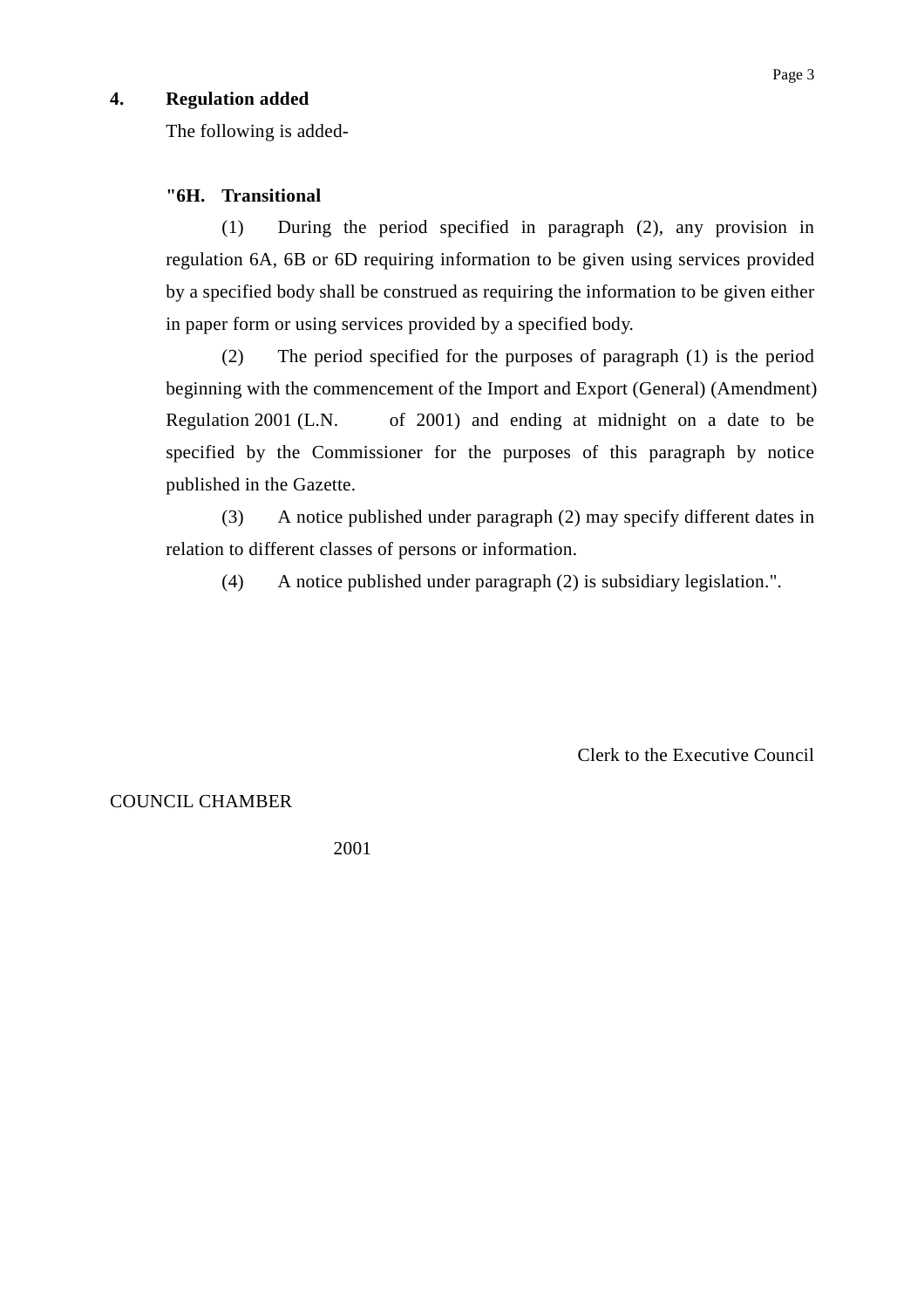**4. Regulation added**

The following is added-

**"6H. Transitional**

(1) During the period specified in paragraph (2), any provision in regulation 6A, 6B or 6D requiring information to be given using services provided by a specified body shall be construed as requiring the information to be given either in paper form or using services provided by a specified body.

(2) The period specified for the purposes of paragraph (1) is the period beginning with the commencement of the Import and Export (General) (Amendment) Regulation 2001 (L.N. of 2001) and ending at midnight on a date to be specified by the Commissioner for the purposes of this paragraph by notice published in the Gazette.

(3) A notice published under paragraph (2) may specify different dates in relation to different classes of persons or information.

(4) A notice published under paragraph (2) is subsidiary legislation.".

Clerk to the Executive Council

COUNCIL CHAMBER

2001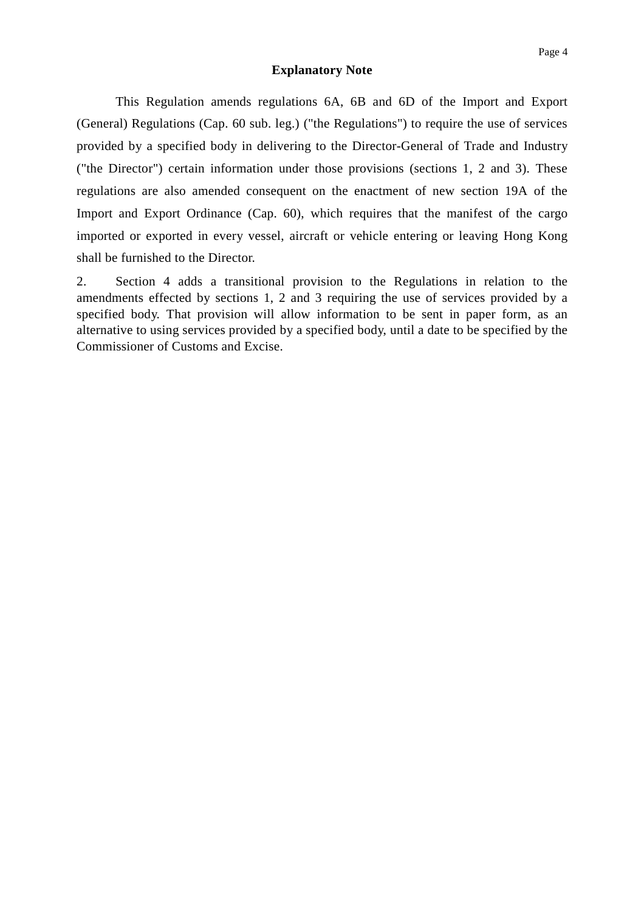## Explanatory Note

This Regulation amends regulations 6A, 6B and 6D of the Import and Export (General) Regulations (Cap. 60 sub. leg.) ("the Regulations") to require the use of services provided by a specified body in delivering to the Director-General of Trade and Industry ("the Director") certain information under those provisions (sections 1, 2 and 3). These regulations are also amended consequent on the enactment of new section 19A of the Import and Export Ordinance (Cap. 60), which requires that the manifest of the cargo imported or exported in every vessel, aircraft or vehicle entering or leaving Hong Kong shall be furnished to the Director.

2. Section 4 adds a transitional provision to the Regulations in relation to the amendments effected by sections 1, 2 and 3 requiring the use of services provided by a specified body. That provision will allow information to be sent in paper form, as an alternative to using services provided by a specified body, until a date to be specified by the Commissioner of Customs and Excise.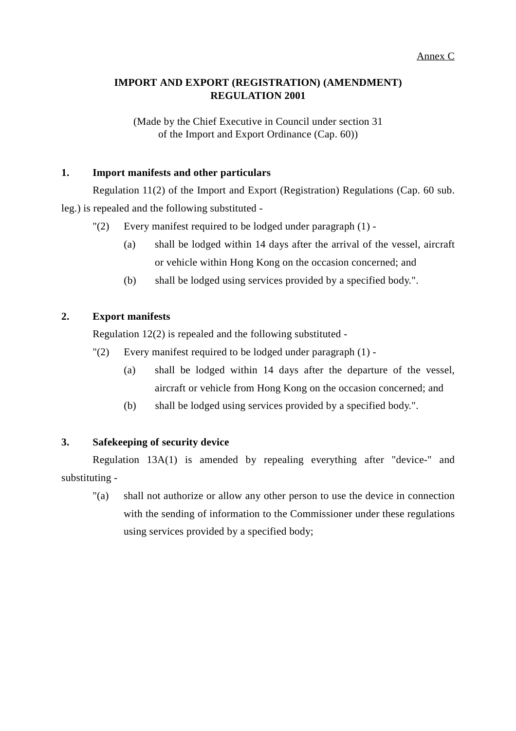Annex C

# IMPORT AND EXPORT (REGISTRATION) (AMENDMENT) REGULATION 2001

(Made by the Chief Executive in Council under section 31 of the Import and Export Ordinance (Cap. 60))

**1. Import manifests and other particulars**

Regulation 11(2) of the Import and Export (Registration) Regulations (Cap. 60 sub. leg.) is repealed and the following substituted -

"(2) Every manifest required to be lodged under paragraph (1) -

(a) shall be lodged within 14 days after the arrival of the vessel, aircraft or vehicle within Hong Kong on the occasion concerned; and

(b) shall be lodged using services provided by a specified body.".

**2. Export manifests**

Regulation 12(2) is repealed and the following substituted -

"(2) Every manifest required to be lodged under paragraph (1) -

(a) shall be lodged within 14 days after the departure of the vessel, aircraft or vehicle from Hong Kong on the occasion concerned; and

(b) shall be lodged using services provided by a specified body.".

**3. Safekeeping of security device**

Regulation 13A(1) is amended by repealing everything after "device-" and substituting -

"(a) shall not authorize or allow any other person to use the device in connection with the sending of information to the Commissioner under these regulations using services provided by a specified body;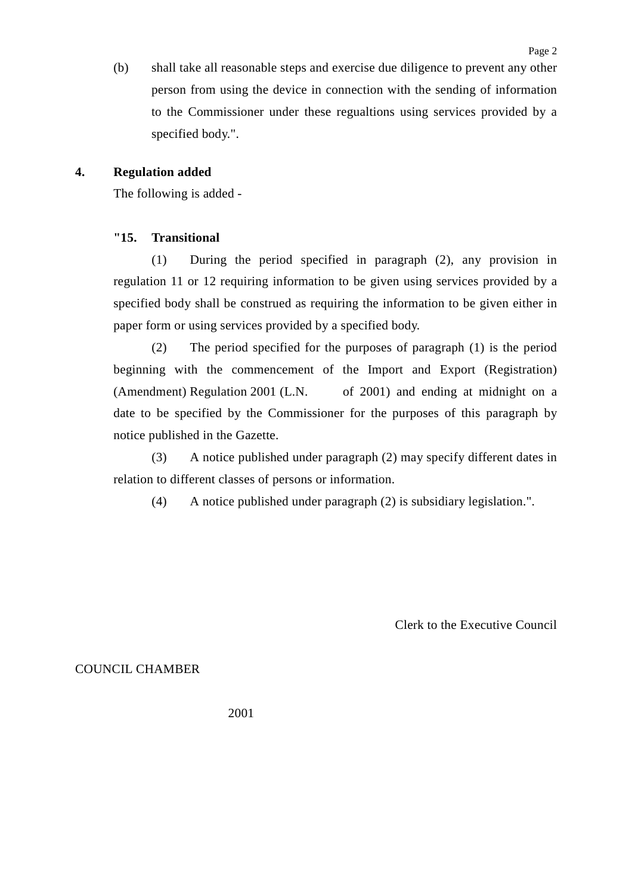(b) shall take all reasonable steps and exercise due diligence to prevent any other person from using the device in connection with the sending of information to the Commissioner under these regualtions using services provided by a specified body.".

**4. Regulation added**

The following is added -

**"15. Transitional**

(1) During the period specified in paragraph (2), any provision in regulation 11 or 12 requiring information to be given using services provided by a specified body shall be construed as requiring the information to be given either in paper form or using services provided by a specified body.

(2) The period specified for the purposes of paragraph (1) is the period beginning with the commencement of the Import and Export (Registration) (Amendment) Regulation 2001 (L.N. of 2001) and ending at midnight on a date to be specified by the Commissioner for the purposes of this paragraph by notice published in the Gazette.

(3) A notice published under paragraph (2) may specify different dates in relation to different classes of persons or information.

(4) A notice published under paragraph (2) is subsidiary legislation.".

Clerk to the Executive Council

COUNCIL CHAMBER

2001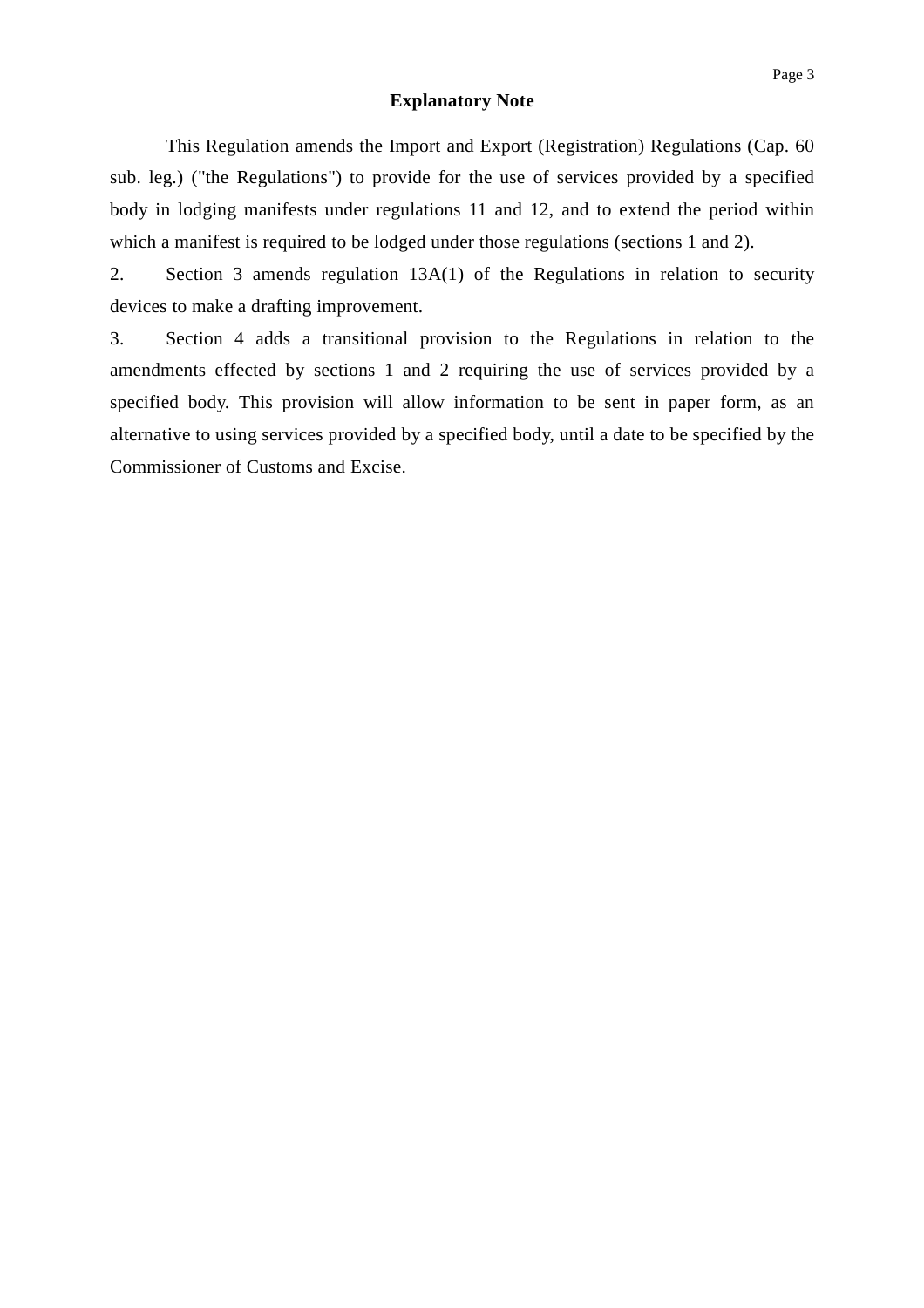## Explanatory Note

This Regulation amends the Import and Export (Registration) Regulations (Cap. 60 sub. leg.) ("the Regulations") to provide for the use of services provided by a specified body in lodging manifests under regulations 11 and 12, and to extend the period within which a manifest is required to be lodged under those regulations (sections 1 and 2).

2. Section 3 amends regulation 13A(1) of the Regulations in relation to security devices to make a drafting improvement.

3. Section 4 adds a transitional provision to the Regulations in relation to the amendments effected by sections 1 and 2 requiring the use of services provided by a specified body. This provision will allow information to be sent in paper form, as an alternative to using services provided by a specified body, until a date to be specified by the Commissioner of Customs and Excise.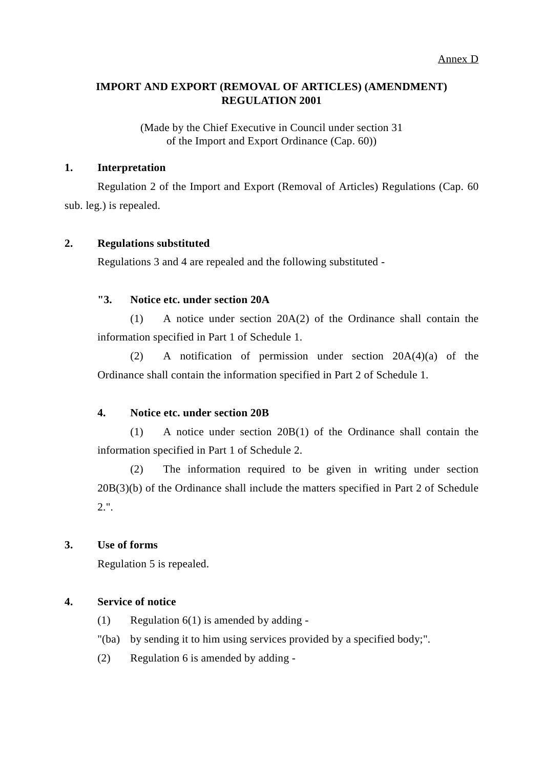Annex D

**IMPORT AND EXPORT (REMOVAL OF ARTICLES) (AMENDMENT) REGULATION 2001**

(Made by the Chief Executive in Council under section 31 of the Import and Export Ordinance (Cap. 60))

**1. Interpretation**

Regulation 2 of the Import and Export (Removal of Articles) Regulations (Cap. 60 sub. leg.) is repealed.

**2. Regulations substituted**

Regulations 3 and 4 are repealed and the following substituted -

**"3. Notice etc. under section 20A**

(1) A notice under section 20A(2) of the Ordinance shall contain the information specified in Part 1 of Schedule 1.

(2) A notification of permission under section 20A(4)(a) of the Ordinance shall contain the information specified in Part 2 of Schedule 1.

**4. Notice etc. under section 20B**

(1) A notice under section 20B(1) of the Ordinance shall contain the information specified in Part 1 of Schedule 2.

(2) The information required to be given in writing under section 20B(3)(b) of the Ordinance shall include the matters specified in Part 2 of Schedule 2.".

**3. Use of forms**

Regulation 5 is repealed.

**4. Service of notice**

(1) Regulation 6(1) is amended by adding -

"(ba) by sending it to him using services provided by a specified body;".

(2) Regulation 6 is amended by adding -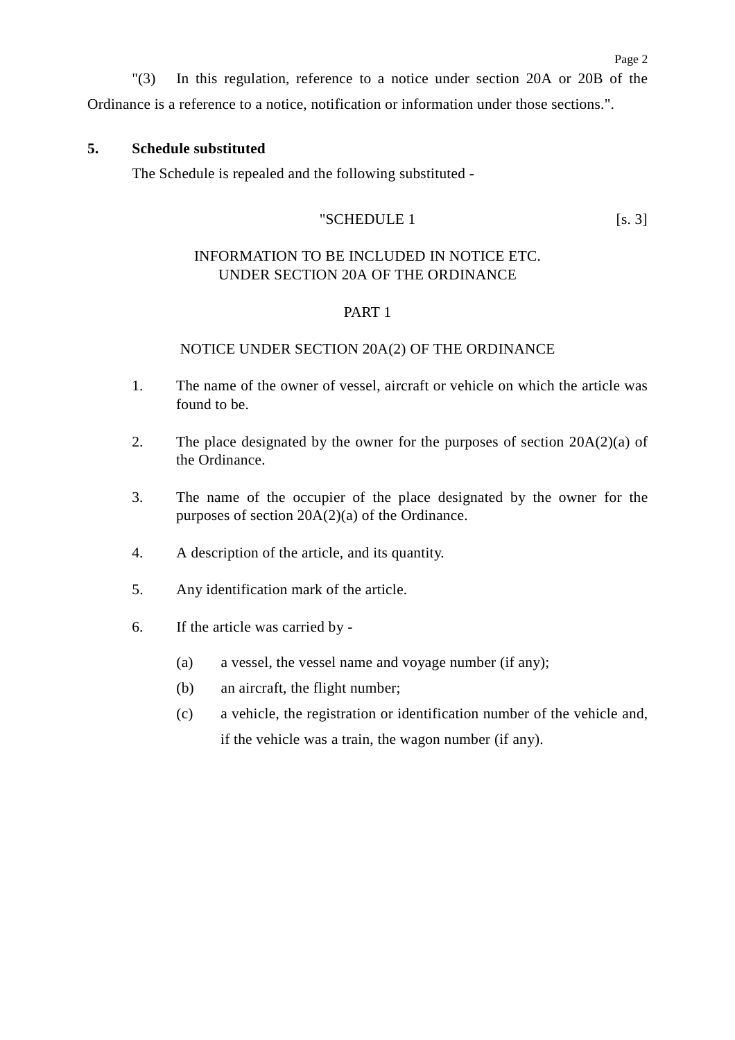"(3) In this regulation, reference to a notice under section 20A or 20B of the Ordinance is a reference to a notice, notification or information under those sections.".

**5. Schedule substituted**

The Schedule is repealed and the following substituted -

"SCHEDULE 1 [s. 3]

INFORMATION TO BE INCLUDED IN NOTICE ETC. UNDER SECTION 20A OF THE ORDINANCE

PART 1

NOTICE UNDER SECTION 20A(2) OF THE ORDINANCE

1. The name of the owner of vessel, aircraft or vehicle on which the article was found to be.

2. The place designated by the owner for the purposes of section 20A(2)(a) of the Ordinance.

3. The name of the occupier of the place designated by the owner for the purposes of section 20A(2)(a) of the Ordinance.

4. A description of the article, and its quantity.

5. Any identification mark of the article.

6. If the article was carried by -

   (a) a vessel, the vessel name and voyage number (if any);

   (b) an aircraft, the flight number;

   (c) a vehicle, the registration or identification number of the vehicle and, if the vehicle was a train, the wagon number (if any).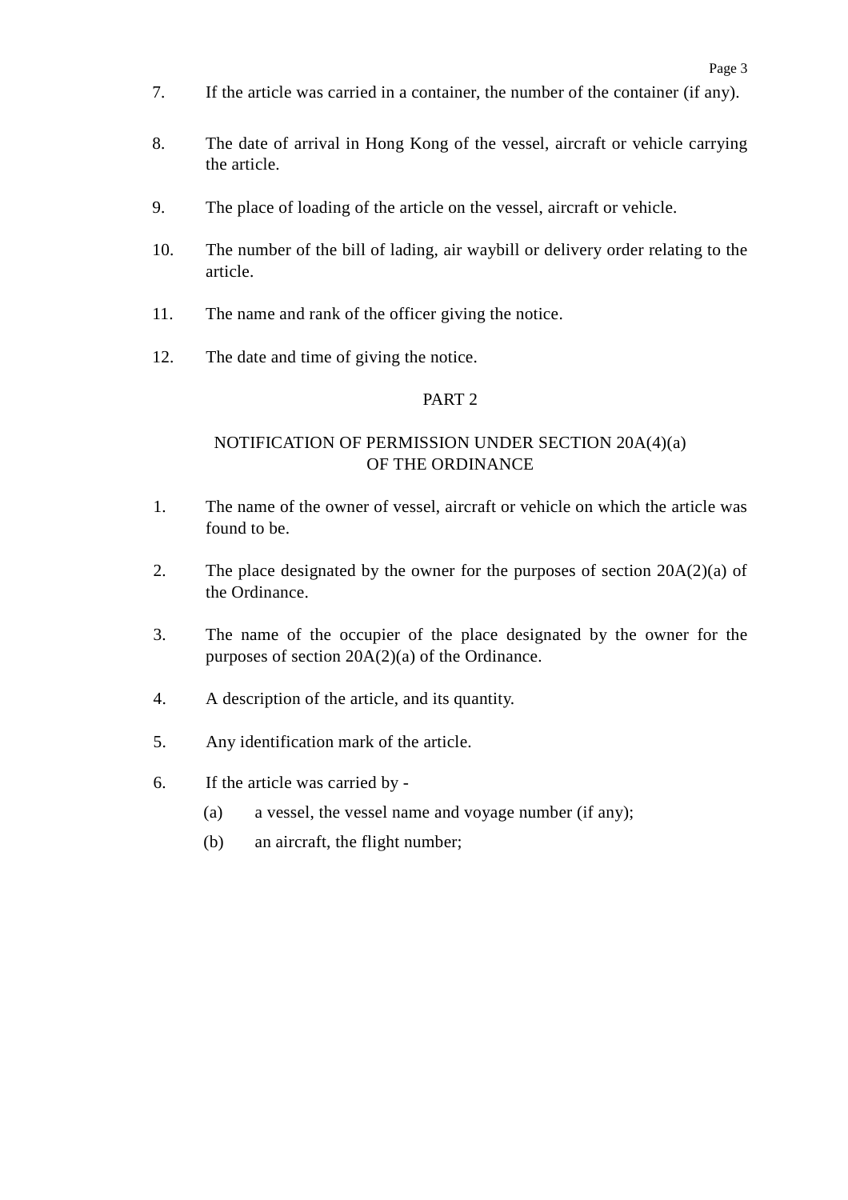7. If the article was carried in a container, the number of the container (if any).

8. The date of arrival in Hong Kong of the vessel, aircraft or vehicle carrying the article.

9. The place of loading of the article on the vessel, aircraft or vehicle.

10. The number of the bill of lading, air waybill or delivery order relating to the article.

11. The name and rank of the officer giving the notice.

12. The date and time of giving the notice.

## PART 2

## NOTIFICATION OF PERMISSION UNDER SECTION 20A(4)(a) OF THE ORDINANCE

1. The name of the owner of vessel, aircraft or vehicle on which the article was found to be.

2. The place designated by the owner for the purposes of section 20A(2)(a) of the Ordinance.

3. The name of the occupier of the place designated by the owner for the purposes of section 20A(2)(a) of the Ordinance.

4. A description of the article, and its quantity.

5. Any identification mark of the article.

6. If the article was carried by -
   (a) a vessel, the vessel name and voyage number (if any);
   (b) an aircraft, the flight number;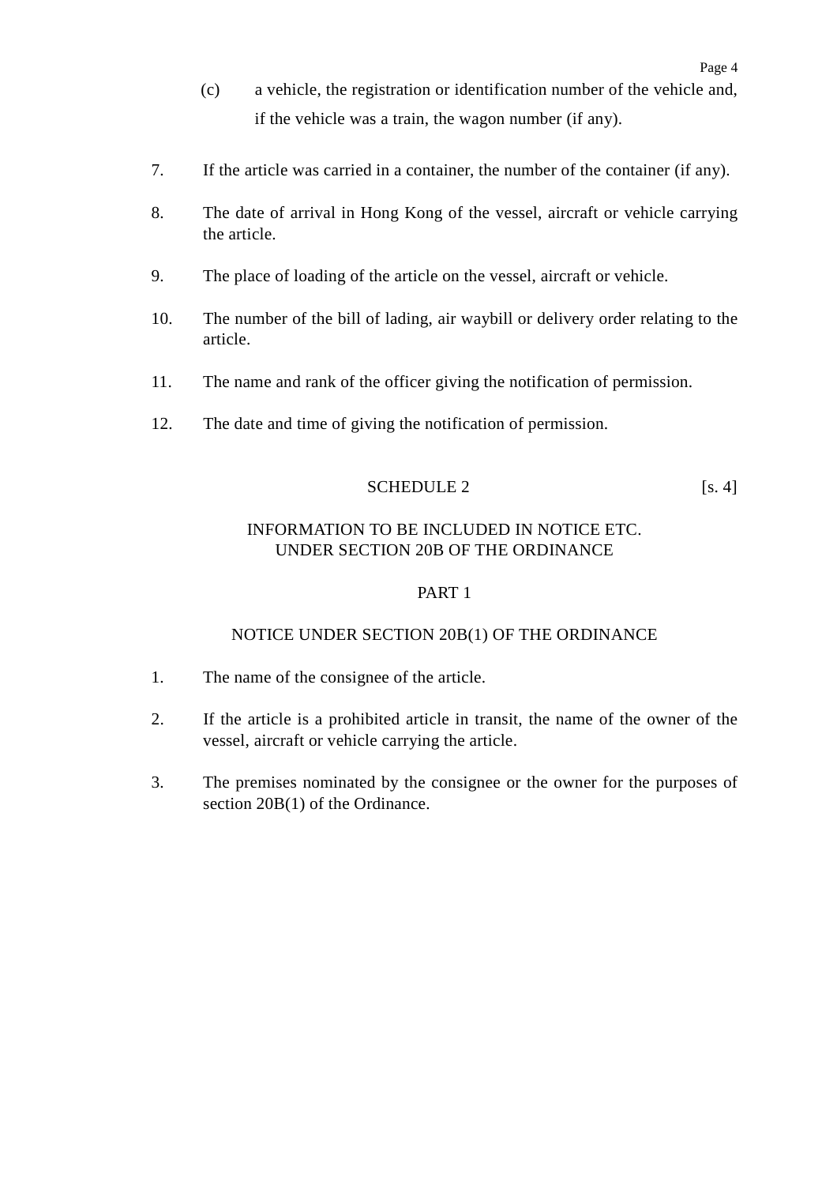(c) a vehicle, the registration or identification number of the vehicle and, if the vehicle was a train, the wagon number (if any).

7. If the article was carried in a container, the number of the container (if any).

8. The date of arrival in Hong Kong of the vessel, aircraft or vehicle carrying the article.

9. The place of loading of the article on the vessel, aircraft or vehicle.

10. The number of the bill of lading, air waybill or delivery order relating to the article.

11. The name and rank of the officer giving the notification of permission.

12. The date and time of giving the notification of permission.

## SCHEDULE 2 [s. 4]

## INFORMATION TO BE INCLUDED IN NOTICE ETC. UNDER SECTION 20B OF THE ORDINANCE

### PART 1

### NOTICE UNDER SECTION 20B(1) OF THE ORDINANCE

1. The name of the consignee of the article.

2. If the article is a prohibited article in transit, the name of the owner of the vessel, aircraft or vehicle carrying the article.

3. The premises nominated by the consignee or the owner for the purposes of section 20B(1) of the Ordinance.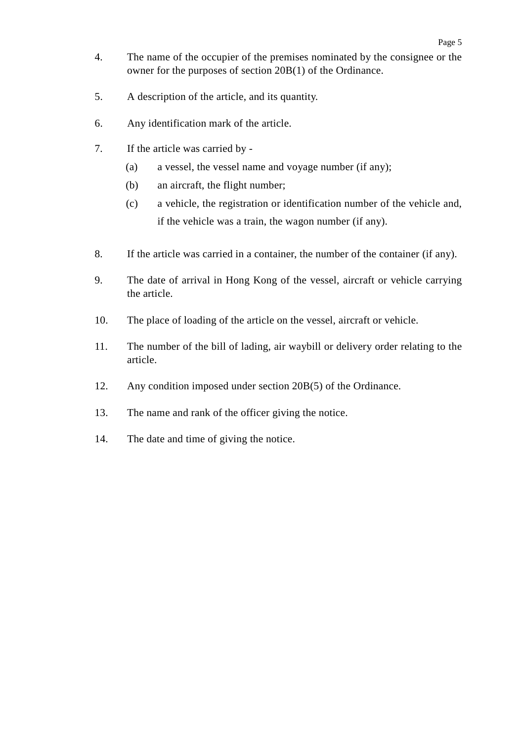4. The name of the occupier of the premises nominated by the consignee or the owner for the purposes of section 20B(1) of the Ordinance.

5. A description of the article, and its quantity.

6. Any identification mark of the article.

7. If the article was carried by -

   (a) a vessel, the vessel name and voyage number (if any);

   (b) an aircraft, the flight number;

   (c) a vehicle, the registration or identification number of the vehicle and, if the vehicle was a train, the wagon number (if any).

8. If the article was carried in a container, the number of the container (if any).

9. The date of arrival in Hong Kong of the vessel, aircraft or vehicle carrying the article.

10. The place of loading of the article on the vessel, aircraft or vehicle.

11. The number of the bill of lading, air waybill or delivery order relating to the article.

12. Any condition imposed under section 20B(5) of the Ordinance.

13. The name and rank of the officer giving the notice.

14. The date and time of giving the notice.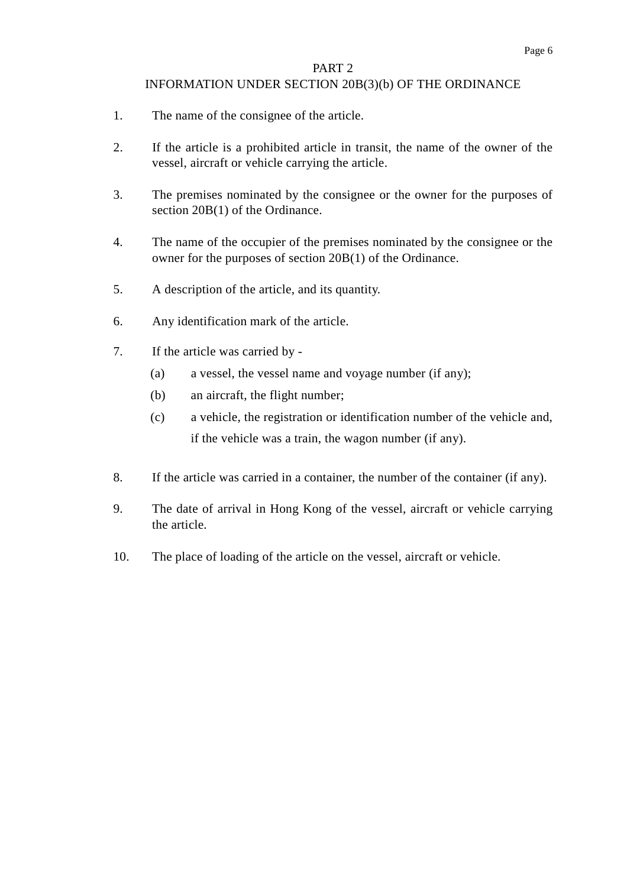## PART 2
## INFORMATION UNDER SECTION 20B(3)(b) OF THE ORDINANCE

1. The name of the consignee of the article.

2. If the article is a prohibited article in transit, the name of the owner of the vessel, aircraft or vehicle carrying the article.

3. The premises nominated by the consignee or the owner for the purposes of section 20B(1) of the Ordinance.

4. The name of the occupier of the premises nominated by the consignee or the owner for the purposes of section 20B(1) of the Ordinance.

5. A description of the article, and its quantity.

6. Any identification mark of the article.

7. If the article was carried by -
   - (a) a vessel, the vessel name and voyage number (if any);
   - (b) an aircraft, the flight number;
   - (c) a vehicle, the registration or identification number of the vehicle and, if the vehicle was a train, the wagon number (if any).

8. If the article was carried in a container, the number of the container (if any).

9. The date of arrival in Hong Kong of the vessel, aircraft or vehicle carrying the article.

10. The place of loading of the article on the vessel, aircraft or vehicle.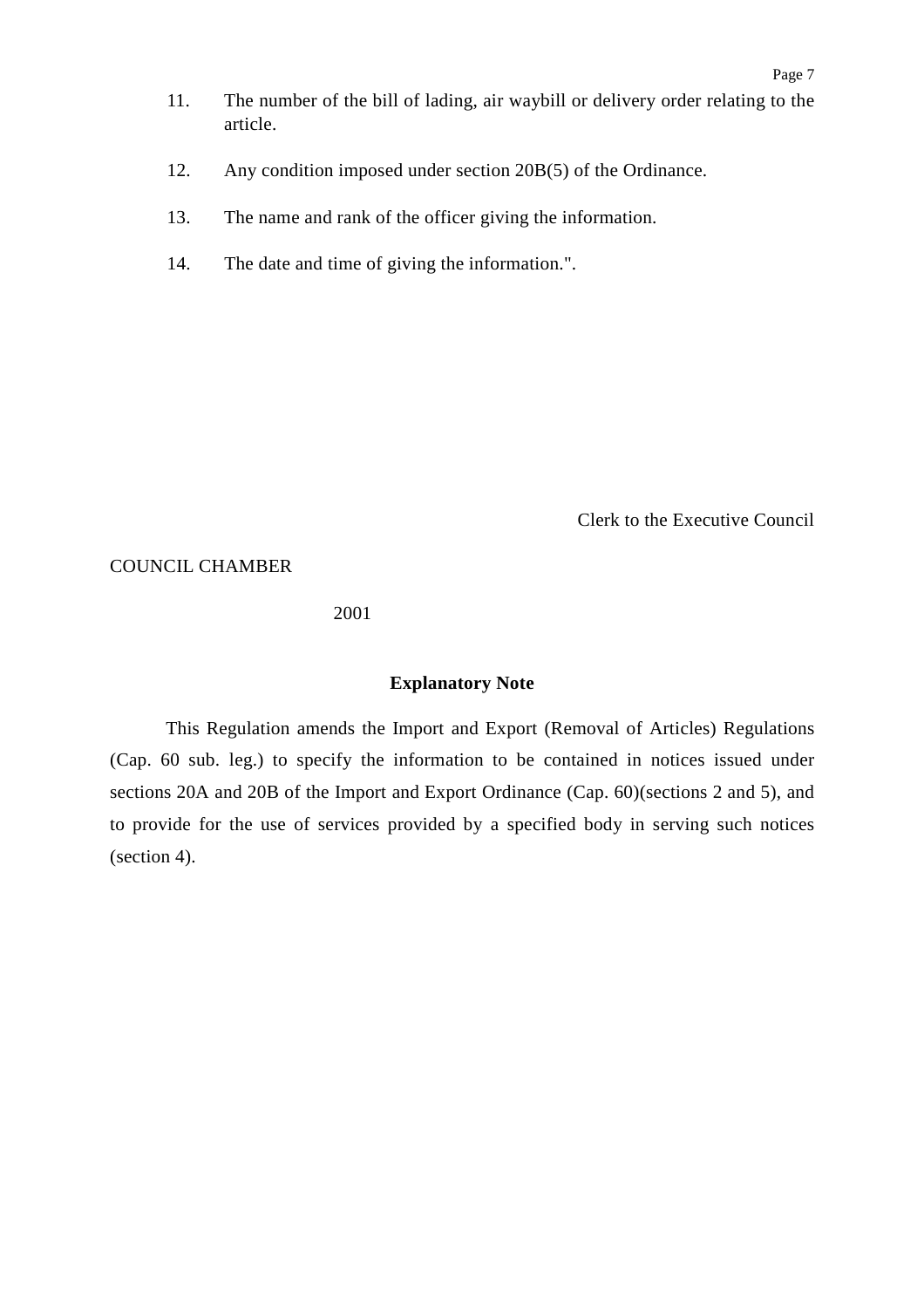11. The number of the bill of lading, air waybill or delivery order relating to the article.

12. Any condition imposed under section 20B(5) of the Ordinance.

13. The name and rank of the officer giving the information.

14. The date and time of giving the information.".

Clerk to the Executive Council

COUNCIL CHAMBER

2001

**Explanatory Note**

This Regulation amends the Import and Export (Removal of Articles) Regulations (Cap. 60 sub. leg.) to specify the information to be contained in notices issued under sections 20A and 20B of the Import and Export Ordinance (Cap. 60)(sections 2 and 5), and to provide for the use of services provided by a specified body in serving such notices (section 4).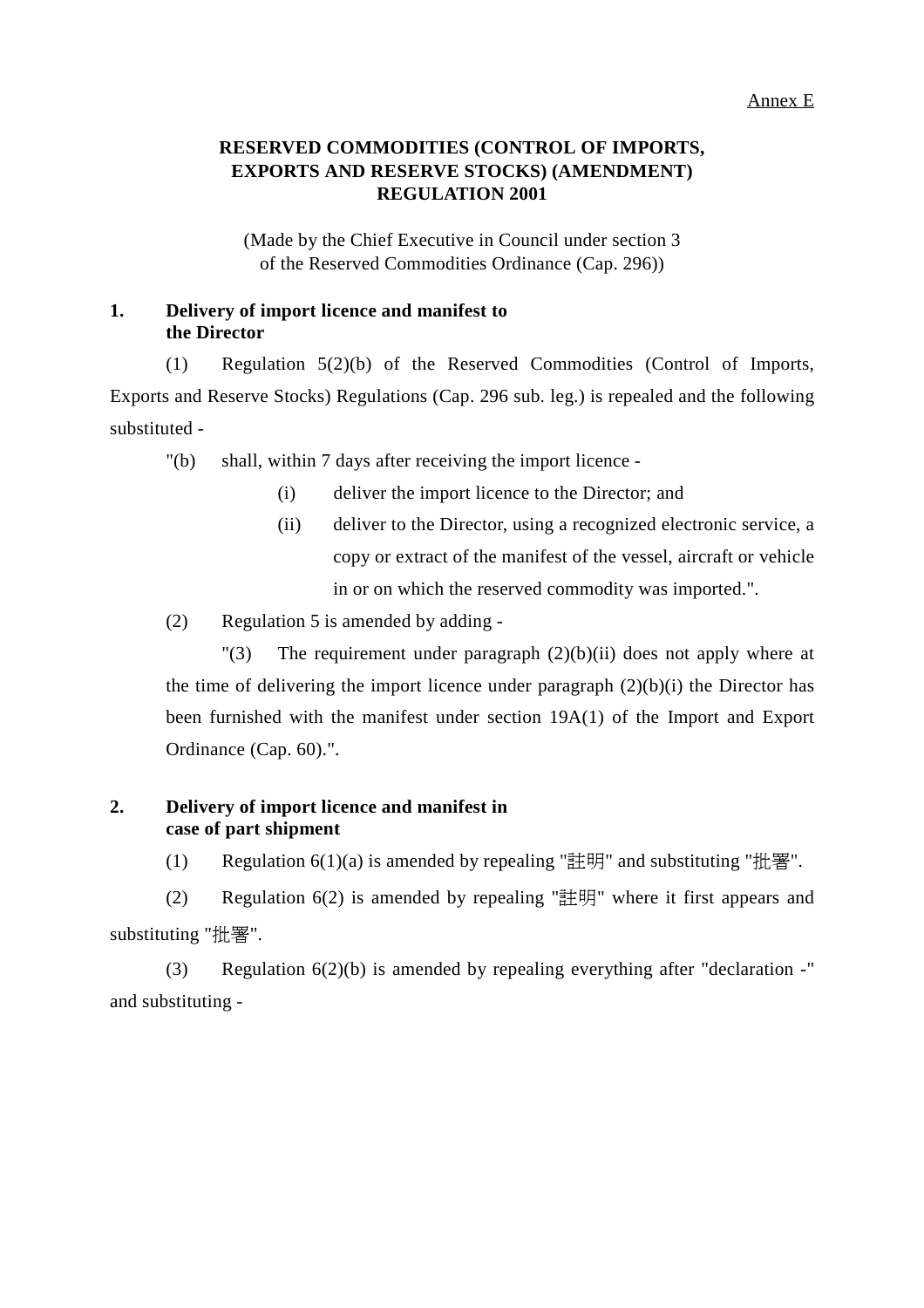Annex E

# RESERVED COMMODITIES (CONTROL OF IMPORTS, EXPORTS AND RESERVE STOCKS) (AMENDMENT) REGULATION 2001

(Made by the Chief Executive in Council under section 3 of the Reserved Commodities Ordinance (Cap. 296))

## 1. Delivery of import licence and manifest to the Director

(1) Regulation 5(2)(b) of the Reserved Commodities (Control of Imports, Exports and Reserve Stocks) Regulations (Cap. 296 sub. leg.) is repealed and the following substituted -

"(b) shall, within 7 days after receiving the import licence -

(i) deliver the import licence to the Director; and

(ii) deliver to the Director, using a recognized electronic service, a copy or extract of the manifest of the vessel, aircraft or vehicle in or on which the reserved commodity was imported.".

(2) Regulation 5 is amended by adding -

"(3) The requirement under paragraph (2)(b)(ii) does not apply where at the time of delivering the import licence under paragraph (2)(b)(i) the Director has been furnished with the manifest under section 19A(1) of the Import and Export Ordinance (Cap. 60).".

## 2. Delivery of import licence and manifest in case of part shipment

(1) Regulation 6(1)(a) is amended by repealing "註明" and substituting "批署".

(2) Regulation 6(2) is amended by repealing "註明" where it first appears and substituting "批署".

(3) Regulation 6(2)(b) is amended by repealing everything after "declaration -" and substituting -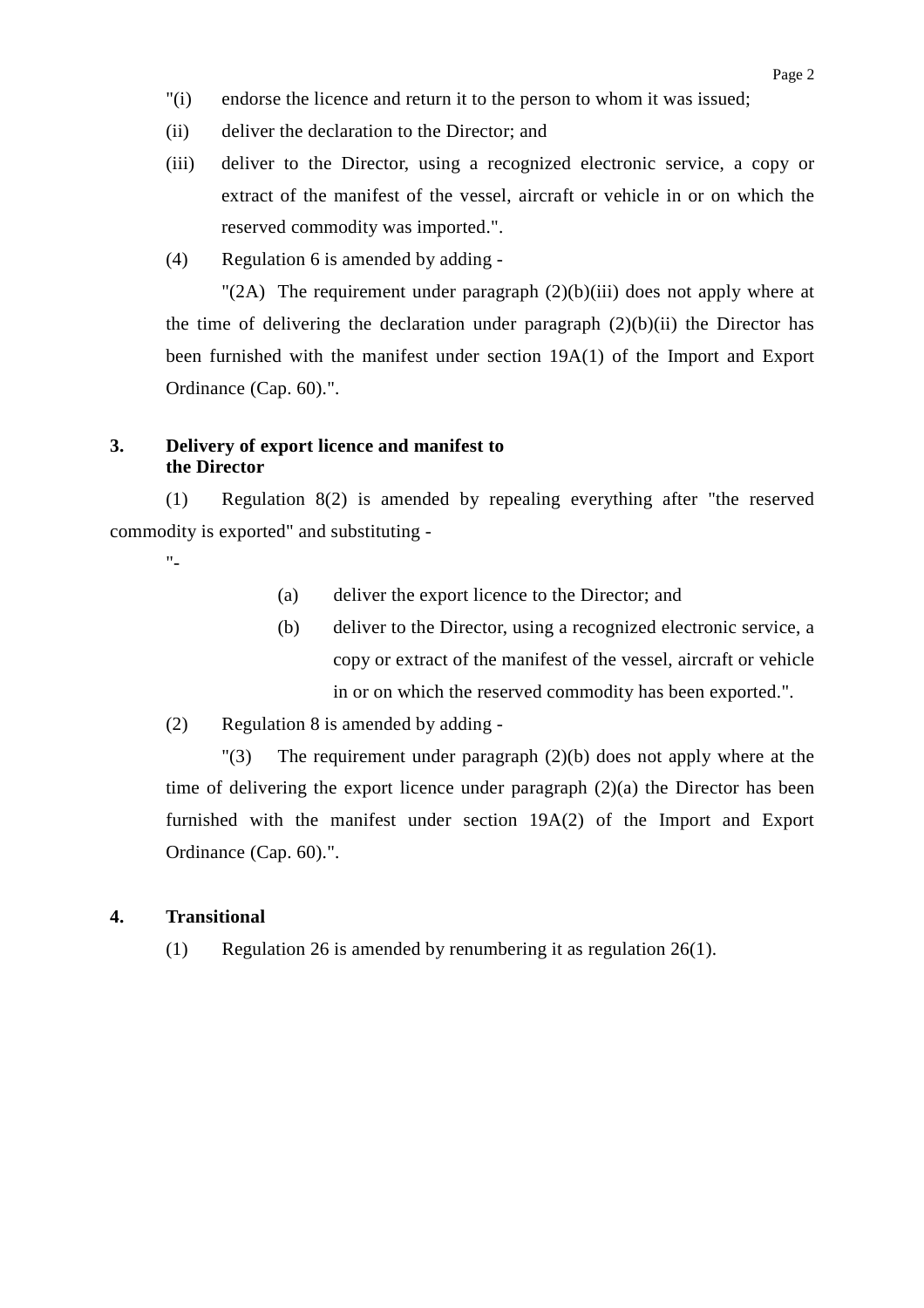"(i) endorse the licence and return it to the person to whom it was issued;

(ii) deliver the declaration to the Director; and

(iii) deliver to the Director, using a recognized electronic service, a copy or extract of the manifest of the vessel, aircraft or vehicle in or on which the reserved commodity was imported.".

(4) Regulation 6 is amended by adding -

"(2A) The requirement under paragraph (2)(b)(iii) does not apply where at the time of delivering the declaration under paragraph (2)(b)(ii) the Director has been furnished with the manifest under section 19A(1) of the Import and Export Ordinance (Cap. 60).".

**3. Delivery of export licence and manifest to the Director**

(1) Regulation 8(2) is amended by repealing everything after "the reserved commodity is exported" and substituting -

"-

(a) deliver the export licence to the Director; and

(b) deliver to the Director, using a recognized electronic service, a copy or extract of the manifest of the vessel, aircraft or vehicle in or on which the reserved commodity has been exported.".

(2) Regulation 8 is amended by adding -

"(3) The requirement under paragraph (2)(b) does not apply where at the time of delivering the export licence under paragraph (2)(a) the Director has been furnished with the manifest under section 19A(2) of the Import and Export Ordinance (Cap. 60).".

**4. Transitional**

(1) Regulation 26 is amended by renumbering it as regulation 26(1).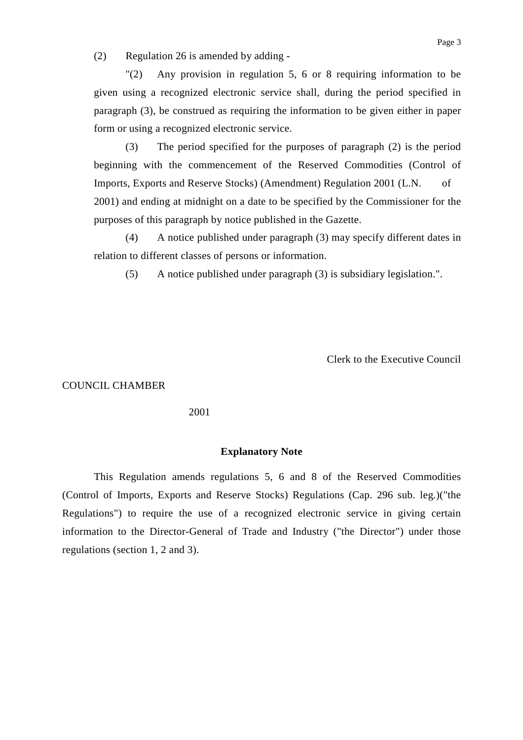(2) Regulation 26 is amended by adding -

"(2) Any provision in regulation 5, 6 or 8 requiring information to be given using a recognized electronic service shall, during the period specified in paragraph (3), be construed as requiring the information to be given either in paper form or using a recognized electronic service.

(3) The period specified for the purposes of paragraph (2) is the period beginning with the commencement of the Reserved Commodities (Control of Imports, Exports and Reserve Stocks) (Amendment) Regulation 2001 (L.N. of 2001) and ending at midnight on a date to be specified by the Commissioner for the purposes of this paragraph by notice published in the Gazette.

(4) A notice published under paragraph (3) may specify different dates in relation to different classes of persons or information.

(5) A notice published under paragraph (3) is subsidiary legislation.".

Clerk to the Executive Council

COUNCIL CHAMBER

2001

**Explanatory Note**

This Regulation amends regulations 5, 6 and 8 of the Reserved Commodities (Control of Imports, Exports and Reserve Stocks) Regulations (Cap. 296 sub. leg.)("the Regulations") to require the use of a recognized electronic service in giving certain information to the Director-General of Trade and Industry ("the Director") under those regulations (section 1, 2 and 3).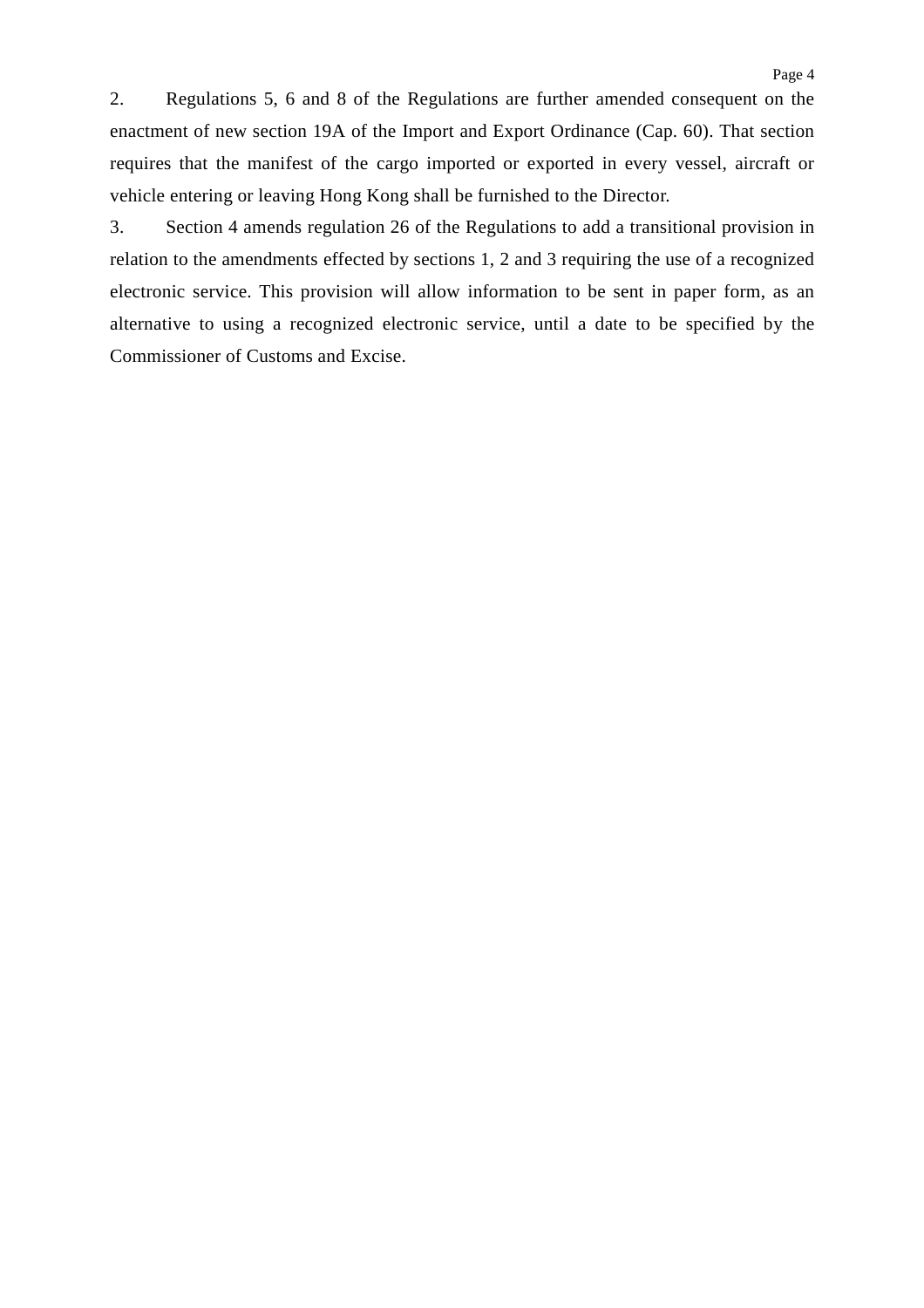2. Regulations 5, 6 and 8 of the Regulations are further amended consequent on the enactment of new section 19A of the Import and Export Ordinance (Cap. 60). That section requires that the manifest of the cargo imported or exported in every vessel, aircraft or vehicle entering or leaving Hong Kong shall be furnished to the Director.

3. Section 4 amends regulation 26 of the Regulations to add a transitional provision in relation to the amendments effected by sections 1, 2 and 3 requiring the use of a recognized electronic service. This provision will allow information to be sent in paper form, as an alternative to using a recognized electronic service, until a date to be specified by the Commissioner of Customs and Excise.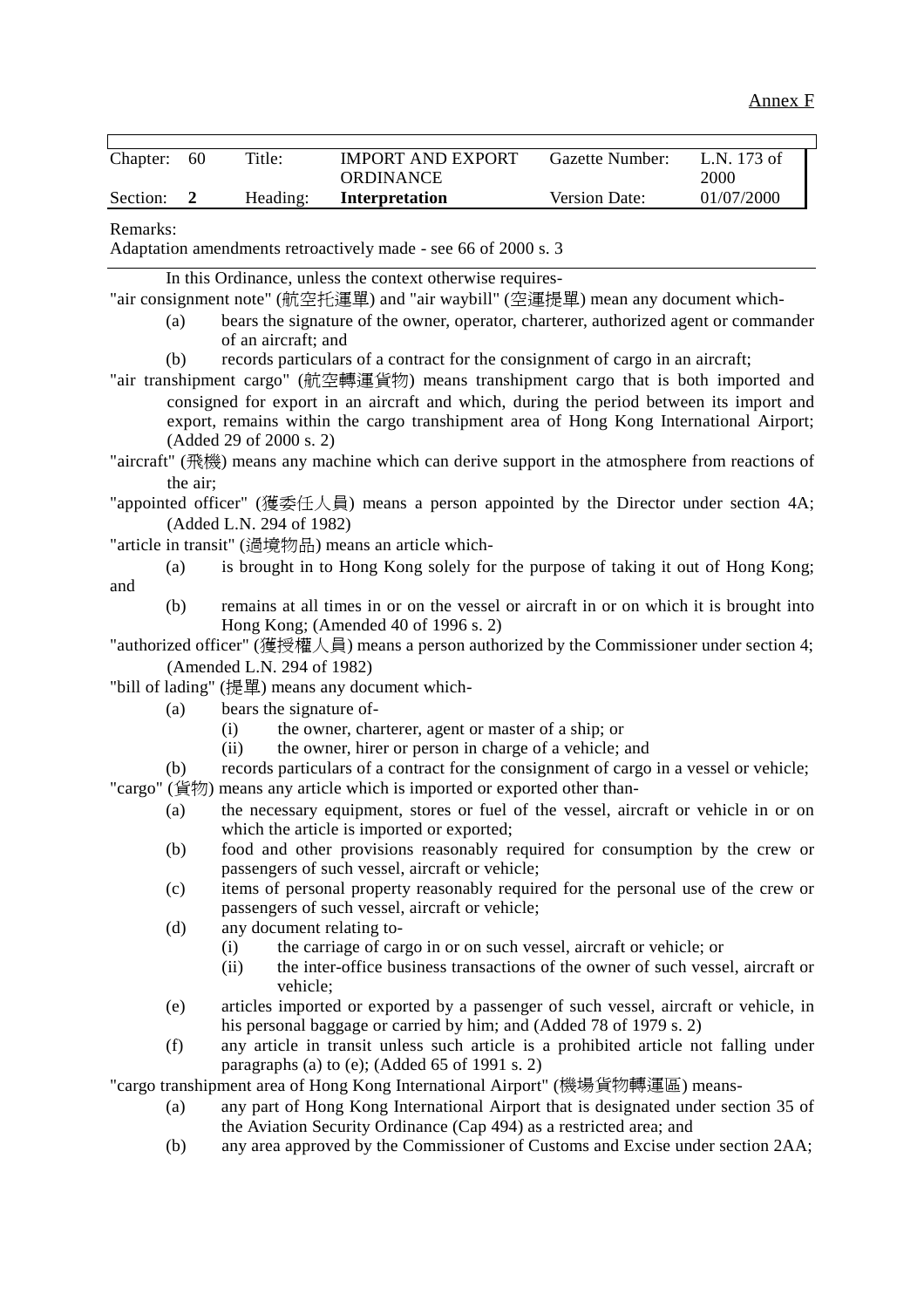Annex F

| Chapter: | 60 | Title: | IMPORT AND EXPORT ORDINANCE | Gazette Number: | L.N. 173 of 2000 |
|---|---|---|---|---|---|
| Section: | **2** | Heading: | **Interpretation** | Version Date: | 01/07/2000 |

Remarks:
Adaptation amendments retroactively made - see 66 of 2000 s. 3

In this Ordinance, unless the context otherwise requires-

"air consignment note" (航空托運單) and "air waybill" (空運提單) mean any document which-

(a) bears the signature of the owner, operator, charterer, authorized agent or commander of an aircraft; and
(b) records particulars of a contract for the consignment of cargo in an aircraft;

"air transhipment cargo" (航空轉運貨物) means transhipment cargo that is both imported and consigned for export in an aircraft and which, during the period between its import and export, remains within the cargo transhipment area of Hong Kong International Airport; (Added 29 of 2000 s. 2)

"aircraft" (飛機) means any machine which can derive support in the atmosphere from reactions of the air;

"appointed officer" (獲委任人員) means a person appointed by the Director under section 4A; (Added L.N. 294 of 1982)

"article in transit" (過境物品) means an article which-

(a) is brought in to Hong Kong solely for the purpose of taking it out of Hong Kong; and
(b) remains at all times in or on the vessel or aircraft in or on which it is brought into Hong Kong; (Amended 40 of 1996 s. 2)

"authorized officer" (獲授權人員) means a person authorized by the Commissioner under section 4; (Amended L.N. 294 of 1982)

"bill of lading" (提單) means any document which-

(a) bears the signature of-
    (i) the owner, charterer, agent or master of a ship; or
    (ii) the owner, hirer or person in charge of a vehicle; and
(b) records particulars of a contract for the consignment of cargo in a vessel or vehicle;

"cargo" (貨物) means any article which is imported or exported other than-

(a) the necessary equipment, stores or fuel of the vessel, aircraft or vehicle in or on which the article is imported or exported;
(b) food and other provisions reasonably required for consumption by the crew or passengers of such vessel, aircraft or vehicle;
(c) items of personal property reasonably required for the personal use of the crew or passengers of such vessel, aircraft or vehicle;
(d) any document relating to-
    (i) the carriage of cargo in or on such vessel, aircraft or vehicle; or
    (ii) the inter-office business transactions of the owner of such vessel, aircraft or vehicle;
(e) articles imported or exported by a passenger of such vessel, aircraft or vehicle, in his personal baggage or carried by him; and (Added 78 of 1979 s. 2)
(f) any article in transit unless such article is a prohibited article not falling under paragraphs (a) to (e); (Added 65 of 1991 s. 2)

"cargo transhipment area of Hong Kong International Airport" (機場貨物轉運區) means-

(a) any part of Hong Kong International Airport that is designated under section 35 of the Aviation Security Ordinance (Cap 494) as a restricted area; and
(b) any area approved by the Commissioner of Customs and Excise under section 2AA;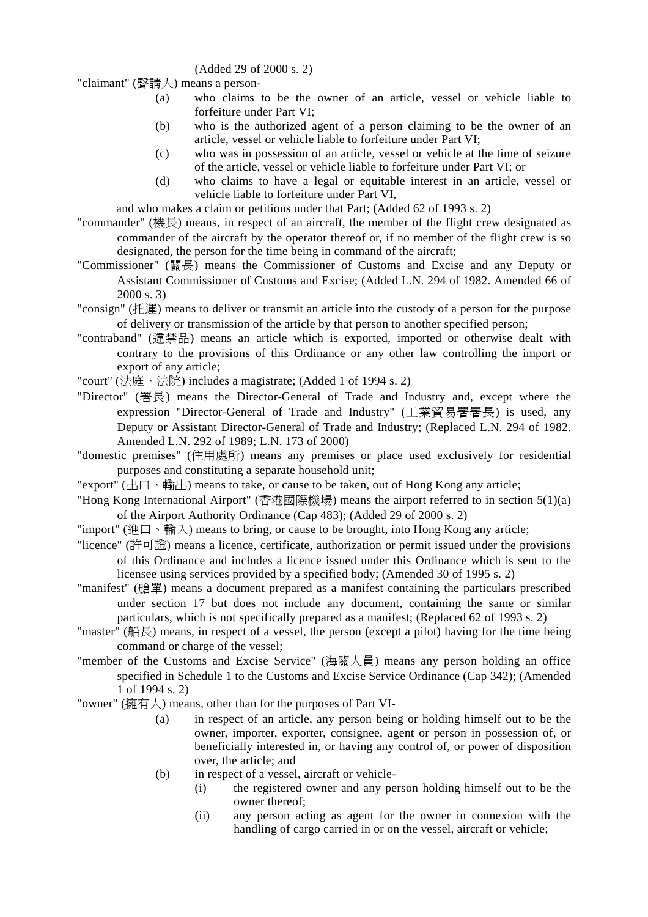(Added 29 of 2000 s. 2)

"claimant" (聲請人) means a person-

(a) who claims to be the owner of an article, vessel or vehicle liable to forfeiture under Part VI;

(b) who is the authorized agent of a person claiming to be the owner of an article, vessel or vehicle liable to forfeiture under Part VI;

(c) who was in possession of an article, vessel or vehicle at the time of seizure of the article, vessel or vehicle liable to forfeiture under Part VI; or

(d) who claims to have a legal or equitable interest in an article, vessel or vehicle liable to forfeiture under Part VI,

and who makes a claim or petitions under that Part; (Added 62 of 1993 s. 2)

"commander" (機長) means, in respect of an aircraft, the member of the flight crew designated as commander of the aircraft by the operator thereof or, if no member of the flight crew is so designated, the person for the time being in command of the aircraft;

"Commissioner" (關長) means the Commissioner of Customs and Excise and any Deputy or Assistant Commissioner of Customs and Excise; (Added L.N. 294 of 1982. Amended 66 of 2000 s. 3)

"consign" (托運) means to deliver or transmit an article into the custody of a person for the purpose of delivery or transmission of the article by that person to another specified person;

"contraband" (違禁品) means an article which is exported, imported or otherwise dealt with contrary to the provisions of this Ordinance or any other law controlling the import or export of any article;

"court" (法庭、法院) includes a magistrate; (Added 1 of 1994 s. 2)

"Director" (署長) means the Director-General of Trade and Industry and, except where the expression "Director-General of Trade and Industry" (工業貿易署署長) is used, any Deputy or Assistant Director-General of Trade and Industry; (Replaced L.N. 294 of 1982. Amended L.N. 292 of 1989; L.N. 173 of 2000)

"domestic premises" (住用處所) means any premises or place used exclusively for residential purposes and constituting a separate household unit;

"export" (出口、輸出) means to take, or cause to be taken, out of Hong Kong any article;

"Hong Kong International Airport" (香港國際機場) means the airport referred to in section 5(1)(a) of the Airport Authority Ordinance (Cap 483); (Added 29 of 2000 s. 2)

"import" (進口、輸入) means to bring, or cause to be brought, into Hong Kong any article;

"licence" (許可證) means a licence, certificate, authorization or permit issued under the provisions of this Ordinance and includes a licence issued under this Ordinance which is sent to the licensee using services provided by a specified body; (Amended 30 of 1995 s. 2)

"manifest" (艙單) means a document prepared as a manifest containing the particulars prescribed under section 17 but does not include any document, containing the same or similar particulars, which is not specifically prepared as a manifest; (Replaced 62 of 1993 s. 2)

"master" (船長) means, in respect of a vessel, the person (except a pilot) having for the time being command or charge of the vessel;

"member of the Customs and Excise Service" (海關人員) means any person holding an office specified in Schedule 1 to the Customs and Excise Service Ordinance (Cap 342); (Amended 1 of 1994 s. 2)

"owner" (擁有人) means, other than for the purposes of Part VI-

(a) in respect of an article, any person being or holding himself out to be the owner, importer, exporter, consignee, agent or person in possession of, or beneficially interested in, or having any control of, or power of disposition over, the article; and

(b) in respect of a vessel, aircraft or vehicle-

(i) the registered owner and any person holding himself out to be the owner thereof;

(ii) any person acting as agent for the owner in connexion with the handling of cargo carried in or on the vessel, aircraft or vehicle;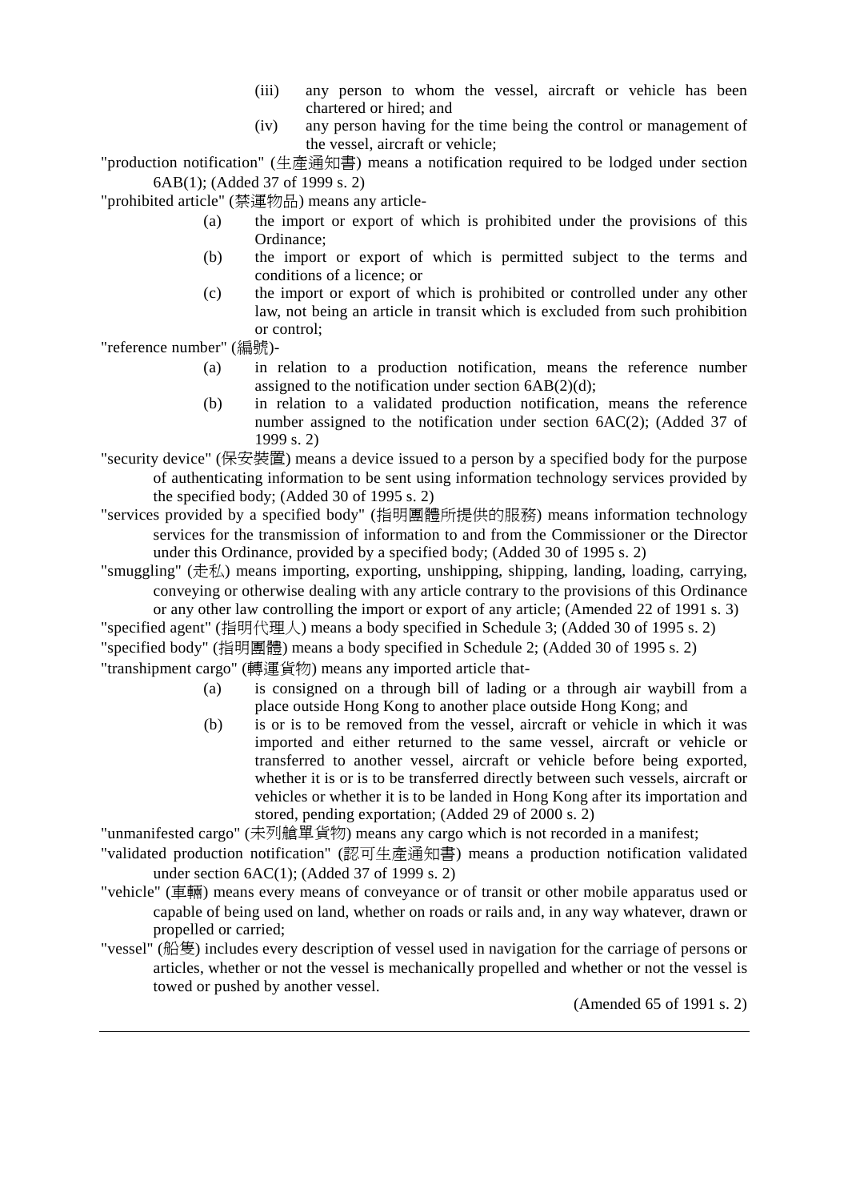(iii) any person to whom the vessel, aircraft or vehicle has been chartered or hired; and

(iv) any person having for the time being the control or management of the vessel, aircraft or vehicle;

"production notification" (生產通知書) means a notification required to be lodged under section 6AB(1); (Added 37 of 1999 s. 2)

"prohibited article" (禁運物品) means any article-

(a) the import or export of which is prohibited under the provisions of this Ordinance;

(b) the import or export of which is permitted subject to the terms and conditions of a licence; or

(c) the import or export of which is prohibited or controlled under any other law, not being an article in transit which is excluded from such prohibition or control;

"reference number" (編號)-

(a) in relation to a production notification, means the reference number assigned to the notification under section 6AB(2)(d);

(b) in relation to a validated production notification, means the reference number assigned to the notification under section 6AC(2); (Added 37 of 1999 s. 2)

"security device" (保安裝置) means a device issued to a person by a specified body for the purpose of authenticating information to be sent using information technology services provided by the specified body; (Added 30 of 1995 s. 2)

"services provided by a specified body" (指明團體所提供的服務) means information technology services for the transmission of information to and from the Commissioner or the Director under this Ordinance, provided by a specified body; (Added 30 of 1995 s. 2)

"smuggling" (走私) means importing, exporting, unshipping, shipping, landing, loading, carrying, conveying or otherwise dealing with any article contrary to the provisions of this Ordinance or any other law controlling the import or export of any article; (Amended 22 of 1991 s. 3)

"specified agent" (指明代理人) means a body specified in Schedule 3; (Added 30 of 1995 s. 2)

"specified body" (指明團體) means a body specified in Schedule 2; (Added 30 of 1995 s. 2)

"transhipment cargo" (轉運貨物) means any imported article that-

(a) is consigned on a through bill of lading or a through air waybill from a place outside Hong Kong to another place outside Hong Kong; and

(b) is or is to be removed from the vessel, aircraft or vehicle in which it was imported and either returned to the same vessel, aircraft or vehicle or transferred to another vessel, aircraft or vehicle before being exported, whether it is or is to be transferred directly between such vessels, aircraft or vehicles or whether it is to be landed in Hong Kong after its importation and stored, pending exportation; (Added 29 of 2000 s. 2)

"unmanifested cargo" (未列艙單貨物) means any cargo which is not recorded in a manifest;

"validated production notification" (認可生產通知書) means a production notification validated under section 6AC(1); (Added 37 of 1999 s. 2)

"vehicle" (車輛) means every means of conveyance or of transit or other mobile apparatus used or capable of being used on land, whether on roads or rails and, in any way whatever, drawn or propelled or carried;

"vessel" (船隻) includes every description of vessel used in navigation for the carriage of persons or articles, whether or not the vessel is mechanically propelled and whether or not the vessel is towed or pushed by another vessel.

(Amended 65 of 1991 s. 2)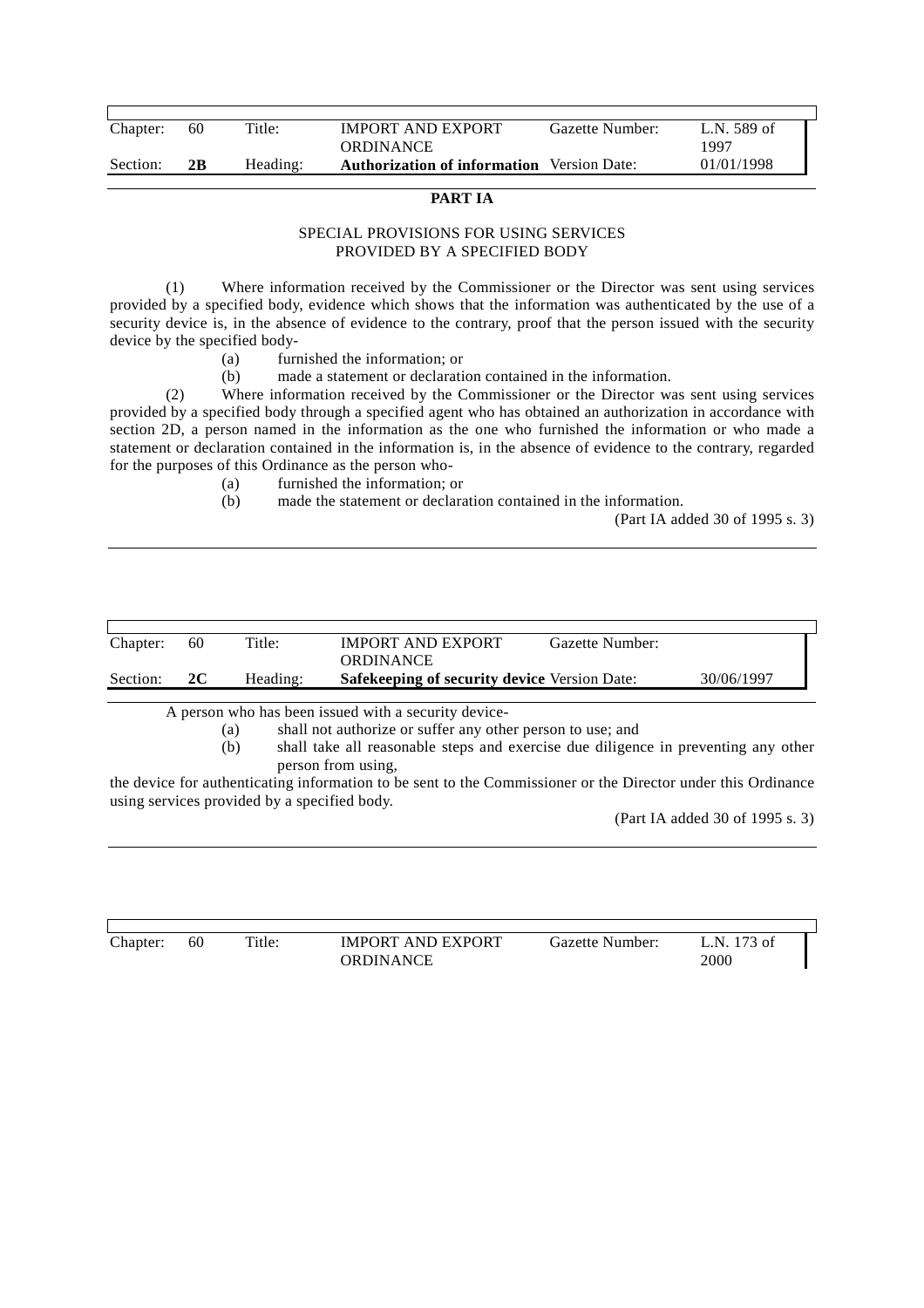| Chapter: | 60 | Title: | IMPORT AND EXPORT ORDINANCE | Gazette Number: | L.N. 589 of 1997 |
|---|---|---|---|---|---|
| Section: | **2B** | Heading: | **Authorization of information** | Version Date: | 01/01/1998 |

**PART IA**

SPECIAL PROVISIONS FOR USING SERVICES PROVIDED BY A SPECIFIED BODY

(1) Where information received by the Commissioner or the Director was sent using services provided by a specified body, evidence which shows that the information was authenticated by the use of a security device is, in the absence of evidence to the contrary, proof that the person issued with the security device by the specified body-

(a) furnished the information; or

(b) made a statement or declaration contained in the information.

(2) Where information received by the Commissioner or the Director was sent using services provided by a specified body through a specified agent who has obtained an authorization in accordance with section 2D, a person named in the information as the one who furnished the information or who made a statement or declaration contained in the information is, in the absence of evidence to the contrary, regarded for the purposes of this Ordinance as the person who-

(a) furnished the information; or

(b) made the statement or declaration contained in the information.

(Part IA added 30 of 1995 s. 3)

| Chapter: | 60 | Title: | IMPORT AND EXPORT ORDINANCE | Gazette Number: | |
|---|---|---|---|---|---|
| Section: | **2C** | Heading: | **Safekeeping of security device** | Version Date: | 30/06/1997 |

A person who has been issued with a security device-

(a) shall not authorize or suffer any other person to use; and

(b) shall take all reasonable steps and exercise due diligence in preventing any other person from using,

the device for authenticating information to be sent to the Commissioner or the Director under this Ordinance using services provided by a specified body.

(Part IA added 30 of 1995 s. 3)

| Chapter: | 60 | Title: | IMPORT AND EXPORT ORDINANCE | Gazette Number: | L.N. 173 of 2000 |
|---|---|---|---|---|---|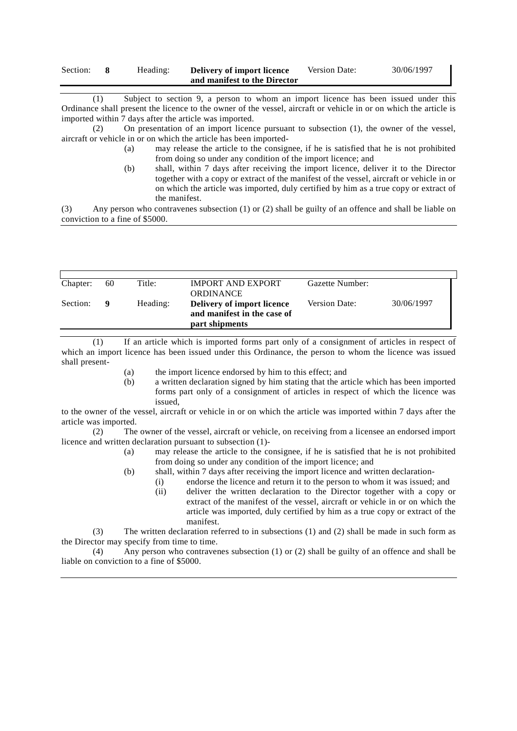| Section: | 8 | Heading: | **Delivery of import licence and manifest to the Director** | Version Date: | 30/06/1997 |
|---|---|---|---|---|---|

(1) Subject to section 9, a person to whom an import licence has been issued under this Ordinance shall present the licence to the owner of the vessel, aircraft or vehicle in or on which the article is imported within 7 days after the article was imported.

(2) On presentation of an import licence pursuant to subsection (1), the owner of the vessel, aircraft or vehicle in or on which the article has been imported-

(a) may release the article to the consignee, if he is satisfied that he is not prohibited from doing so under any condition of the import licence; and

(b) shall, within 7 days after receiving the import licence, deliver it to the Director together with a copy or extract of the manifest of the vessel, aircraft or vehicle in or on which the article was imported, duly certified by him as a true copy or extract of the manifest.

(3) Any person who contravenes subsection (1) or (2) shall be guilty of an offence and shall be liable on conviction to a fine of $5000.

| Chapter: | 60 | Title: | IMPORT AND EXPORT ORDINANCE | Gazette Number: | |
|---|---|---|---|---|---|
| Section: | **9** | Heading: | **Delivery of import licence and manifest in the case of part shipments** | Version Date: | 30/06/1997 |

(1) If an article which is imported forms part only of a consignment of articles in respect of which an import licence has been issued under this Ordinance, the person to whom the licence was issued shall present-

(a) the import licence endorsed by him to this effect; and

(b) a written declaration signed by him stating that the article which has been imported forms part only of a consignment of articles in respect of which the licence was issued,

to the owner of the vessel, aircraft or vehicle in or on which the article was imported within 7 days after the article was imported.

(2) The owner of the vessel, aircraft or vehicle, on receiving from a licensee an endorsed import licence and written declaration pursuant to subsection (1)-

(a) may release the article to the consignee, if he is satisfied that he is not prohibited from doing so under any condition of the import licence; and

(b) shall, within 7 days after receiving the import licence and written declaration-

(i) endorse the licence and return it to the person to whom it was issued; and

(ii) deliver the written declaration to the Director together with a copy or extract of the manifest of the vessel, aircraft or vehicle in or on which the article was imported, duly certified by him as a true copy or extract of the manifest.

(3) The written declaration referred to in subsections (1) and (2) shall be made in such form as the Director may specify from time to time.

(4) Any person who contravenes subsection (1) or (2) shall be guilty of an offence and shall be liable on conviction to a fine of $5000.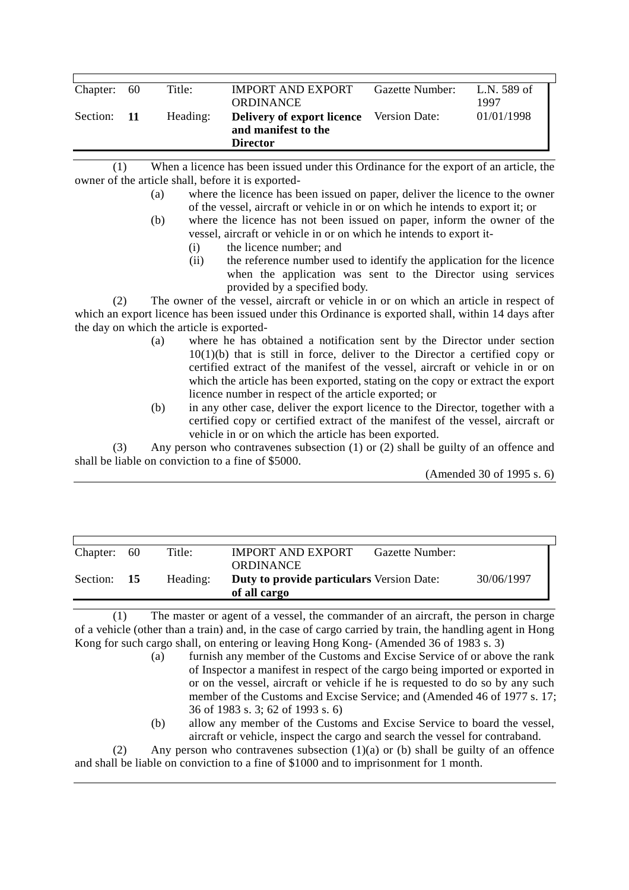| Chapter: | 60 | Title: | IMPORT AND EXPORT ORDINANCE | Gazette Number: | L.N. 589 of 1997 |
|---|---|---|---|---|---|
| Section: | **11** | Heading: | **Delivery of export licence and manifest to the Director** | Version Date: | 01/01/1998 |

(1) When a licence has been issued under this Ordinance for the export of an article, the owner of the article shall, before it is exported-

- (a) where the licence has been issued on paper, deliver the licence to the owner of the vessel, aircraft or vehicle in or on which he intends to export it; or
- (b) where the licence has not been issued on paper, inform the owner of the vessel, aircraft or vehicle in or on which he intends to export it-
  - (i) the licence number; and
  - (ii) the reference number used to identify the application for the licence when the application was sent to the Director using services provided by a specified body.

(2) The owner of the vessel, aircraft or vehicle in or on which an article in respect of which an export licence has been issued under this Ordinance is exported shall, within 14 days after the day on which the article is exported-

- (a) where he has obtained a notification sent by the Director under section 10(1)(b) that is still in force, deliver to the Director a certified copy or certified extract of the manifest of the vessel, aircraft or vehicle in or on which the article has been exported, stating on the copy or extract the export licence number in respect of the article exported; or
- (b) in any other case, deliver the export licence to the Director, together with a certified copy or certified extract of the manifest of the vessel, aircraft or vehicle in or on which the article has been exported.

(3) Any person who contravenes subsection (1) or (2) shall be guilty of an offence and shall be liable on conviction to a fine of $5000.

(Amended 30 of 1995 s. 6)

| Chapter: | 60 | Title: | IMPORT AND EXPORT ORDINANCE | Gazette Number: | |
|---|---|---|---|---|---|
| Section: | **15** | Heading: | **Duty to provide particulars of all cargo** | Version Date: | 30/06/1997 |

(1) The master or agent of a vessel, the commander of an aircraft, the person in charge of a vehicle (other than a train) and, in the case of cargo carried by train, the handling agent in Hong Kong for such cargo shall, on entering or leaving Hong Kong- (Amended 36 of 1983 s. 3)

- (a) furnish any member of the Customs and Excise Service of or above the rank of Inspector a manifest in respect of the cargo being imported or exported in or on the vessel, aircraft or vehicle if he is requested to do so by any such member of the Customs and Excise Service; and (Amended 46 of 1977 s. 17; 36 of 1983 s. 3; 62 of 1993 s. 6)
- (b) allow any member of the Customs and Excise Service to board the vessel, aircraft or vehicle, inspect the cargo and search the vessel for contraband.

(2) Any person who contravenes subsection (1)(a) or (b) shall be guilty of an offence and shall be liable on conviction to a fine of $1000 and to imprisonment for 1 month.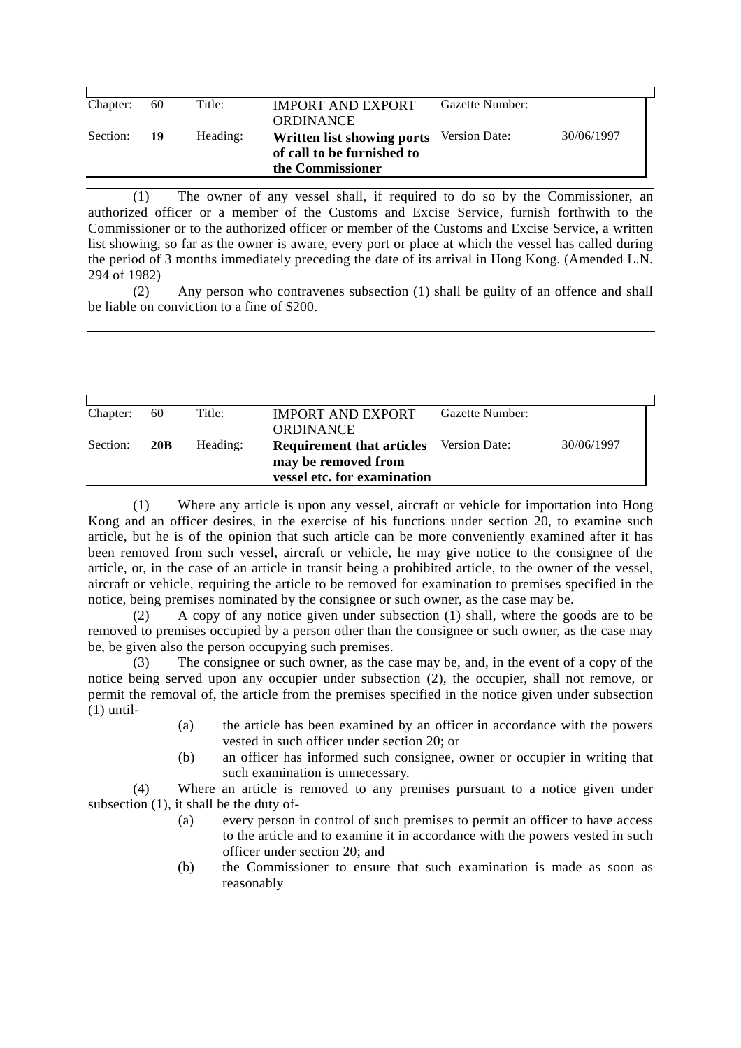| Chapter: | 60 | Title: | IMPORT AND EXPORT ORDINANCE | Gazette Number: | |
|---|---|---|---|---|---|
| Section: | **19** | Heading: | **Written list showing ports of call to be furnished to the Commissioner** | Version Date: | 30/06/1997 |

(1) The owner of any vessel shall, if required to do so by the Commissioner, an authorized officer or a member of the Customs and Excise Service, furnish forthwith to the Commissioner or to the authorized officer or member of the Customs and Excise Service, a written list showing, so far as the owner is aware, every port or place at which the vessel has called during the period of 3 months immediately preceding the date of its arrival in Hong Kong. (Amended L.N. 294 of 1982)

(2) Any person who contravenes subsection (1) shall be guilty of an offence and shall be liable on conviction to a fine of $200.

| Chapter: | 60 | Title: | IMPORT AND EXPORT ORDINANCE | Gazette Number: | |
|---|---|---|---|---|---|
| Section: | **20B** | Heading: | **Requirement that articles may be removed from vessel etc. for examination** | Version Date: | 30/06/1997 |

(1) Where any article is upon any vessel, aircraft or vehicle for importation into Hong Kong and an officer desires, in the exercise of his functions under section 20, to examine such article, but he is of the opinion that such article can be more conveniently examined after it has been removed from such vessel, aircraft or vehicle, he may give notice to the consignee of the article, or, in the case of an article in transit being a prohibited article, to the owner of the vessel, aircraft or vehicle, requiring the article to be removed for examination to premises specified in the notice, being premises nominated by the consignee or such owner, as the case may be.

(2) A copy of any notice given under subsection (1) shall, where the goods are to be removed to premises occupied by a person other than the consignee or such owner, as the case may be, be given also the person occupying such premises.

(3) The consignee or such owner, as the case may be, and, in the event of a copy of the notice being served upon any occupier under subsection (2), the occupier, shall not remove, or permit the removal of, the article from the premises specified in the notice given under subsection (1) until-

- (a) the article has been examined by an officer in accordance with the powers vested in such officer under section 20; or
- (b) an officer has informed such consignee, owner or occupier in writing that such examination is unnecessary.

(4) Where an article is removed to any premises pursuant to a notice given under subsection (1), it shall be the duty of-

- (a) every person in control of such premises to permit an officer to have access to the article and to examine it in accordance with the powers vested in such officer under section 20; and
- (b) the Commissioner to ensure that such examination is made as soon as reasonably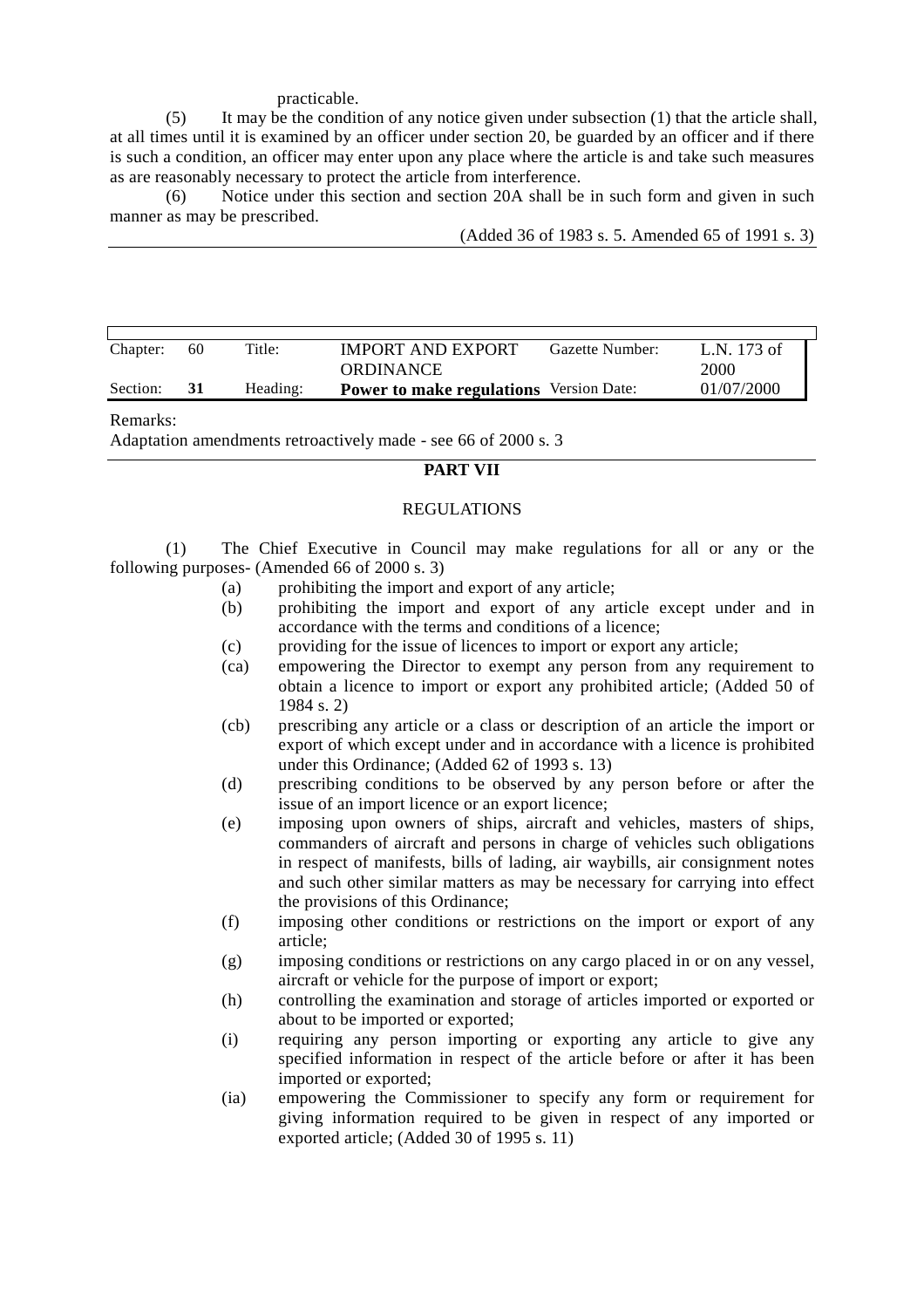practicable.

(5) It may be the condition of any notice given under subsection (1) that the article shall, at all times until it is examined by an officer under section 20, be guarded by an officer and if there is such a condition, an officer may enter upon any place where the article is and take such measures as are reasonably necessary to protect the article from interference.

(6) Notice under this section and section 20A shall be in such form and given in such manner as may be prescribed.

(Added 36 of 1983 s. 5. Amended 65 of 1991 s. 3)

---

| Chapter: | 60 | Title: | IMPORT AND EXPORT ORDINANCE | Gazette Number: | L.N. 173 of 2000 |
|---|---|---|---|---|---|
| Section: | **31** | Heading: | **Power to make regulations** | Version Date: | 01/07/2000 |

Remarks:
Adaptation amendments retroactively made - see 66 of 2000 s. 3

---

**PART VII**

REGULATIONS

(1) The Chief Executive in Council may make regulations for all or any or the following purposes- (Amended 66 of 2000 s. 3)

(a) prohibiting the import and export of any article;

(b) prohibiting the import and export of any article except under and in accordance with the terms and conditions of a licence;

(c) providing for the issue of licences to import or export any article;

(ca) empowering the Director to exempt any person from any requirement to obtain a licence to import or export any prohibited article; (Added 50 of 1984 s. 2)

(cb) prescribing any article or a class or description of an article the import or export of which except under and in accordance with a licence is prohibited under this Ordinance; (Added 62 of 1993 s. 13)

(d) prescribing conditions to be observed by any person before or after the issue of an import licence or an export licence;

(e) imposing upon owners of ships, aircraft and vehicles, masters of ships, commanders of aircraft and persons in charge of vehicles such obligations in respect of manifests, bills of lading, air waybills, air consignment notes and such other similar matters as may be necessary for carrying into effect the provisions of this Ordinance;

(f) imposing other conditions or restrictions on the import or export of any article;

(g) imposing conditions or restrictions on any cargo placed in or on any vessel, aircraft or vehicle for the purpose of import or export;

(h) controlling the examination and storage of articles imported or exported or about to be imported or exported;

(i) requiring any person importing or exporting any article to give any specified information in respect of the article before or after it has been imported or exported;

(ia) empowering the Commissioner to specify any form or requirement for giving information required to be given in respect of any imported or exported article; (Added 30 of 1995 s. 11)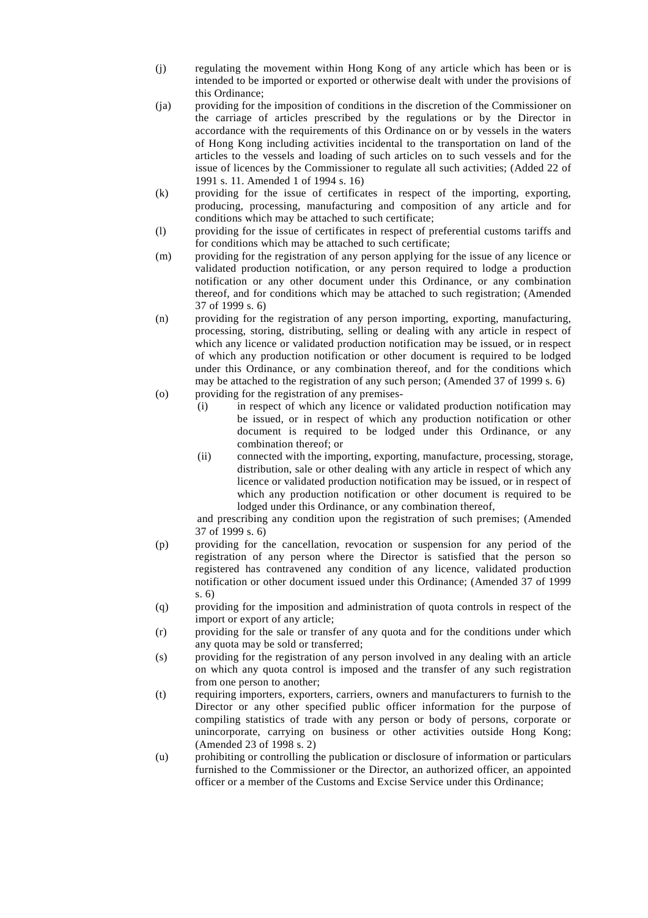(j) regulating the movement within Hong Kong of any article which has been or is intended to be imported or exported or otherwise dealt with under the provisions of this Ordinance;

(ja) providing for the imposition of conditions in the discretion of the Commissioner on the carriage of articles prescribed by the regulations or by the Director in accordance with the requirements of this Ordinance on or by vessels in the waters of Hong Kong including activities incidental to the transportation on land of the articles to the vessels and loading of such articles on to such vessels and for the issue of licences by the Commissioner to regulate all such activities; (Added 22 of 1991 s. 11. Amended 1 of 1994 s. 16)

(k) providing for the issue of certificates in respect of the importing, exporting, producing, processing, manufacturing and composition of any article and for conditions which may be attached to such certificate;

(l) providing for the issue of certificates in respect of preferential customs tariffs and for conditions which may be attached to such certificate;

(m) providing for the registration of any person applying for the issue of any licence or validated production notification, or any person required to lodge a production notification or any other document under this Ordinance, or any combination thereof, and for conditions which may be attached to such registration; (Amended 37 of 1999 s. 6)

(n) providing for the registration of any person importing, exporting, manufacturing, processing, storing, distributing, selling or dealing with any article in respect of which any licence or validated production notification may be issued, or in respect of which any production notification or other document is required to be lodged under this Ordinance, or any combination thereof, and for the conditions which may be attached to the registration of any such person; (Amended 37 of 1999 s. 6)

(o) providing for the registration of any premises-

  (i) in respect of which any licence or validated production notification may be issued, or in respect of which any production notification or other document is required to be lodged under this Ordinance, or any combination thereof; or

  (ii) connected with the importing, exporting, manufacture, processing, storage, distribution, sale or other dealing with any article in respect of which any licence or validated production notification may be issued, or in respect of which any production notification or other document is required to be lodged under this Ordinance, or any combination thereof,

  and prescribing any condition upon the registration of such premises; (Amended 37 of 1999 s. 6)

(p) providing for the cancellation, revocation or suspension for any period of the registration of any person where the Director is satisfied that the person so registered has contravened any condition of any licence, validated production notification or other document issued under this Ordinance; (Amended 37 of 1999 s. 6)

(q) providing for the imposition and administration of quota controls in respect of the import or export of any article;

(r) providing for the sale or transfer of any quota and for the conditions under which any quota may be sold or transferred;

(s) providing for the registration of any person involved in any dealing with an article on which any quota control is imposed and the transfer of any such registration from one person to another;

(t) requiring importers, exporters, carriers, owners and manufacturers to furnish to the Director or any other specified public officer information for the purpose of compiling statistics of trade with any person or body of persons, corporate or unincorporate, carrying on business or other activities outside Hong Kong; (Amended 23 of 1998 s. 2)

(u) prohibiting or controlling the publication or disclosure of information or particulars furnished to the Commissioner or the Director, an authorized officer, an appointed officer or a member of the Customs and Excise Service under this Ordinance;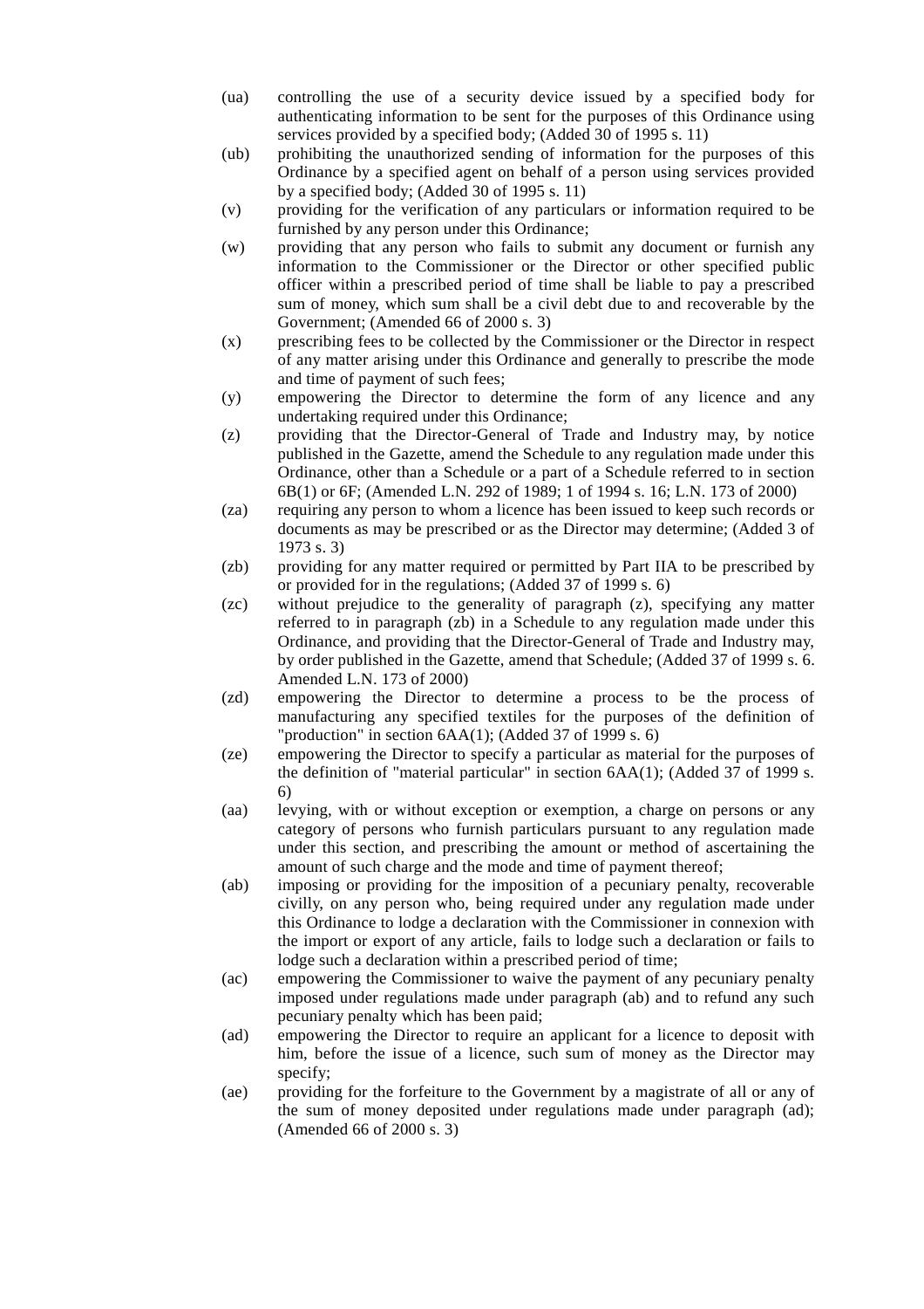(ua) controlling the use of a security device issued by a specified body for authenticating information to be sent for the purposes of this Ordinance using services provided by a specified body; (Added 30 of 1995 s. 11)

(ub) prohibiting the unauthorized sending of information for the purposes of this Ordinance by a specified agent on behalf of a person using services provided by a specified body; (Added 30 of 1995 s. 11)

(v) providing for the verification of any particulars or information required to be furnished by any person under this Ordinance;

(w) providing that any person who fails to submit any document or furnish any information to the Commissioner or the Director or other specified public officer within a prescribed period of time shall be liable to pay a prescribed sum of money, which sum shall be a civil debt due to and recoverable by the Government; (Amended 66 of 2000 s. 3)

(x) prescribing fees to be collected by the Commissioner or the Director in respect of any matter arising under this Ordinance and generally to prescribe the mode and time of payment of such fees;

(y) empowering the Director to determine the form of any licence and any undertaking required under this Ordinance;

(z) providing that the Director-General of Trade and Industry may, by notice published in the Gazette, amend the Schedule to any regulation made under this Ordinance, other than a Schedule or a part of a Schedule referred to in section 6B(1) or 6F; (Amended L.N. 292 of 1989; 1 of 1994 s. 16; L.N. 173 of 2000)

(za) requiring any person to whom a licence has been issued to keep such records or documents as may be prescribed or as the Director may determine; (Added 3 of 1973 s. 3)

(zb) providing for any matter required or permitted by Part IIA to be prescribed by or provided for in the regulations; (Added 37 of 1999 s. 6)

(zc) without prejudice to the generality of paragraph (z), specifying any matter referred to in paragraph (zb) in a Schedule to any regulation made under this Ordinance, and providing that the Director-General of Trade and Industry may, by order published in the Gazette, amend that Schedule; (Added 37 of 1999 s. 6. Amended L.N. 173 of 2000)

(zd) empowering the Director to determine a process to be the process of manufacturing any specified textiles for the purposes of the definition of "production" in section 6AA(1); (Added 37 of 1999 s. 6)

(ze) empowering the Director to specify a particular as material for the purposes of the definition of "material particular" in section 6AA(1); (Added 37 of 1999 s. 6)

(aa) levying, with or without exception or exemption, a charge on persons or any category of persons who furnish particulars pursuant to any regulation made under this section, and prescribing the amount or method of ascertaining the amount of such charge and the mode and time of payment thereof;

(ab) imposing or providing for the imposition of a pecuniary penalty, recoverable civilly, on any person who, being required under any regulation made under this Ordinance to lodge a declaration with the Commissioner in connexion with the import or export of any article, fails to lodge such a declaration or fails to lodge such a declaration within a prescribed period of time;

(ac) empowering the Commissioner to waive the payment of any pecuniary penalty imposed under regulations made under paragraph (ab) and to refund any such pecuniary penalty which has been paid;

(ad) empowering the Director to require an applicant for a licence to deposit with him, before the issue of a licence, such sum of money as the Director may specify;

(ae) providing for the forfeiture to the Government by a magistrate of all or any of the sum of money deposited under regulations made under paragraph (ad); (Amended 66 of 2000 s. 3)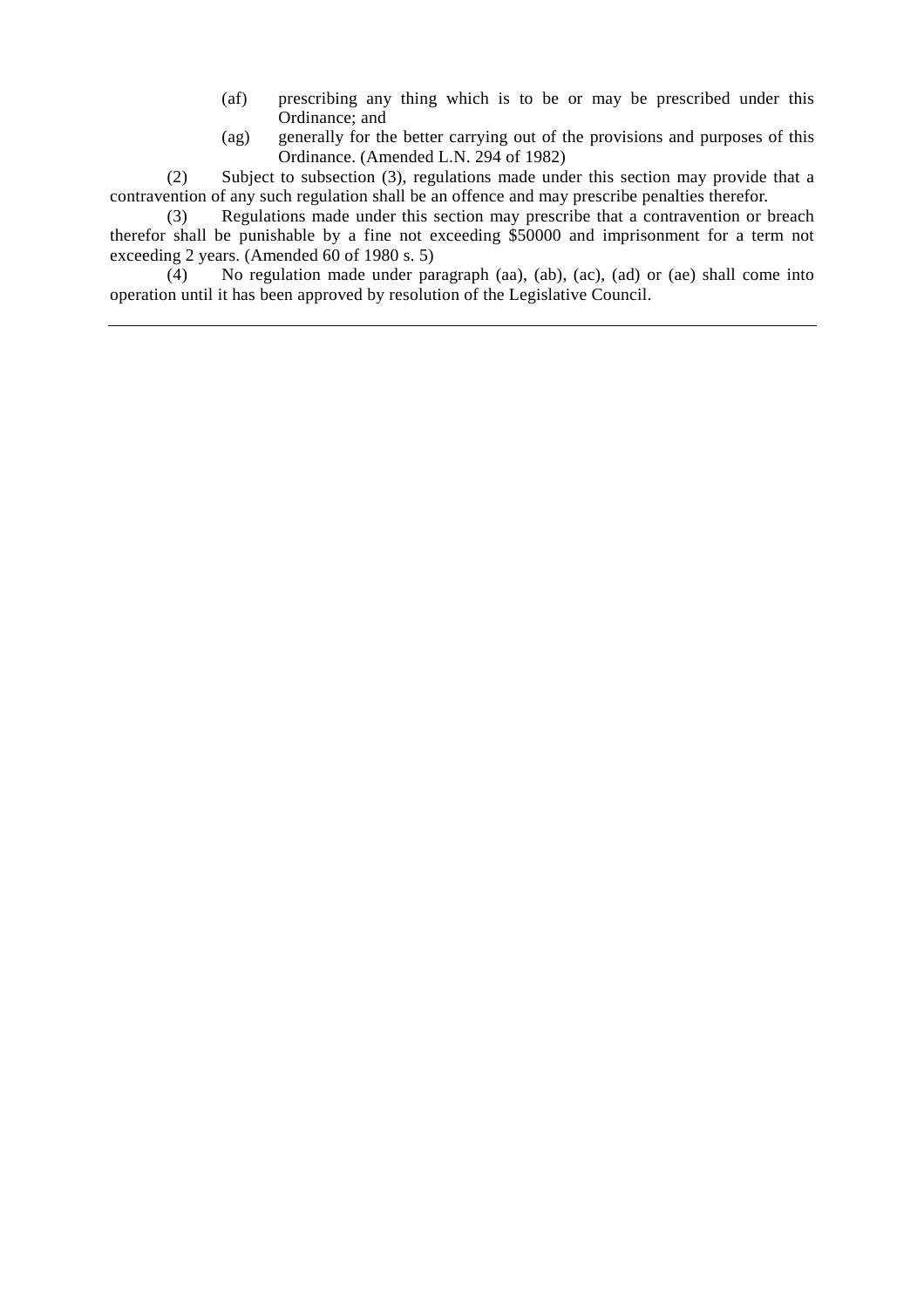(af) prescribing any thing which is to be or may be prescribed under this Ordinance; and

(ag) generally for the better carrying out of the provisions and purposes of this Ordinance. (Amended L.N. 294 of 1982)

(2) Subject to subsection (3), regulations made under this section may provide that a contravention of any such regulation shall be an offence and may prescribe penalties therefor.

(3) Regulations made under this section may prescribe that a contravention or breach therefor shall be punishable by a fine not exceeding $50000 and imprisonment for a term not exceeding 2 years. (Amended 60 of 1980 s. 5)

(4) No regulation made under paragraph (aa), (ab), (ac), (ad) or (ae) shall come into operation until it has been approved by resolution of the Legislative Council.

---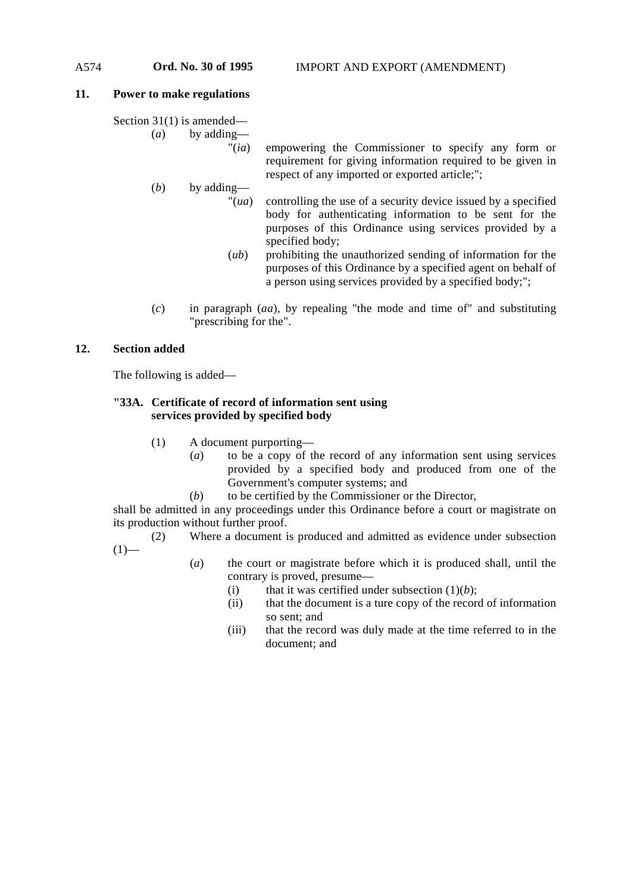**11. Power to make regulations**

Section 31(1) is amended—

(*a*) by adding—

"(*ia*) empowering the Commissioner to specify any form or requirement for giving information required to be given in respect of any imported or exported article;";

(*b*) by adding—

"(*ua*) controlling the use of a security device issued by a specified body for authenticating information to be sent for the purposes of this Ordinance using services provided by a specified body;

(*ub*) prohibiting the unauthorized sending of information for the purposes of this Ordinance by a specified agent on behalf of a person using services provided by a specified body;";

(*c*) in paragraph (*aa*), by repealing "the mode and time of" and substituting "prescribing for the".

**12. Section added**

The following is added—

**"33A. Certificate of record of information sent using services provided by specified body**

(1) A document purporting—

(*a*) to be a copy of the record of any information sent using services provided by a specified body and produced from one of the Government's computer systems; and

(*b*) to be certified by the Commissioner or the Director,

shall be admitted in any proceedings under this Ordinance before a court or magistrate on its production without further proof.

(2) Where a document is produced and admitted as evidence under subsection (1)—

(*a*) the court or magistrate before which it is produced shall, until the contrary is proved, presume—

(i) that it was certified under subsection (1)(*b*);

(ii) that the document is a ture copy of the record of information so sent; and

(iii) that the record was duly made at the time referred to in the document; and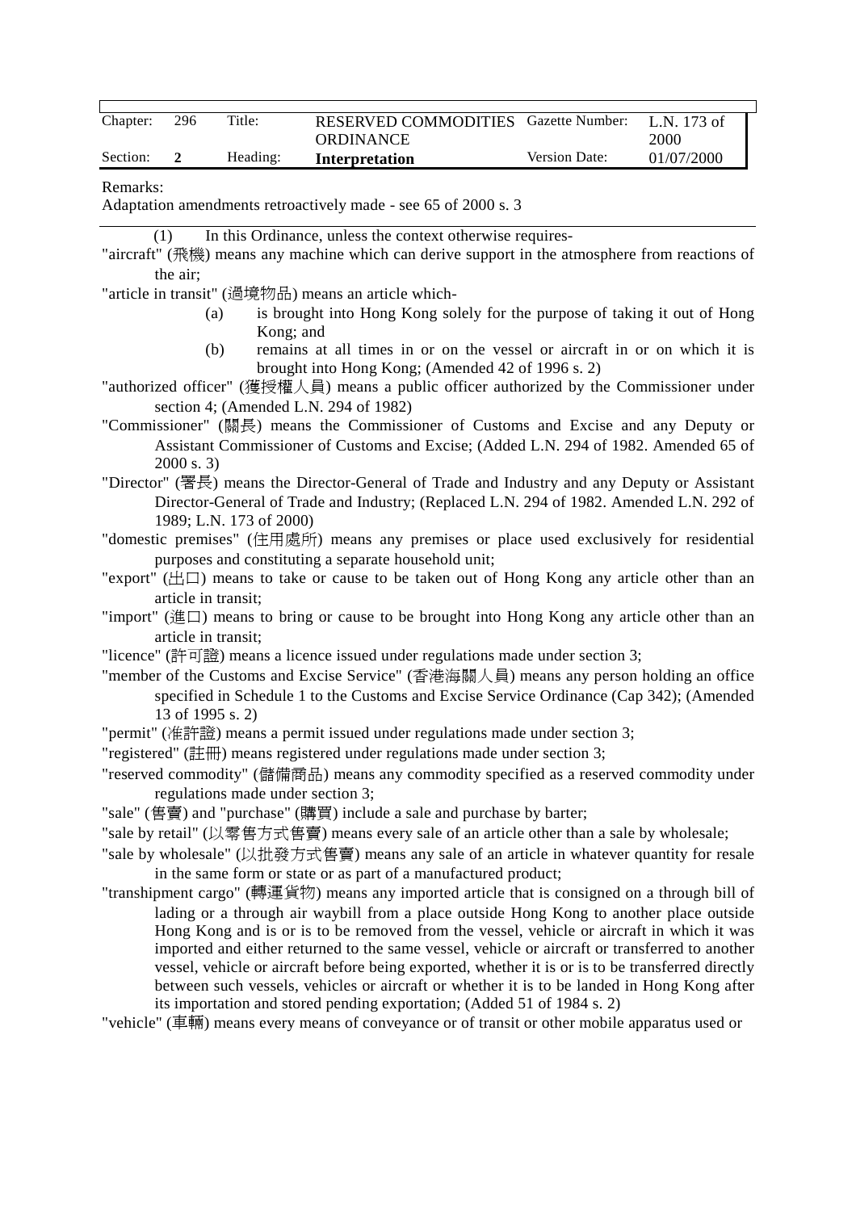| Chapter: | 296 | Title: | RESERVED COMMODITIES ORDINANCE | Gazette Number: | L.N. 173 of 2000 |
|---|---|---|---|---|---|
| Section: | **2** | Heading: | **Interpretation** | Version Date: | 01/07/2000 |

Remarks:

Adaptation amendments retroactively made - see 65 of 2000 s. 3

(1) In this Ordinance, unless the context otherwise requires-

"aircraft" (飛機) means any machine which can derive support in the atmosphere from reactions of the air;

"article in transit" (過境物品) means an article which-

(a) is brought into Hong Kong solely for the purpose of taking it out of Hong Kong; and

(b) remains at all times in or on the vessel or aircraft in or on which it is brought into Hong Kong; (Amended 42 of 1996 s. 2)

"authorized officer" (獲授權人員) means a public officer authorized by the Commissioner under section 4; (Amended L.N. 294 of 1982)

"Commissioner" (關長) means the Commissioner of Customs and Excise and any Deputy or Assistant Commissioner of Customs and Excise; (Added L.N. 294 of 1982. Amended 65 of 2000 s. 3)

"Director" (署長) means the Director-General of Trade and Industry and any Deputy or Assistant Director-General of Trade and Industry; (Replaced L.N. 294 of 1982. Amended L.N. 292 of 1989; L.N. 173 of 2000)

"domestic premises" (住用處所) means any premises or place used exclusively for residential purposes and constituting a separate household unit;

"export" (出口) means to take or cause to be taken out of Hong Kong any article other than an article in transit;

"import" (進口) means to bring or cause to be brought into Hong Kong any article other than an article in transit;

"licence" (許可證) means a licence issued under regulations made under section 3;

"member of the Customs and Excise Service" (香港海關人員) means any person holding an office specified in Schedule 1 to the Customs and Excise Service Ordinance (Cap 342); (Amended 13 of 1995 s. 2)

"permit" (准許證) means a permit issued under regulations made under section 3;

"registered" (註冊) means registered under regulations made under section 3;

"reserved commodity" (儲備商品) means any commodity specified as a reserved commodity under regulations made under section 3;

"sale" (售賣) and "purchase" (購買) include a sale and purchase by barter;

"sale by retail" (以零售方式售賣) means every sale of an article other than a sale by wholesale;

"sale by wholesale" (以批發方式售賣) means any sale of an article in whatever quantity for resale in the same form or state or as part of a manufactured product;

"transhipment cargo" (轉運貨物) means any imported article that is consigned on a through bill of lading or a through air waybill from a place outside Hong Kong to another place outside Hong Kong and is or is to be removed from the vessel, vehicle or aircraft in which it was imported and either returned to the same vessel, vehicle or aircraft or transferred to another vessel, vehicle or aircraft before being exported, whether it is or is to be transferred directly between such vessels, vehicles or aircraft or whether it is to be landed in Hong Kong after its importation and stored pending exportation; (Added 51 of 1984 s. 2)

"vehicle" (車輛) means every means of conveyance or of transit or other mobile apparatus used or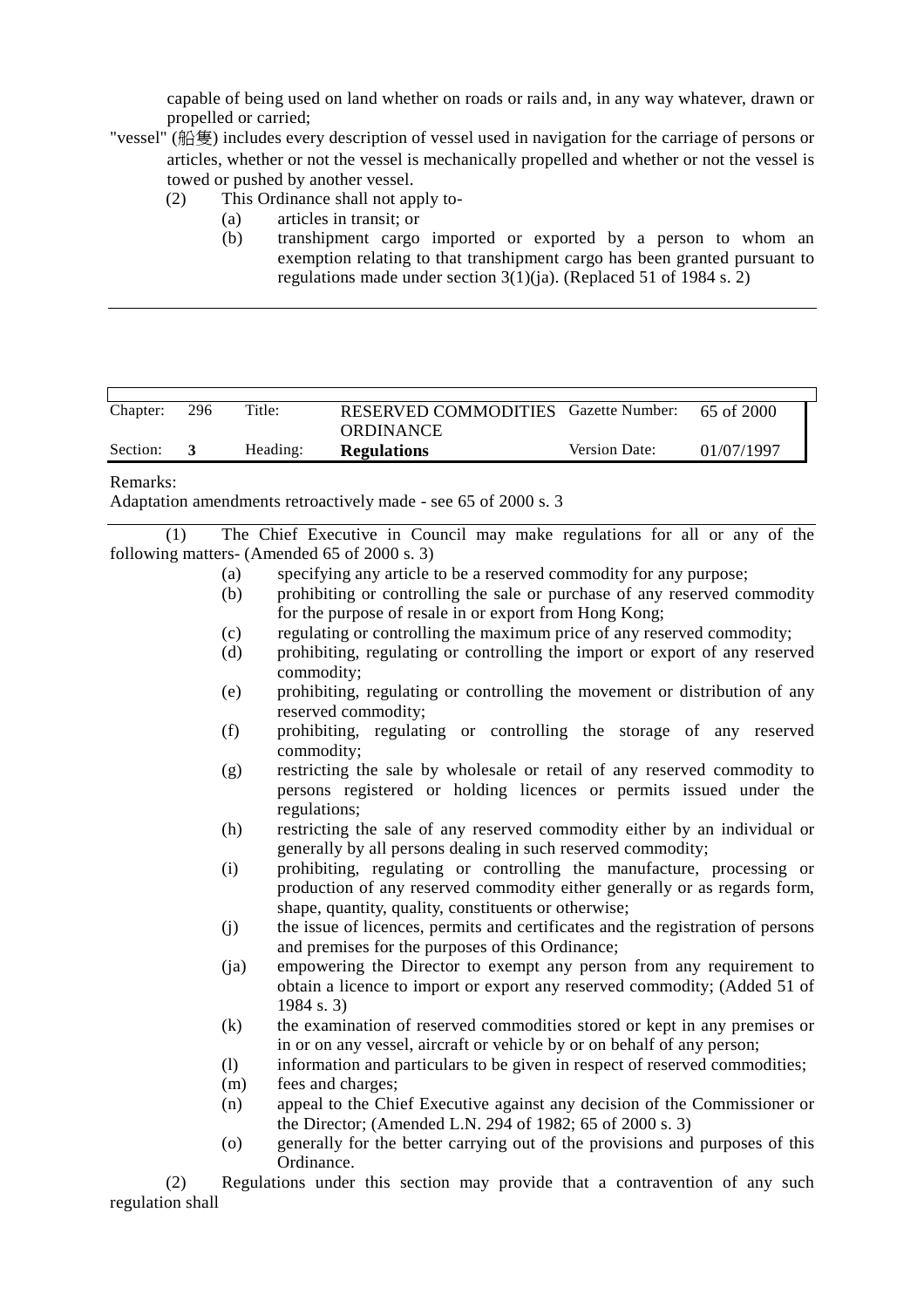capable of being used on land whether on roads or rails and, in any way whatever, drawn or propelled or carried;

"vessel" (船隻) includes every description of vessel used in navigation for the carriage of persons or articles, whether or not the vessel is mechanically propelled and whether or not the vessel is towed or pushed by another vessel.

(2) This Ordinance shall not apply to-

- (a) articles in transit; or
- (b) transhipment cargo imported or exported by a person to whom an exemption relating to that transhipment cargo has been granted pursuant to regulations made under section 3(1)(ja). (Replaced 51 of 1984 s. 2)

---

| Chapter: | 296 | Title: | RESERVED COMMODITIES ORDINANCE | Gazette Number: | 65 of 2000 |
|---|---|---|---|---|---|
| Section: | **3** | Heading: | **Regulations** | Version Date: | 01/07/1997 |

Remarks:

Adaptation amendments retroactively made - see 65 of 2000 s. 3

---

(1) The Chief Executive in Council may make regulations for all or any of the following matters- (Amended 65 of 2000 s. 3)

- (a) specifying any article to be a reserved commodity for any purpose;
- (b) prohibiting or controlling the sale or purchase of any reserved commodity for the purpose of resale in or export from Hong Kong;
- (c) regulating or controlling the maximum price of any reserved commodity;
- (d) prohibiting, regulating or controlling the import or export of any reserved commodity;
- (e) prohibiting, regulating or controlling the movement or distribution of any reserved commodity;
- (f) prohibiting, regulating or controlling the storage of any reserved commodity;
- (g) restricting the sale by wholesale or retail of any reserved commodity to persons registered or holding licences or permits issued under the regulations;
- (h) restricting the sale of any reserved commodity either by an individual or generally by all persons dealing in such reserved commodity;
- (i) prohibiting, regulating or controlling the manufacture, processing or production of any reserved commodity either generally or as regards form, shape, quantity, quality, constituents or otherwise;
- (j) the issue of licences, permits and certificates and the registration of persons and premises for the purposes of this Ordinance;
- (ja) empowering the Director to exempt any person from any requirement to obtain a licence to import or export any reserved commodity; (Added 51 of 1984 s. 3)
- (k) the examination of reserved commodities stored or kept in any premises or in or on any vessel, aircraft or vehicle by or on behalf of any person;
- (l) information and particulars to be given in respect of reserved commodities;
- (m) fees and charges;
- (n) appeal to the Chief Executive against any decision of the Commissioner or the Director; (Amended L.N. 294 of 1982; 65 of 2000 s. 3)
- (o) generally for the better carrying out of the provisions and purposes of this Ordinance.

(2) Regulations under this section may provide that a contravention of any such regulation shall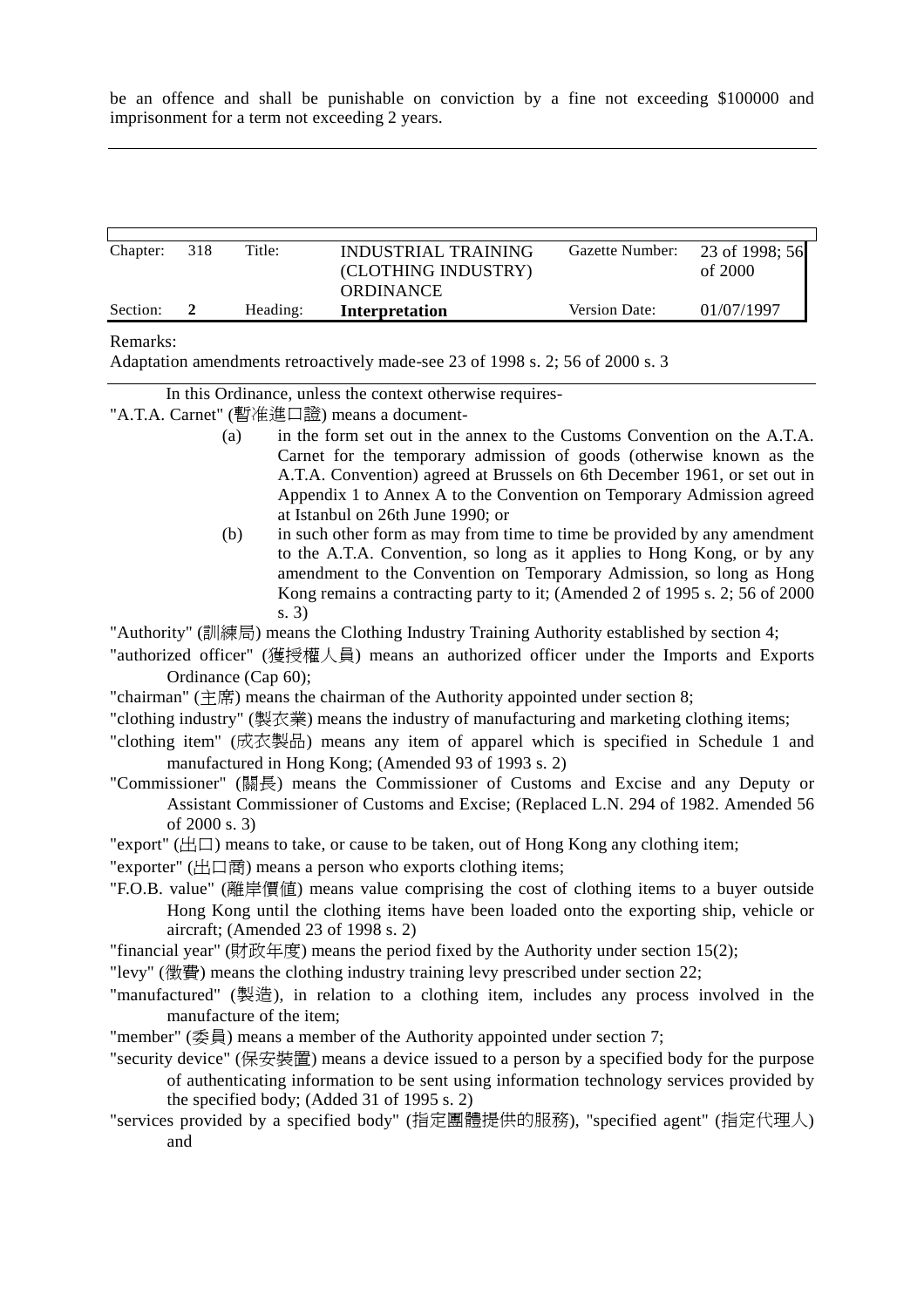be an offence and shall be punishable on conviction by a fine not exceeding $100000 and imprisonment for a term not exceeding 2 years.

---

| Chapter: | 318 | Title: | INDUSTRIAL TRAINING (CLOTHING INDUSTRY) ORDINANCE | Gazette Number: | 23 of 1998; 56 of 2000 |
|---|---|---|---|---|---|
| Section: | **2** | Heading: | **Interpretation** | Version Date: | 01/07/1997 |

Remarks:

Adaptation amendments retroactively made-see 23 of 1998 s. 2; 56 of 2000 s. 3

---

In this Ordinance, unless the context otherwise requires-

"A.T.A. Carnet" (暫准進口證) means a document-

(a) in the form set out in the annex to the Customs Convention on the A.T.A. Carnet for the temporary admission of goods (otherwise known as the A.T.A. Convention) agreed at Brussels on 6th December 1961, or set out in Appendix 1 to Annex A to the Convention on Temporary Admission agreed at Istanbul on 26th June 1990; or

(b) in such other form as may from time to time be provided by any amendment to the A.T.A. Convention, so long as it applies to Hong Kong, or by any amendment to the Convention on Temporary Admission, so long as Hong Kong remains a contracting party to it; (Amended 2 of 1995 s. 2; 56 of 2000 s. 3)

"Authority" (訓練局) means the Clothing Industry Training Authority established by section 4;

"authorized officer" (獲授權人員) means an authorized officer under the Imports and Exports Ordinance (Cap 60);

"chairman" (主席) means the chairman of the Authority appointed under section 8;

"clothing industry" (製衣業) means the industry of manufacturing and marketing clothing items;

"clothing item" (成衣製品) means any item of apparel which is specified in Schedule 1 and manufactured in Hong Kong; (Amended 93 of 1993 s. 2)

"Commissioner" (關長) means the Commissioner of Customs and Excise and any Deputy or Assistant Commissioner of Customs and Excise; (Replaced L.N. 294 of 1982. Amended 56 of 2000 s. 3)

"export" (出口) means to take, or cause to be taken, out of Hong Kong any clothing item;

"exporter" (出口商) means a person who exports clothing items;

"F.O.B. value" (離岸價值) means value comprising the cost of clothing items to a buyer outside Hong Kong until the clothing items have been loaded onto the exporting ship, vehicle or aircraft; (Amended 23 of 1998 s. 2)

"financial year" (財政年度) means the period fixed by the Authority under section 15(2);

"levy" (徵費) means the clothing industry training levy prescribed under section 22;

"manufactured" (製造), in relation to a clothing item, includes any process involved in the manufacture of the item;

"member" (委員) means a member of the Authority appointed under section 7;

"security device" (保安裝置) means a device issued to a person by a specified body for the purpose of authenticating information to be sent using information technology services provided by the specified body; (Added 31 of 1995 s. 2)

"services provided by a specified body" (指定團體提供的服務), "specified agent" (指定代理人) and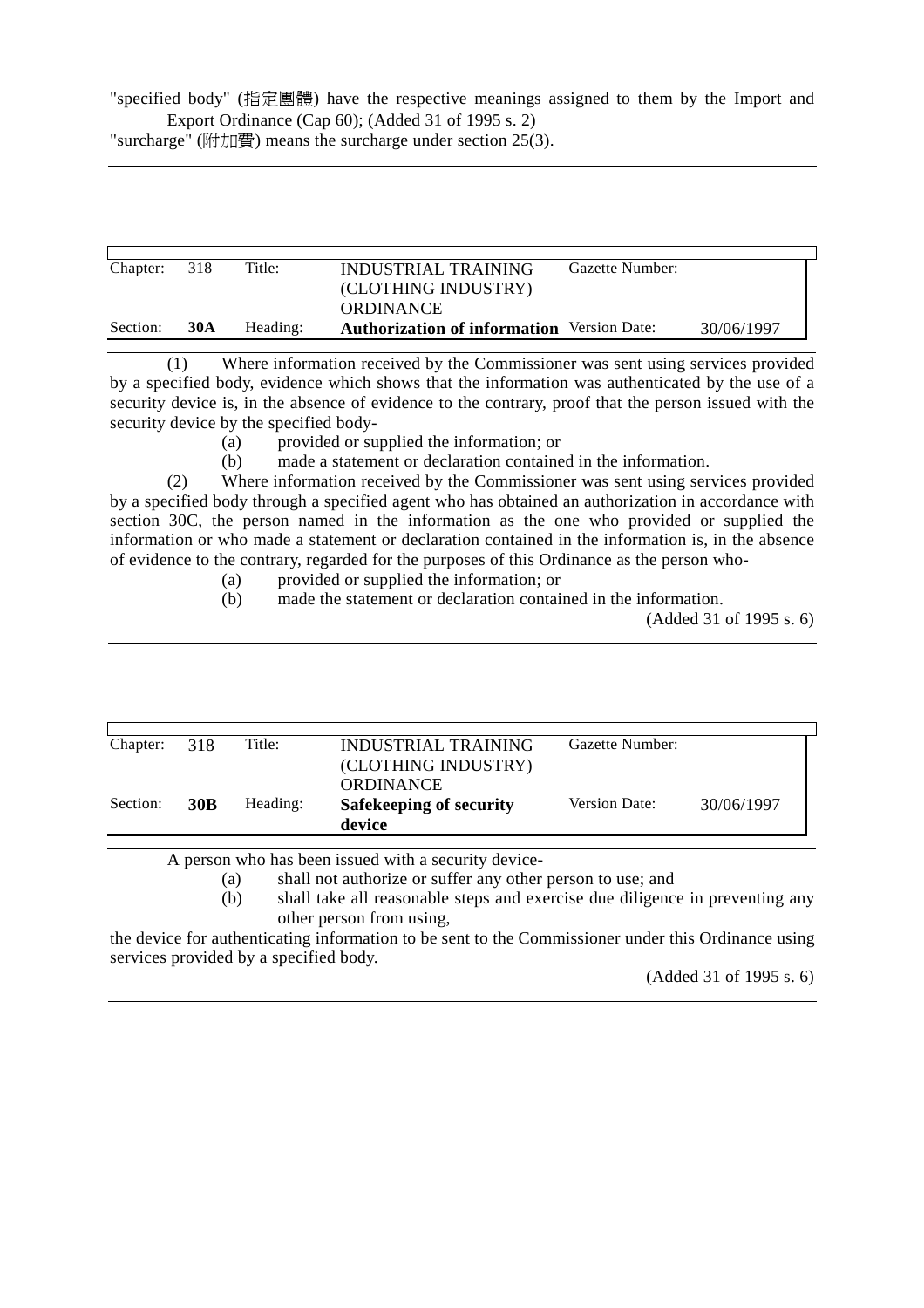"specified body" (指定團體) have the respective meanings assigned to them by the Import and Export Ordinance (Cap 60); (Added 31 of 1995 s. 2)

"surcharge" (附加費) means the surcharge under section 25(3).

---

| Chapter: | 318 | Title: | INDUSTRIAL TRAINING (CLOTHING INDUSTRY) ORDINANCE | Gazette Number: | |
|---|---|---|---|---|---|
| Section: | **30A** | Heading: | **Authorization of information** | Version Date: | 30/06/1997 |

(1) Where information received by the Commissioner was sent using services provided by a specified body, evidence which shows that the information was authenticated by the use of a security device is, in the absence of evidence to the contrary, proof that the person issued with the security device by the specified body-

(a) provided or supplied the information; or

(b) made a statement or declaration contained in the information.

(2) Where information received by the Commissioner was sent using services provided by a specified body through a specified agent who has obtained an authorization in accordance with section 30C, the person named in the information as the one who provided or supplied the information or who made a statement or declaration contained in the information is, in the absence of evidence to the contrary, regarded for the purposes of this Ordinance as the person who-

(a) provided or supplied the information; or

(b) made the statement or declaration contained in the information.

(Added 31 of 1995 s. 6)

---

| Chapter: | 318 | Title: | INDUSTRIAL TRAINING (CLOTHING INDUSTRY) ORDINANCE | Gazette Number: | |
|---|---|---|---|---|---|
| Section: | **30B** | Heading: | **Safekeeping of security device** | Version Date: | 30/06/1997 |

A person who has been issued with a security device-

(a) shall not authorize or suffer any other person to use; and

(b) shall take all reasonable steps and exercise due diligence in preventing any other person from using,

the device for authenticating information to be sent to the Commissioner under this Ordinance using services provided by a specified body.

(Added 31 of 1995 s. 6)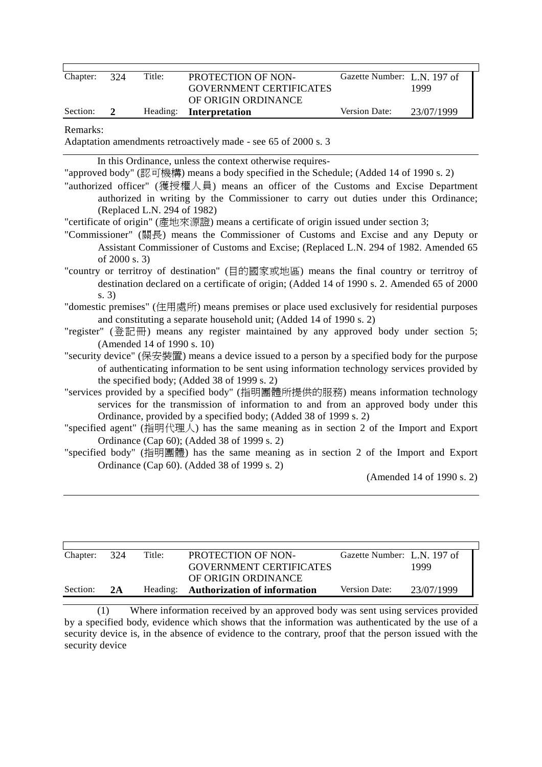| Chapter: | 324 | Title: | PROTECTION OF NON-GOVERNMENT CERTIFICATES OF ORIGIN ORDINANCE | Gazette Number: | L.N. 197 of 1999 |
|---|---|---|---|---|---|
| Section: | **2** | Heading: | **Interpretation** | Version Date: | 23/07/1999 |

Remarks:
Adaptation amendments retroactively made - see 65 of 2000 s. 3

In this Ordinance, unless the context otherwise requires-

"approved body" (認可機構) means a body specified in the Schedule; (Added 14 of 1990 s. 2)

"authorized officer" (獲授權人員) means an officer of the Customs and Excise Department authorized in writing by the Commissioner to carry out duties under this Ordinance; (Replaced L.N. 294 of 1982)

"certificate of origin" (產地來源證) means a certificate of origin issued under section 3;

"Commissioner" (關長) means the Commissioner of Customs and Excise and any Deputy or Assistant Commissioner of Customs and Excise; (Replaced L.N. 294 of 1982. Amended 65 of 2000 s. 3)

"country or territroy of destination" (目的國家或地區) means the final country or territroy of destination declared on a certificate of origin; (Added 14 of 1990 s. 2. Amended 65 of 2000 s. 3)

"domestic premises" (住用處所) means premises or place used exclusively for residential purposes and constituting a separate household unit; (Added 14 of 1990 s. 2)

"register" (登記冊) means any register maintained by any approved body under section 5; (Amended 14 of 1990 s. 10)

"security device" (保安裝置) means a device issued to a person by a specified body for the purpose of authenticating information to be sent using information technology services provided by the specified body; (Added 38 of 1999 s. 2)

"services provided by a specified body" (指明團體所提供的服務) means information technology services for the transmission of information to and from an approved body under this Ordinance, provided by a specified body; (Added 38 of 1999 s. 2)

"specified agent" (指明代理人) has the same meaning as in section 2 of the Import and Export Ordinance (Cap 60); (Added 38 of 1999 s. 2)

"specified body" (指明團體) has the same meaning as in section 2 of the Import and Export Ordinance (Cap 60). (Added 38 of 1999 s. 2)

(Amended 14 of 1990 s. 2)

---

| Chapter: | 324 | Title: | PROTECTION OF NON-GOVERNMENT CERTIFICATES OF ORIGIN ORDINANCE | Gazette Number: | L.N. 197 of 1999 |
|---|---|---|---|---|---|
| Section: | **2A** | Heading: | **Authorization of information** | Version Date: | 23/07/1999 |

(1) Where information received by an approved body was sent using services provided by a specified body, evidence which shows that the information was authenticated by the use of a security device is, in the absence of evidence to the contrary, proof that the person issued with the security device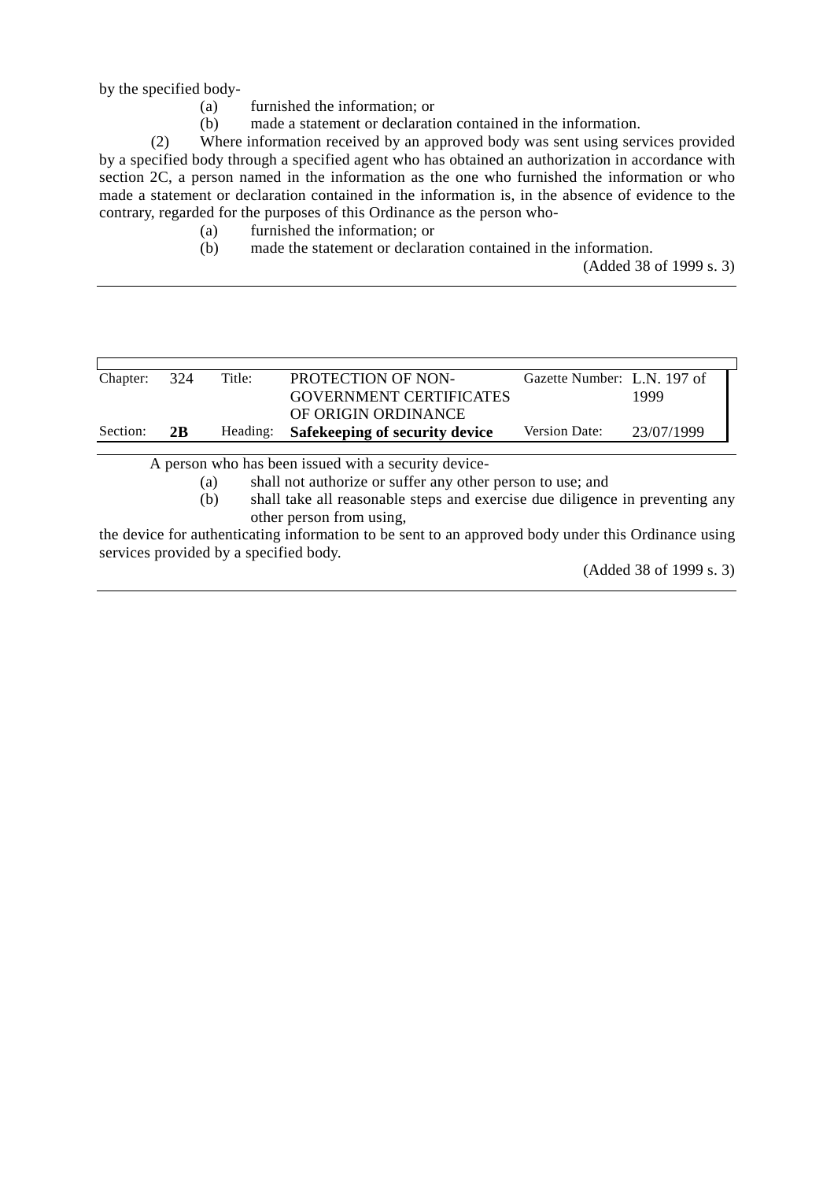by the specified body-

(a) furnished the information; or

(b) made a statement or declaration contained in the information.

(2) Where information received by an approved body was sent using services provided by a specified body through a specified agent who has obtained an authorization in accordance with section 2C, a person named in the information as the one who furnished the information or who made a statement or declaration contained in the information is, in the absence of evidence to the contrary, regarded for the purposes of this Ordinance as the person who-

(a) furnished the information; or

(b) made the statement or declaration contained in the information.

(Added 38 of 1999 s. 3)

---

| Chapter: | 324 | Title: | PROTECTION OF NON-GOVERNMENT CERTIFICATES OF ORIGIN ORDINANCE | Gazette Number: | L.N. 197 of 1999 |
|---|---|---|---|---|---|
| Section: | **2B** | Heading: | **Safekeeping of security device** | Version Date: | 23/07/1999 |

A person who has been issued with a security device-

(a) shall not authorize or suffer any other person to use; and

(b) shall take all reasonable steps and exercise due diligence in preventing any other person from using,

the device for authenticating information to be sent to an approved body under this Ordinance using services provided by a specified body.

(Added 38 of 1999 s. 3)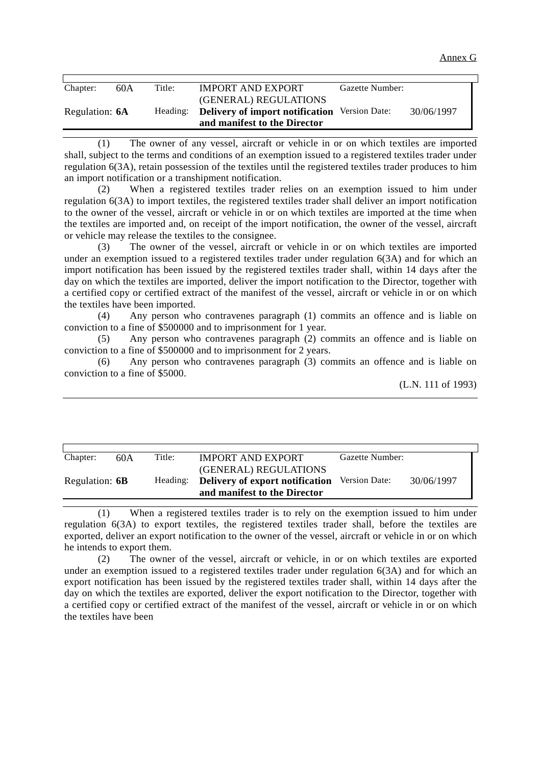Annex G

| Chapter: | 60A | Title: | IMPORT AND EXPORT (GENERAL) REGULATIONS | Gazette Number: | |
|---|---|---|---|---|---|
| Regulation: **6A** | | Heading: | **Delivery of import notification and manifest to the Director** | Version Date: | 30/06/1997 |

(1) The owner of any vessel, aircraft or vehicle in or on which textiles are imported shall, subject to the terms and conditions of an exemption issued to a registered textiles trader under regulation 6(3A), retain possession of the textiles until the registered textiles trader produces to him an import notification or a transhipment notification.

(2) When a registered textiles trader relies on an exemption issued to him under regulation 6(3A) to import textiles, the registered textiles trader shall deliver an import notification to the owner of the vessel, aircraft or vehicle in or on which textiles are imported at the time when the textiles are imported and, on receipt of the import notification, the owner of the vessel, aircraft or vehicle may release the textiles to the consignee.

(3) The owner of the vessel, aircraft or vehicle in or on which textiles are imported under an exemption issued to a registered textiles trader under regulation 6(3A) and for which an import notification has been issued by the registered textiles trader shall, within 14 days after the day on which the textiles are imported, deliver the import notification to the Director, together with a certified copy or certified extract of the manifest of the vessel, aircraft or vehicle in or on which the textiles have been imported.

(4) Any person who contravenes paragraph (1) commits an offence and is liable on conviction to a fine of $500000 and to imprisonment for 1 year.

(5) Any person who contravenes paragraph (2) commits an offence and is liable on conviction to a fine of $500000 and to imprisonment for 2 years.

(6) Any person who contravenes paragraph (3) commits an offence and is liable on conviction to a fine of $5000.

(L.N. 111 of 1993)

| Chapter: | 60A | Title: | IMPORT AND EXPORT (GENERAL) REGULATIONS | Gazette Number: | |
|---|---|---|---|---|---|
| Regulation: **6B** | | Heading: | **Delivery of export notification and manifest to the Director** | Version Date: | 30/06/1997 |

(1) When a registered textiles trader is to rely on the exemption issued to him under regulation 6(3A) to export textiles, the registered textiles trader shall, before the textiles are exported, deliver an export notification to the owner of the vessel, aircraft or vehicle in or on which he intends to export them.

(2) The owner of the vessel, aircraft or vehicle, in or on which textiles are exported under an exemption issued to a registered textiles trader under regulation 6(3A) and for which an export notification has been issued by the registered textiles trader shall, within 14 days after the day on which the textiles are exported, deliver the export notification to the Director, together with a certified copy or certified extract of the manifest of the vessel, aircraft or vehicle in or on which the textiles have been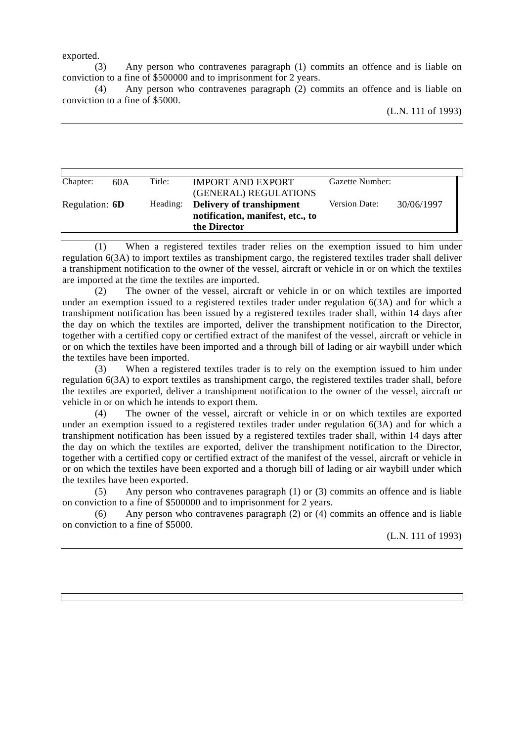exported.

(3) Any person who contravenes paragraph (1) commits an offence and is liable on conviction to a fine of $500000 and to imprisonment for 2 years.

(4) Any person who contravenes paragraph (2) commits an offence and is liable on conviction to a fine of $5000.

(L.N. 111 of 1993)

| Chapter: | 60A | Title: | IMPORT AND EXPORT (GENERAL) REGULATIONS | Gazette Number: | |
|---|---|---|---|---|---|
| Regulation: | **6D** | Heading: | **Delivery of transhipment notification, manifest, etc., to the Director** | Version Date: | 30/06/1997 |

(1) When a registered textiles trader relies on the exemption issued to him under regulation 6(3A) to import textiles as transhipment cargo, the registered textiles trader shall deliver a transhipment notification to the owner of the vessel, aircraft or vehicle in or on which the textiles are imported at the time the textiles are imported.

(2) The owner of the vessel, aircraft or vehicle in or on which textiles are imported under an exemption issued to a registered textiles trader under regulation 6(3A) and for which a transhipment notification has been issued by a registered textiles trader shall, within 14 days after the day on which the textiles are imported, deliver the transhipment notification to the Director, together with a certified copy or certified extract of the manifest of the vessel, aircraft or vehicle in or on which the textiles have been imported and a through bill of lading or air waybill under which the textiles have been imported.

(3) When a registered textiles trader is to rely on the exemption issued to him under regulation 6(3A) to export textiles as transhipment cargo, the registered textiles trader shall, before the textiles are exported, deliver a transhipment notification to the owner of the vessel, aircraft or vehicle in or on which he intends to export them.

(4) The owner of the vessel, aircraft or vehicle in or on which textiles are exported under an exemption issued to a registered textiles trader under regulation 6(3A) and for which a transhipment notification has been issued by a registered textiles trader shall, within 14 days after the day on which the textiles are exported, deliver the transhipment notification to the Director, together with a certified copy or certified extract of the manifest of the vessel, aircraft or vehicle in or on which the textiles have been exported and a thorugh bill of lading or air waybill under which the textiles have been exported.

(5) Any person who contravenes paragraph (1) or (3) commits an offence and is liable on conviction to a fine of $500000 and to imprisonment for 2 years.

(6) Any person who contravenes paragraph (2) or (4) commits an offence and is liable on conviction to a fine of $5000.

(L.N. 111 of 1993)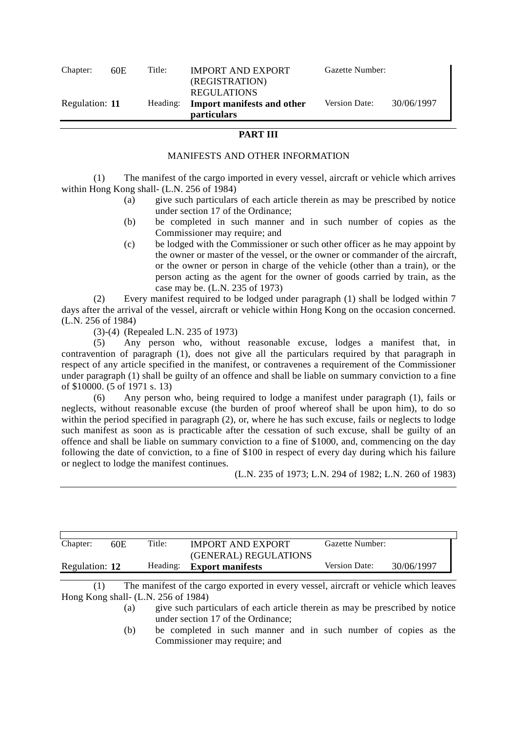| Chapter: | 60E | Title: | IMPORT AND EXPORT (REGISTRATION) REGULATIONS | Gazette Number: | |
|---|---|---|---|---|---|
| Regulation: **11** | | Heading: | **Import manifests and other particulars** | Version Date: | 30/06/1997 |

**PART III**

MANIFESTS AND OTHER INFORMATION

(1) The manifest of the cargo imported in every vessel, aircraft or vehicle which arrives within Hong Kong shall- (L.N. 256 of 1984)

- (a) give such particulars of each article therein as may be prescribed by notice under section 17 of the Ordinance;
- (b) be completed in such manner and in such number of copies as the Commissioner may require; and
- (c) be lodged with the Commissioner or such other officer as he may appoint by the owner or master of the vessel, or the owner or commander of the aircraft, or the owner or person in charge of the vehicle (other than a train), or the person acting as the agent for the owner of goods carried by train, as the case may be. (L.N. 235 of 1973)

(2) Every manifest required to be lodged under paragraph (1) shall be lodged within 7 days after the arrival of the vessel, aircraft or vehicle within Hong Kong on the occasion concerned. (L.N. 256 of 1984)

(3)-(4) (Repealed L.N. 235 of 1973)

(5) Any person who, without reasonable excuse, lodges a manifest that, in contravention of paragraph (1), does not give all the particulars required by that paragraph in respect of any article specified in the manifest, or contravenes a requirement of the Commissioner under paragraph (1) shall be guilty of an offence and shall be liable on summary conviction to a fine of $10000. (5 of 1971 s. 13)

(6) Any person who, being required to lodge a manifest under paragraph (1), fails or neglects, without reasonable excuse (the burden of proof whereof shall be upon him), to do so within the period specified in paragraph (2), or, where he has such excuse, fails or neglects to lodge such manifest as soon as is practicable after the cessation of such excuse, shall be guilty of an offence and shall be liable on summary conviction to a fine of $1000, and, commencing on the day following the date of conviction, to a fine of $100 in respect of every day during which his failure or neglect to lodge the manifest continues.

(L.N. 235 of 1973; L.N. 294 of 1982; L.N. 260 of 1983)

| Chapter: | 60E | Title: | IMPORT AND EXPORT (GENERAL) REGULATIONS | Gazette Number: | |
|---|---|---|---|---|---|
| Regulation: **12** | | Heading: | **Export manifests** | Version Date: | 30/06/1997 |

(1) The manifest of the cargo exported in every vessel, aircraft or vehicle which leaves Hong Kong shall- (L.N. 256 of 1984)

- (a) give such particulars of each article therein as may be prescribed by notice under section 17 of the Ordinance;
- (b) be completed in such manner and in such number of copies as the Commissioner may require; and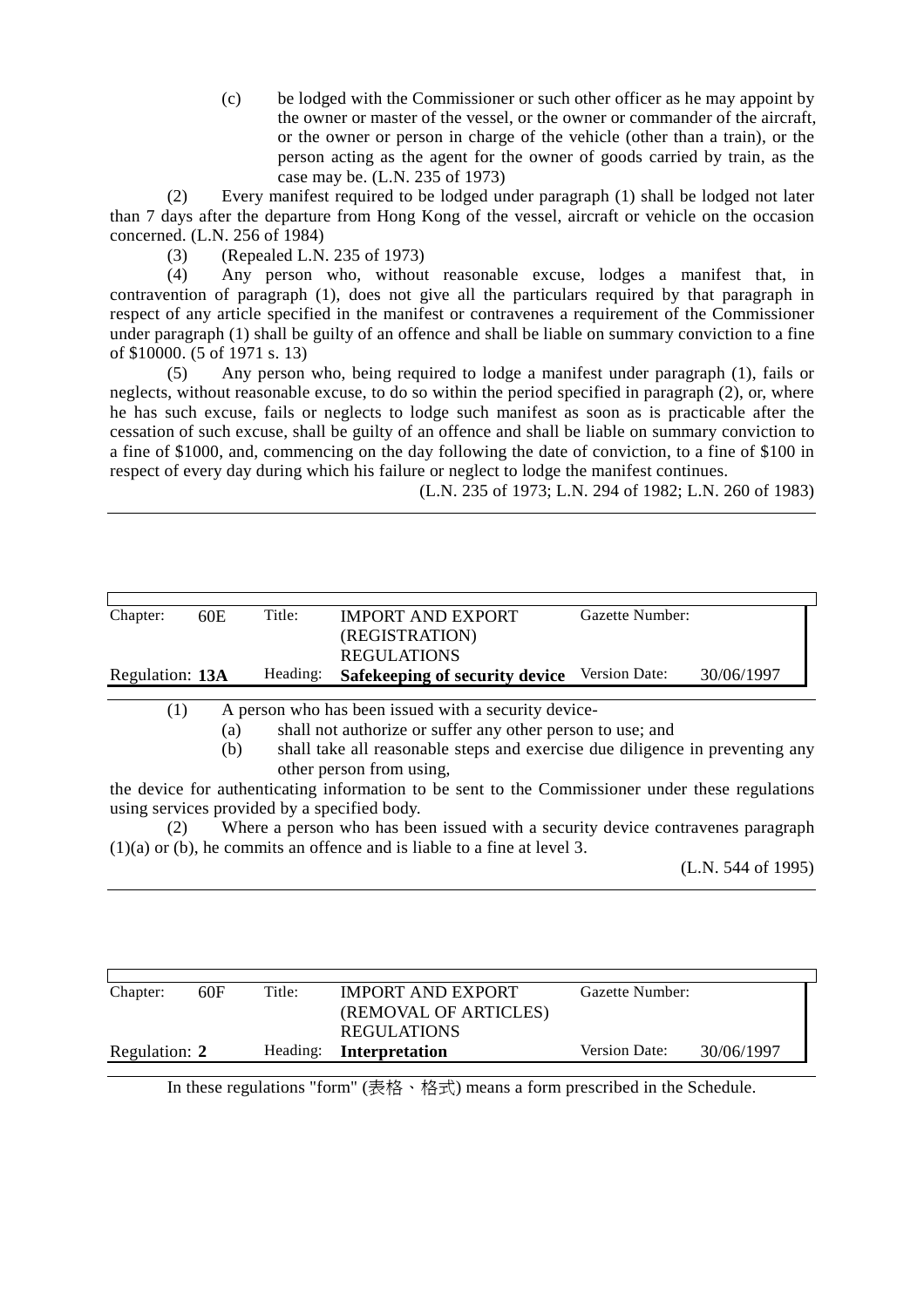(c) be lodged with the Commissioner or such other officer as he may appoint by the owner or master of the vessel, or the owner or commander of the aircraft, or the owner or person in charge of the vehicle (other than a train), or the person acting as the agent for the owner of goods carried by train, as the case may be. (L.N. 235 of 1973)

(2) Every manifest required to be lodged under paragraph (1) shall be lodged not later than 7 days after the departure from Hong Kong of the vessel, aircraft or vehicle on the occasion concerned. (L.N. 256 of 1984)

(3) (Repealed L.N. 235 of 1973)

(4) Any person who, without reasonable excuse, lodges a manifest that, in contravention of paragraph (1), does not give all the particulars required by that paragraph in respect of any article specified in the manifest or contravenes a requirement of the Commissioner under paragraph (1) shall be guilty of an offence and shall be liable on summary conviction to a fine of $10000. (5 of 1971 s. 13)

(5) Any person who, being required to lodge a manifest under paragraph (1), fails or neglects, without reasonable excuse, to do so within the period specified in paragraph (2), or, where he has such excuse, fails or neglects to lodge such manifest as soon as is practicable after the cessation of such excuse, shall be guilty of an offence and shall be liable on summary conviction to a fine of $1000, and, commencing on the day following the date of conviction, to a fine of $100 in respect of every day during which his failure or neglect to lodge the manifest continues.

(L.N. 235 of 1973; L.N. 294 of 1982; L.N. 260 of 1983)

| Chapter: | 60E | Title: | IMPORT AND EXPORT (REGISTRATION) REGULATIONS | Gazette Number: | |
|---|---|---|---|---|---|
| Regulation: **13A** | | Heading: | **Safekeeping of security device** | Version Date: | 30/06/1997 |

(1) A person who has been issued with a security device-

(a) shall not authorize or suffer any other person to use; and

(b) shall take all reasonable steps and exercise due diligence in preventing any other person from using,

the device for authenticating information to be sent to the Commissioner under these regulations using services provided by a specified body.

(2) Where a person who has been issued with a security device contravenes paragraph (1)(a) or (b), he commits an offence and is liable to a fine at level 3.

(L.N. 544 of 1995)

| Chapter: | 60F | Title: | IMPORT AND EXPORT (REMOVAL OF ARTICLES) REGULATIONS | Gazette Number: | |
|---|---|---|---|---|---|
| Regulation: **2** | | Heading: | **Interpretation** | Version Date: | 30/06/1997 |

In these regulations "form" (表格、格式) means a form prescribed in the Schedule.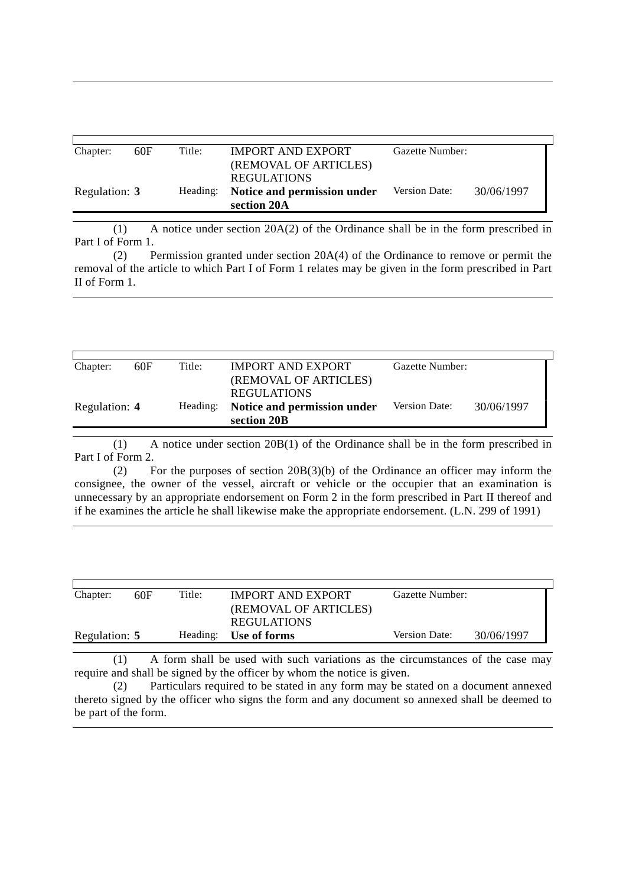| Chapter: | 60F | Title: | IMPORT AND EXPORT (REMOVAL OF ARTICLES) REGULATIONS | Gazette Number: | |
|---|---|---|---|---|---|
| Regulation: **3** | | Heading: | **Notice and permission under section 20A** | Version Date: | 30/06/1997 |

(1) A notice under section 20A(2) of the Ordinance shall be in the form prescribed in Part I of Form 1.

(2) Permission granted under section 20A(4) of the Ordinance to remove or permit the removal of the article to which Part I of Form 1 relates may be given in the form prescribed in Part II of Form 1.

| Chapter: | 60F | Title: | IMPORT AND EXPORT (REMOVAL OF ARTICLES) REGULATIONS | Gazette Number: | |
|---|---|---|---|---|---|
| Regulation: **4** | | Heading: | **Notice and permission under section 20B** | Version Date: | 30/06/1997 |

(1) A notice under section 20B(1) of the Ordinance shall be in the form prescribed in Part I of Form 2.

(2) For the purposes of section 20B(3)(b) of the Ordinance an officer may inform the consignee, the owner of the vessel, aircraft or vehicle or the occupier that an examination is unnecessary by an appropriate endorsement on Form 2 in the form prescribed in Part II thereof and if he examines the article he shall likewise make the appropriate endorsement. (L.N. 299 of 1991)

| Chapter: | 60F | Title: | IMPORT AND EXPORT (REMOVAL OF ARTICLES) REGULATIONS | Gazette Number: | |
|---|---|---|---|---|---|
| Regulation: **5** | | Heading: | **Use of forms** | Version Date: | 30/06/1997 |

(1) A form shall be used with such variations as the circumstances of the case may require and shall be signed by the officer by whom the notice is given.

(2) Particulars required to be stated in any form may be stated on a document annexed thereto signed by the officer who signs the form and any document so annexed shall be deemed to be part of the form.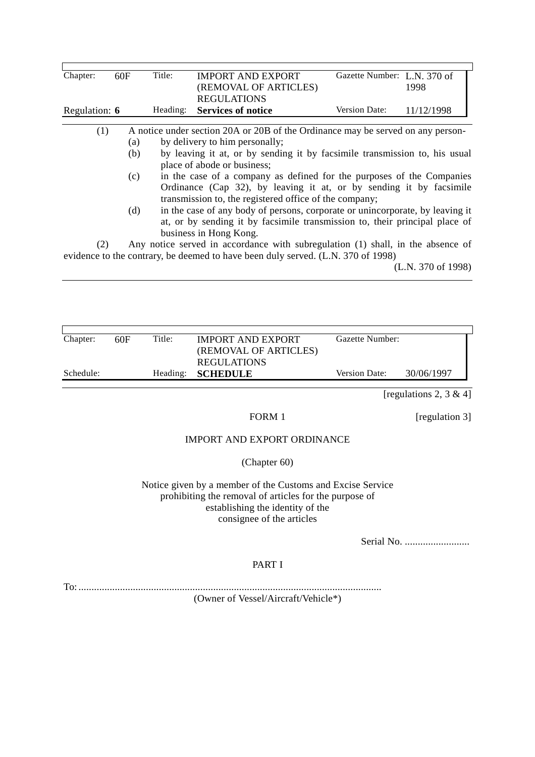| Chapter: | 60F | Title: | IMPORT AND EXPORT (REMOVAL OF ARTICLES) REGULATIONS | Gazette Number: | L.N. 370 of 1998 |
|---|---|---|---|---|---|
| Regulation: | **6** | Heading: | **Services of notice** | Version Date: | 11/12/1998 |

(1) A notice under section 20A or 20B of the Ordinance may be served on any person-

(a) by delivery to him personally;

(b) by leaving it at, or by sending it by facsimile transmission to, his usual place of abode or business;

(c) in the case of a company as defined for the purposes of the Companies Ordinance (Cap 32), by leaving it at, or by sending it by facsimile transmission to, the registered office of the company;

(d) in the case of any body of persons, corporate or unincorporate, by leaving it at, or by sending it by facsimile transmission to, their principal place of business in Hong Kong.

(2) Any notice served in accordance with subregulation (1) shall, in the absence of evidence to the contrary, be deemed to have been duly served. (L.N. 370 of 1998)

(L.N. 370 of 1998)

| Chapter: | 60F | Title: | IMPORT AND EXPORT (REMOVAL OF ARTICLES) REGULATIONS | Gazette Number: | |
|---|---|---|---|---|---|
| Schedule: | | Heading: | **SCHEDULE** | Version Date: | 30/06/1997 |

[regulations 2, 3 & 4]

FORM 1 [regulation 3]

IMPORT AND EXPORT ORDINANCE

(Chapter 60)

Notice given by a member of the Customs and Excise Service prohibiting the removal of articles for the purpose of establishing the identity of the consignee of the articles

Serial No. .........................

PART I

To: ....................................................................................................................

(Owner of Vessel/Aircraft/Vehicle*)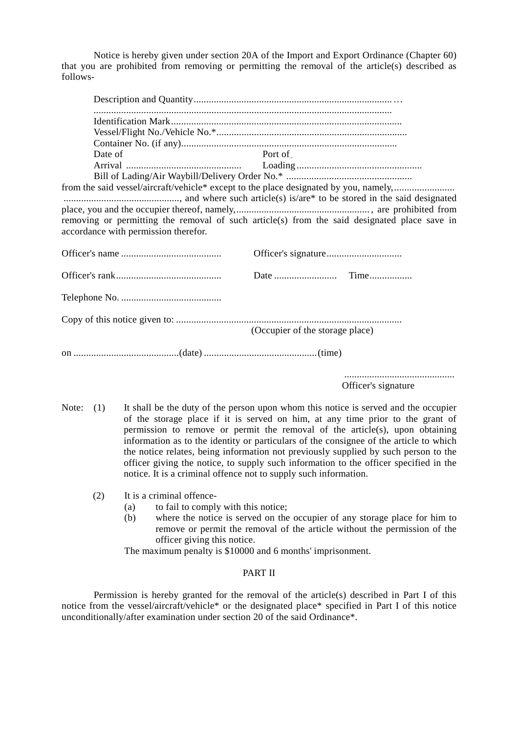Notice is hereby given under section 20A of the Import and Export Ordinance (Chapter 60) that you are prohibited from removing or permitting the removal of the article(s) described as follows-

Description and Quantity.................................................................................…
......................................................................................................................
Identification Mark...........................................................................................
Vessel/Flight No./Vehicle No.*...........................................................................
Container No. (if any).....................................................................................
Date of Arrival .............................................. Port of Loading .................................................
Bill of Lading/Air Waybill/Delivery Order No.* ..................................................

from the said vessel/aircraft/vehicle* except to the place designated by you, namely,........................ .............................................., and where such article(s) is/are* to be stored in the said designated place, you and the occupier thereof, namely,....................................................., are prohibited from removing or permitting the removal of such article(s) from the said designated place save in accordance with permission therefor.

Officer's name ........................................ Officer's signature..............................

Officer's rank.......................................... Date ......................... Time.................

Telephone No. ........................................

Copy of this notice given to: .........................................................................................
(Occupier of the storage place)

on ..........................................(date) .............................................(time)

............................................
Officer's signature

Note:

(1) It shall be the duty of the person upon whom this notice is served and the occupier of the storage place if it is served on him, at any time prior to the grant of permission to remove or permit the removal of the article(s), upon obtaining information as to the identity or particulars of the consignee of the article to which the notice relates, being information not previously supplied by such person to the officer giving the notice, to supply such information to the officer specified in the notice. It is a criminal offence not to supply such information.

(2) It is a criminal offence-
   (a) to fail to comply with this notice;
   (b) where the notice is served on the occupier of any storage place for him to remove or permit the removal of the article without the permission of the officer giving this notice.

   The maximum penalty is $10000 and 6 months' imprisonment.

PART II

Permission is hereby granted for the removal of the article(s) described in Part I of this notice from the vessel/aircraft/vehicle* or the designated place* specified in Part I of this notice unconditionally/after examination under section 20 of the said Ordinance*.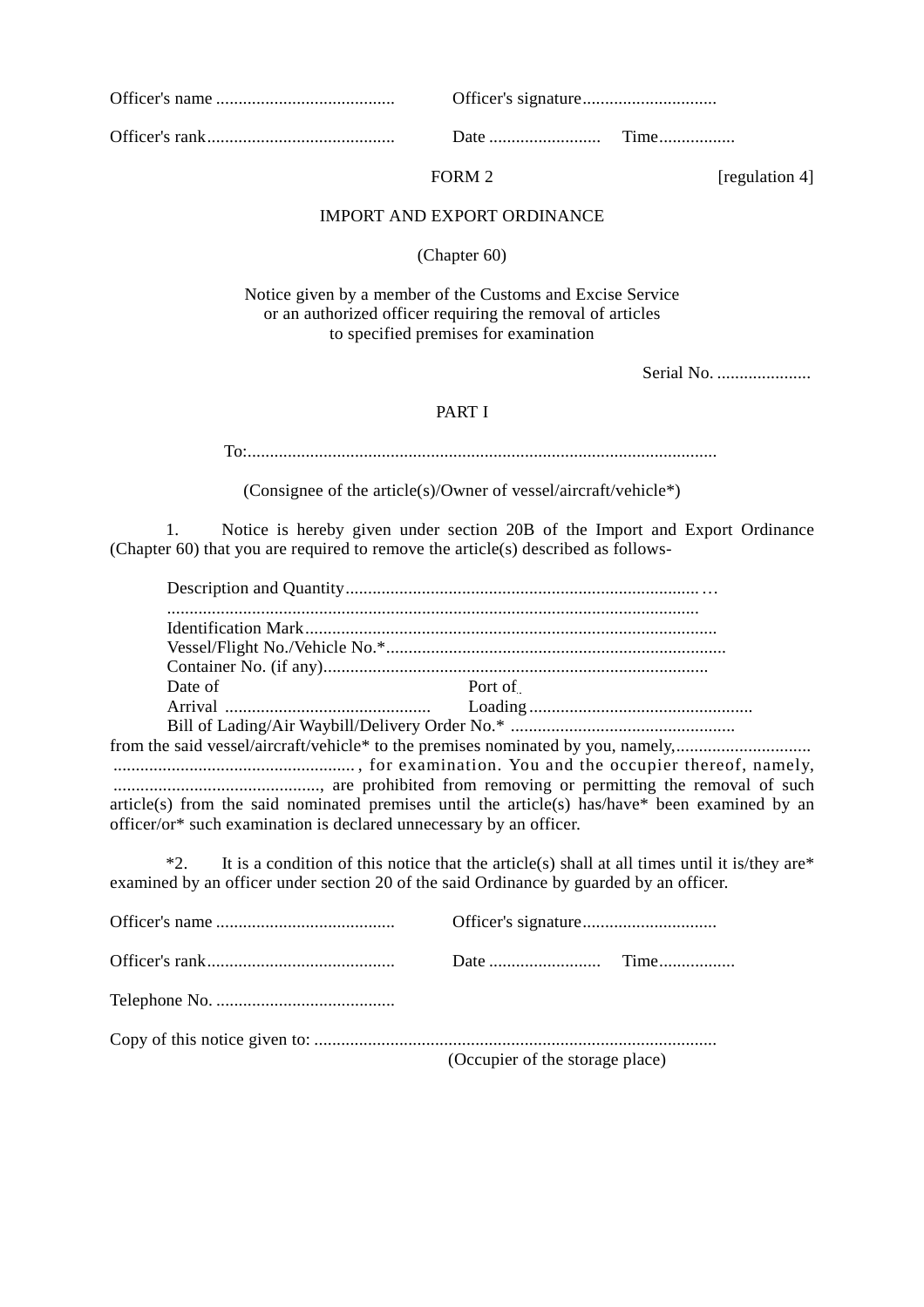Officer's name ........................................ Officer's signature..............................

Officer's rank.......................................... Date ......................... Time.................

FORM 2 [regulation 4]

IMPORT AND EXPORT ORDINANCE

(Chapter 60)

Notice given by a member of the Customs and Excise Service
or an authorized officer requiring the removal of articles
to specified premises for examination

Serial No. .....................

PART I

To:........................................................................................................

(Consignee of the article(s)/Owner of vessel/aircraft/vehicle*)

1. Notice is hereby given under section 20B of the Import and Export Ordinance (Chapter 60) that you are required to remove the article(s) described as follows-

Description and Quantity.............................................................................…
.....................................................................................................
Identification Mark..........................................................................................
Vessel/Flight No./Vehicle No.*..........................................................................
Container No. (if any).....................................................................................
Date of Arrival .............................................. Port of Loading .................................................
Bill of Lading/Air Waybill/Delivery Order No.* ..................................................
from the said vessel/aircraft/vehicle* to the premises nominated by you, namely,.............................. ...................................................., for examination. You and the occupier thereof, namely, .............................................., are prohibited from removing or permitting the removal of such article(s) from the said nominated premises until the article(s) has/have* been examined by an officer/or* such examination is declared unnecessary by an officer.

*2. It is a condition of this notice that the article(s) shall at all times until it is/they are* examined by an officer under section 20 of the said Ordinance by guarded by an officer.

Officer's name ........................................ Officer's signature..............................

Officer's rank.......................................... Date ......................... Time.................

Telephone No. ........................................

Copy of this notice given to: .........................................................................................
(Occupier of the storage place)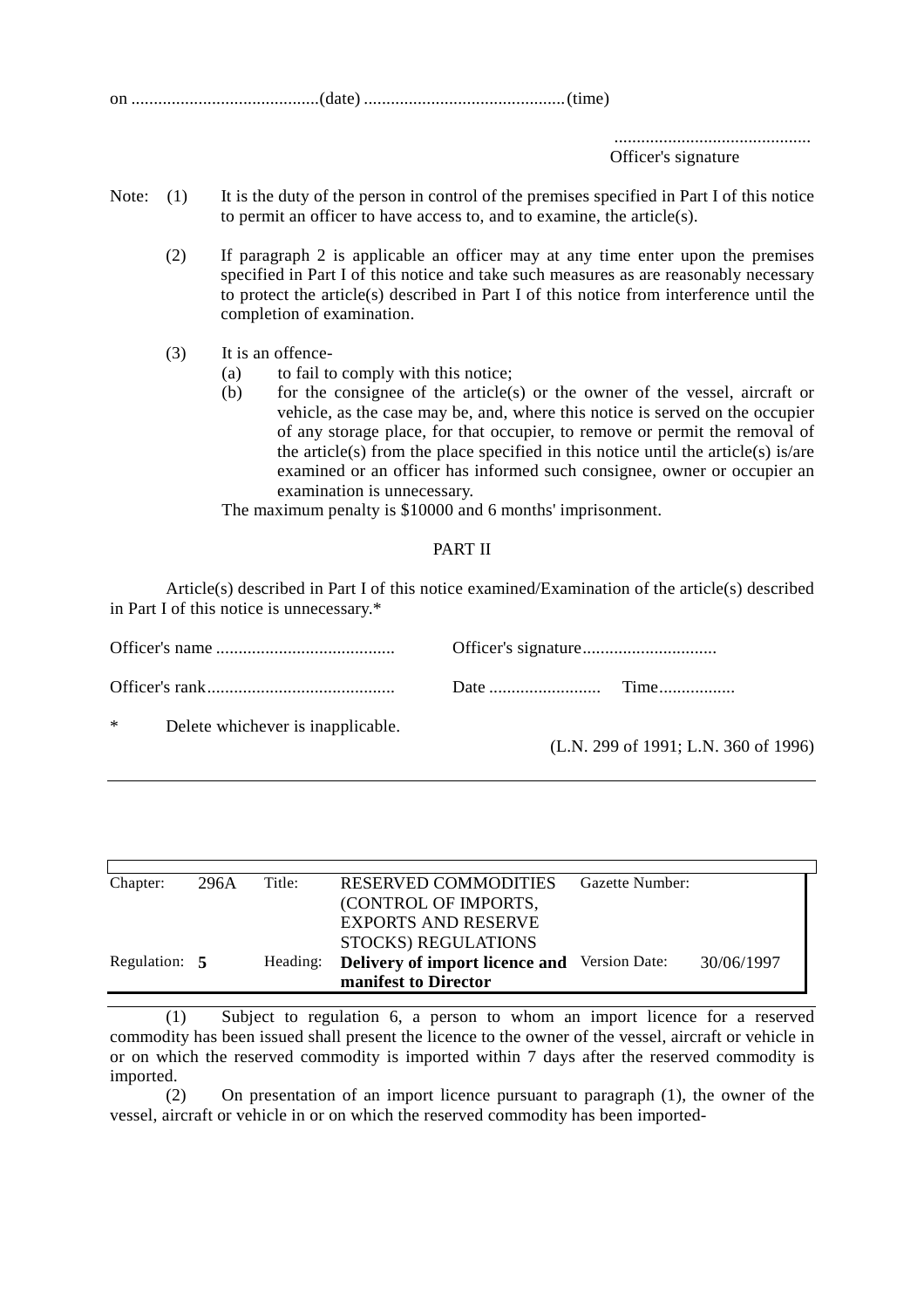on ..........................................(date) ............................................(time)

...........................................
Officer's signature

Note: (1) It is the duty of the person in control of the premises specified in Part I of this notice to permit an officer to have access to, and to examine, the article(s).

(2) If paragraph 2 is applicable an officer may at any time enter upon the premises specified in Part I of this notice and take such measures as are reasonably necessary to protect the article(s) described in Part I of this notice from interference until the completion of examination.

(3) It is an offence-

(a) to fail to comply with this notice;

(b) for the consignee of the article(s) or the owner of the vessel, aircraft or vehicle, as the case may be, and, where this notice is served on the occupier of any storage place, for that occupier, to remove or permit the removal of the article(s) from the place specified in this notice until the article(s) is/are examined or an officer has informed such consignee, owner or occupier an examination is unnecessary.

The maximum penalty is $10000 and 6 months' imprisonment.

PART II

Article(s) described in Part I of this notice examined/Examination of the article(s) described in Part I of this notice is unnecessary.*

Officer's name ........................................ Officer's signature.............................

Officer's rank.......................................... Date ......................... Time.................

\* Delete whichever is inapplicable.

(L.N. 299 of 1991; L.N. 360 of 1996)

| Chapter: | 296A | Title: | RESERVED COMMODITIES (CONTROL OF IMPORTS, EXPORTS AND RESERVE STOCKS) REGULATIONS | Gazette Number: | |
|---|---|---|---|---|---|
| Regulation: | **5** | Heading: | **Delivery of import licence and manifest to Director** | Version Date: | 30/06/1997 |

(1) Subject to regulation 6, a person to whom an import licence for a reserved commodity has been issued shall present the licence to the owner of the vessel, aircraft or vehicle in or on which the reserved commodity is imported within 7 days after the reserved commodity is imported.

(2) On presentation of an import licence pursuant to paragraph (1), the owner of the vessel, aircraft or vehicle in or on which the reserved commodity has been imported-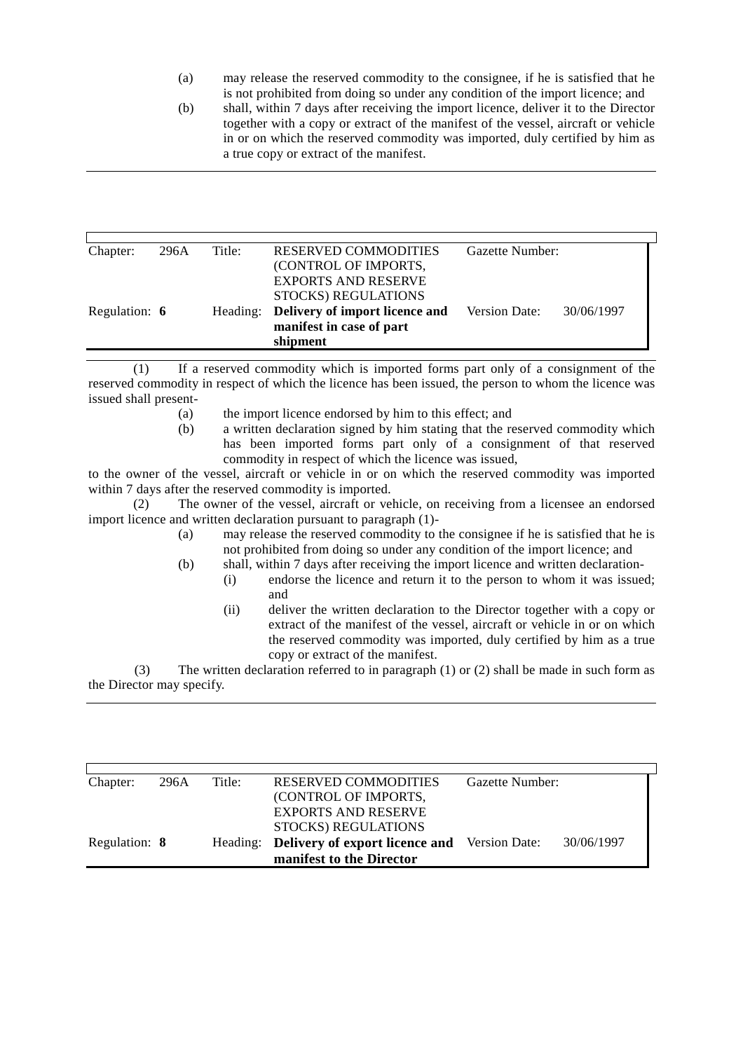(a) may release the reserved commodity to the consignee, if he is satisfied that he is not prohibited from doing so under any condition of the import licence; and

(b) shall, within 7 days after receiving the import licence, deliver it to the Director together with a copy or extract of the manifest of the vessel, aircraft or vehicle in or on which the reserved commodity was imported, duly certified by him as a true copy or extract of the manifest.

| Chapter: | 296A | Title: | RESERVED COMMODITIES (CONTROL OF IMPORTS, EXPORTS AND RESERVE STOCKS) REGULATIONS | Gazette Number: | |
|---|---|---|---|---|---|
| Regulation: **6** | | Heading: | **Delivery of import licence and manifest in case of part shipment** | Version Date: | 30/06/1997 |

(1) If a reserved commodity which is imported forms part only of a consignment of the reserved commodity in respect of which the licence has been issued, the person to whom the licence was issued shall present-

(a) the import licence endorsed by him to this effect; and

(b) a written declaration signed by him stating that the reserved commodity which has been imported forms part only of a consignment of that reserved commodity in respect of which the licence was issued,

to the owner of the vessel, aircraft or vehicle in or on which the reserved commodity was imported within 7 days after the reserved commodity is imported.

(2) The owner of the vessel, aircraft or vehicle, on receiving from a licensee an endorsed import licence and written declaration pursuant to paragraph (1)-

(a) may release the reserved commodity to the consignee if he is satisfied that he is not prohibited from doing so under any condition of the import licence; and

(b) shall, within 7 days after receiving the import licence and written declaration-

(i) endorse the licence and return it to the person to whom it was issued; and

(ii) deliver the written declaration to the Director together with a copy or extract of the manifest of the vessel, aircraft or vehicle in or on which the reserved commodity was imported, duly certified by him as a true copy or extract of the manifest.

(3) The written declaration referred to in paragraph (1) or (2) shall be made in such form as the Director may specify.

| Chapter: | 296A | Title: | RESERVED COMMODITIES (CONTROL OF IMPORTS, EXPORTS AND RESERVE STOCKS) REGULATIONS | Gazette Number: | |
|---|---|---|---|---|---|
| Regulation: **8** | | Heading: | **Delivery of export licence and manifest to the Director** | Version Date: | 30/06/1997 |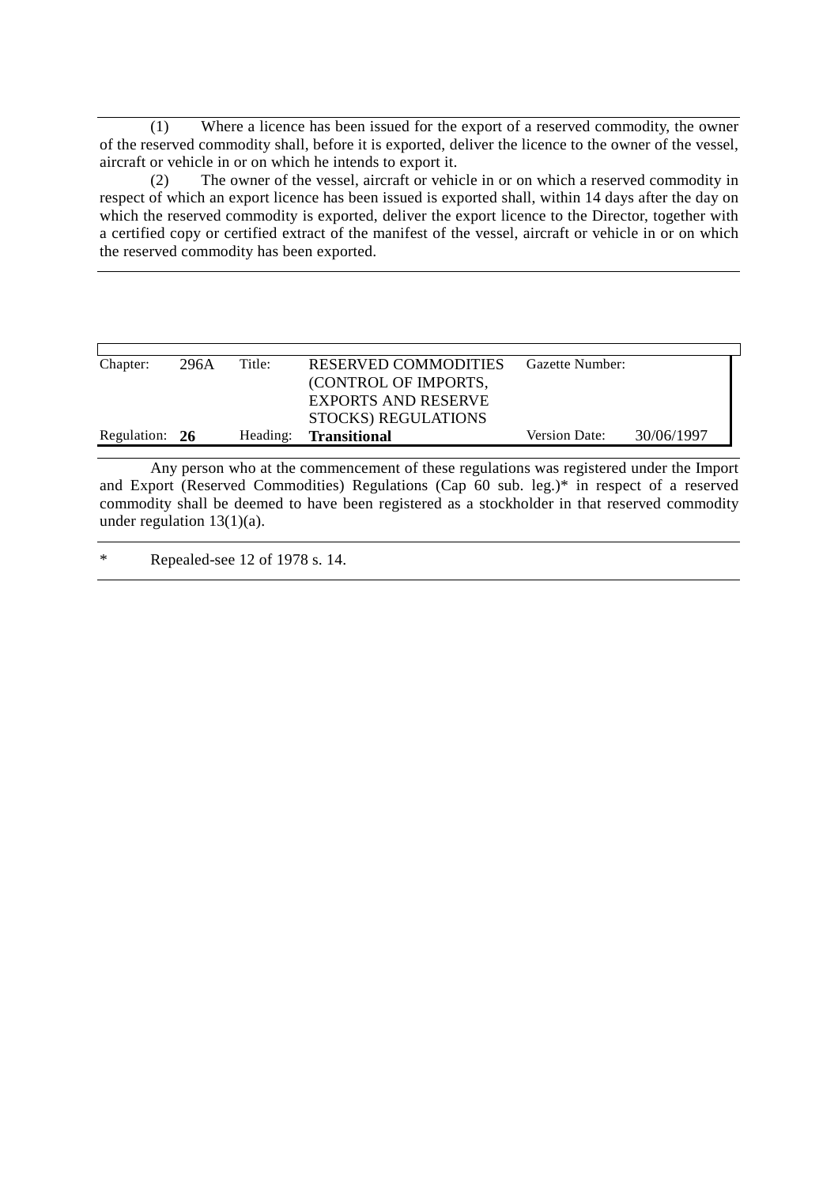(1) Where a licence has been issued for the export of a reserved commodity, the owner of the reserved commodity shall, before it is exported, deliver the licence to the owner of the vessel, aircraft or vehicle in or on which he intends to export it.

(2) The owner of the vessel, aircraft or vehicle in or on which a reserved commodity in respect of which an export licence has been issued is exported shall, within 14 days after the day on which the reserved commodity is exported, deliver the export licence to the Director, together with a certified copy or certified extract of the manifest of the vessel, aircraft or vehicle in or on which the reserved commodity has been exported.

| | | | | | |
|---|---|---|---|---|---|
| Chapter: | 296A | Title: | RESERVED COMMODITIES (CONTROL OF IMPORTS, EXPORTS AND RESERVE STOCKS) REGULATIONS | Gazette Number: | |
| Regulation: | **26** | Heading: | **Transitional** | Version Date: | 30/06/1997 |

Any person who at the commencement of these regulations was registered under the Import and Export (Reserved Commodities) Regulations (Cap 60 sub. leg.)* in respect of a reserved commodity shall be deemed to have been registered as a stockholder in that reserved commodity under regulation 13(1)(a).

\* Repealed-see 12 of 1978 s. 14.